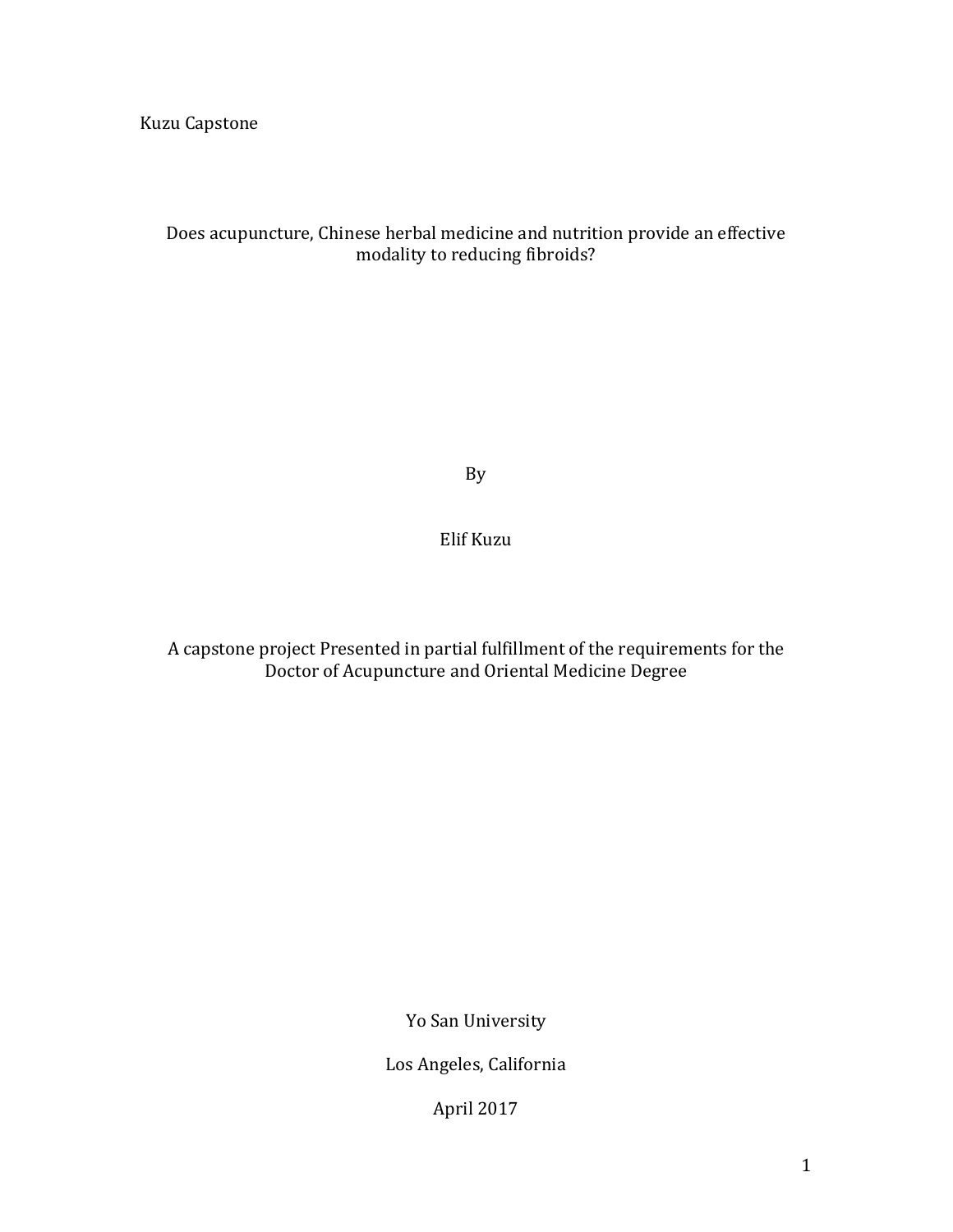# Does acupuncture, Chinese herbal medicine and nutrition provide an effective modality to reducing fibroids?

By

Elif Kuzu

A capstone project Presented in partial fulfillment of the requirements for the Doctor of Acupuncture and Oriental Medicine Degree

Yo San University

Los Angeles, California

April 2017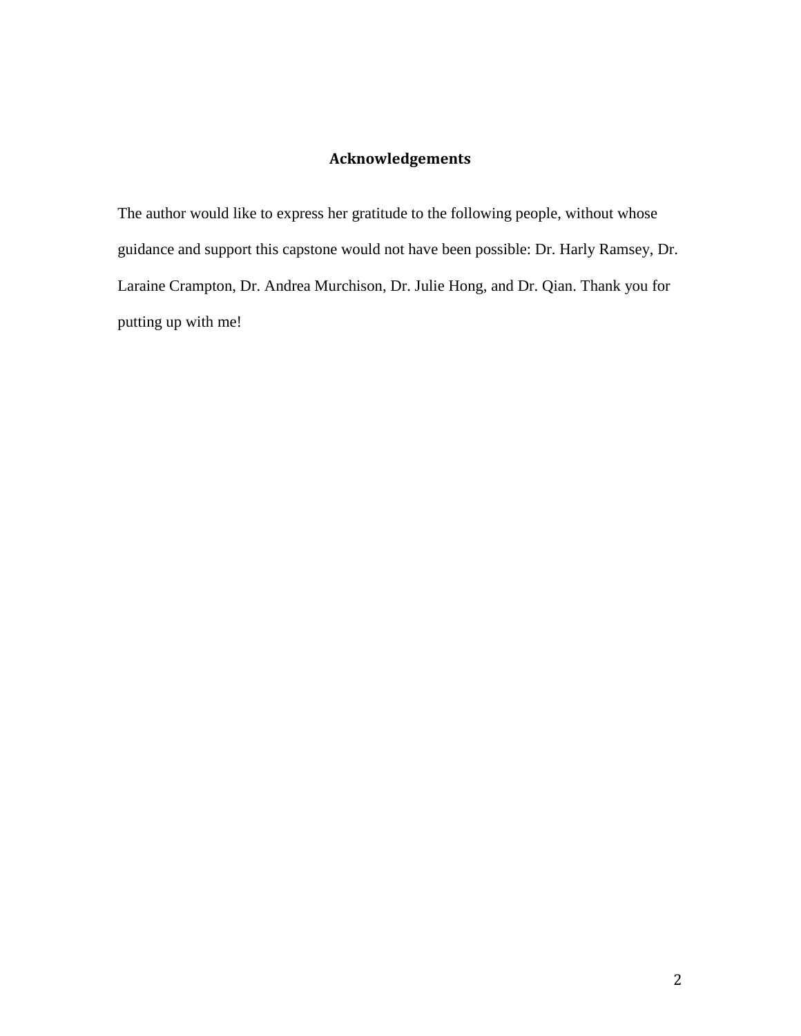## Acknowledgements

The author would like to express her gratitude to the following people, without whose guidance and support this capstone would not have been possible: Dr. Harly Ramsey, Dr. Laraine Crampton, Dr. Andrea Murchison, Dr. Julie Hong, and Dr. Qian. Thank you for putting up with me!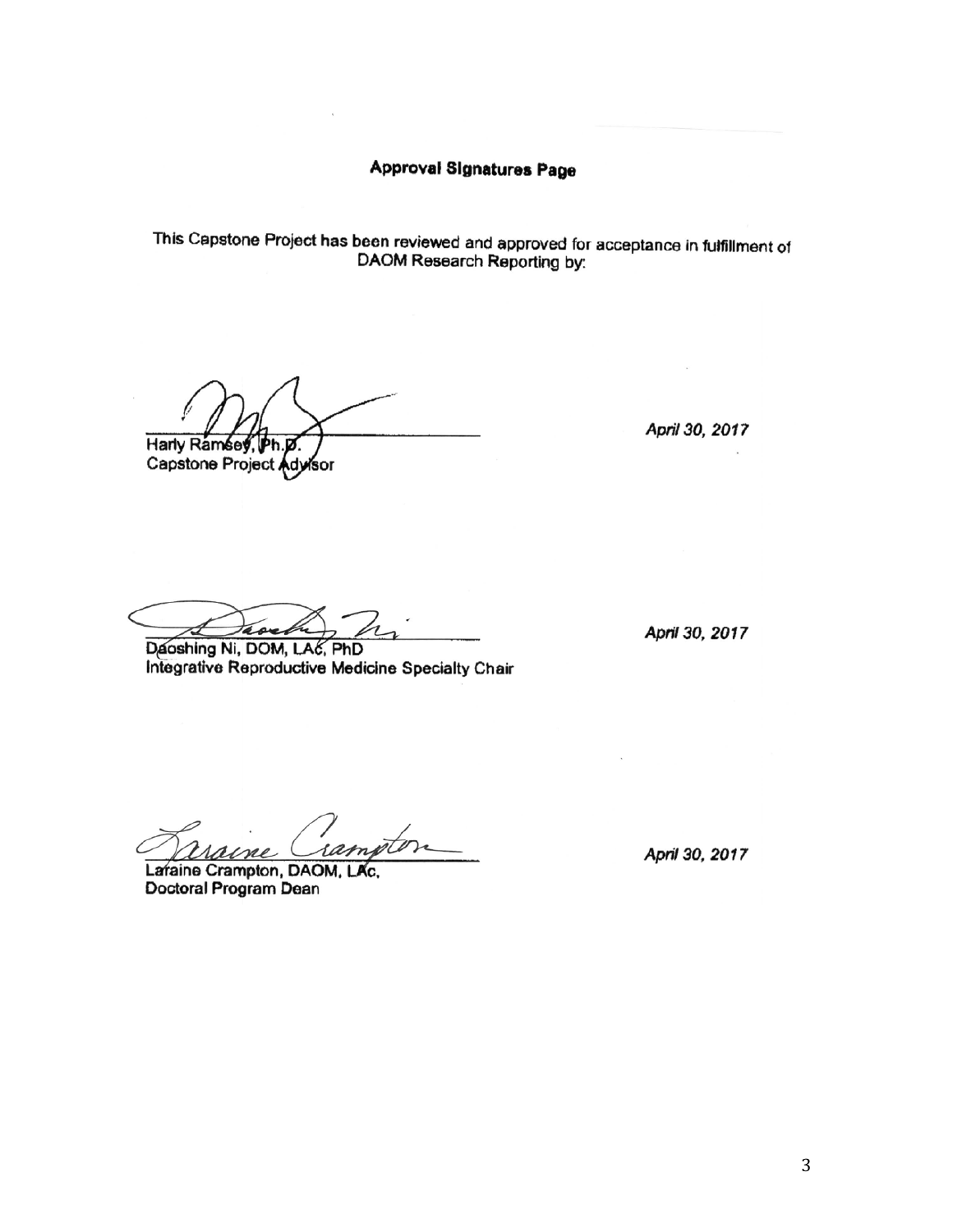## Approval Signatures Page

This Capstone Project has been reviewed and approved for acceptance in fulfillment of DAOM Research Reporting by:

Harly Ramsey, Ph.D.
Capstone Project Advisor

*April 30, 2017*

Daoshing Ni, DOM, LAc, PhD
Integrative Reproductive Medicine Specialty Chair

*April 30, 2017*

Laraine Crampton, DAOM, LAc,
Doctoral Program Dean

*April 30, 2017*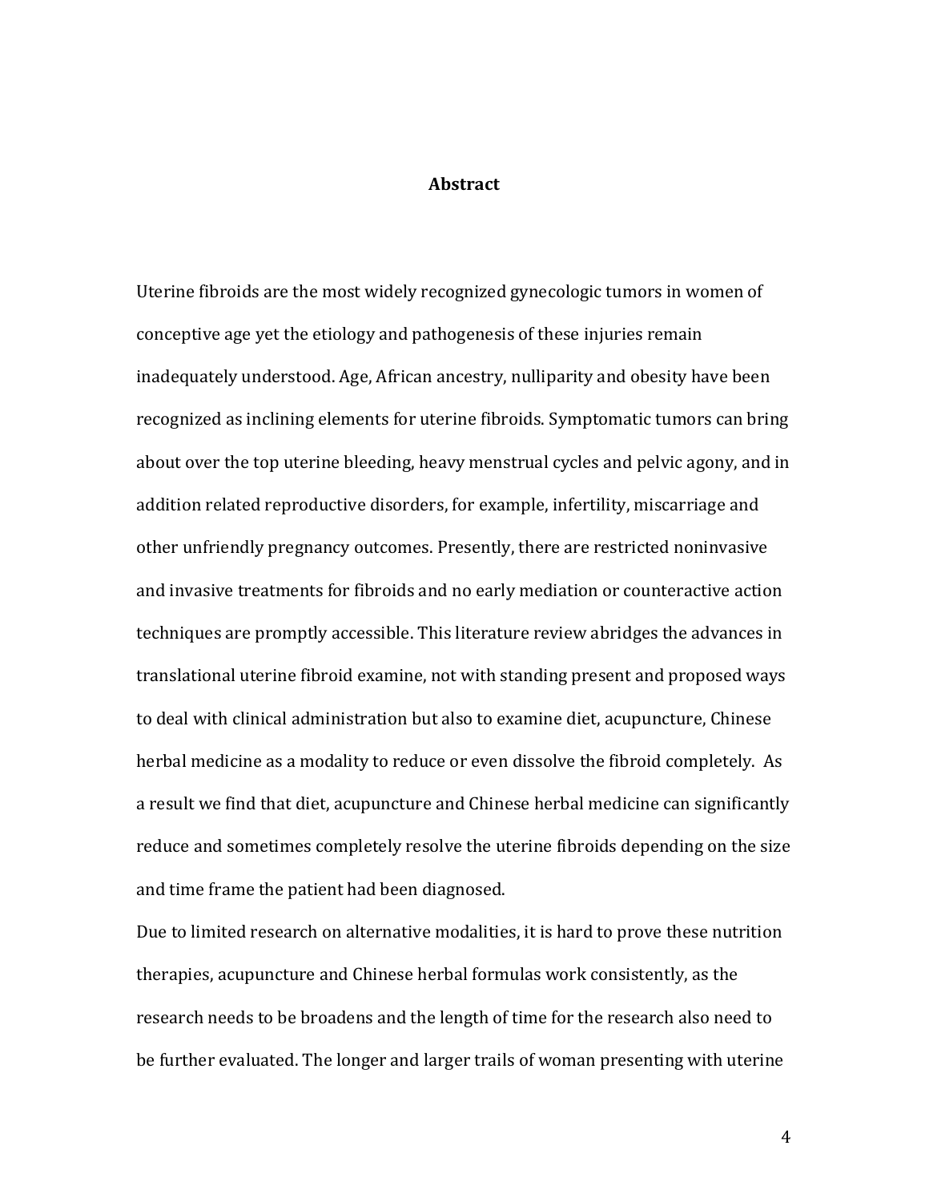# Abstract

Uterine fibroids are the most widely recognized gynecologic tumors in women of conceptive age yet the etiology and pathogenesis of these injuries remain inadequately understood. Age, African ancestry, nulliparity and obesity have been recognized as inclining elements for uterine fibroids. Symptomatic tumors can bring about over the top uterine bleeding, heavy menstrual cycles and pelvic agony, and in addition related reproductive disorders, for example, infertility, miscarriage and other unfriendly pregnancy outcomes. Presently, there are restricted noninvasive and invasive treatments for fibroids and no early mediation or counteractive action techniques are promptly accessible. This literature review abridges the advances in translational uterine fibroid examine, not with standing present and proposed ways to deal with clinical administration but also to examine diet, acupuncture, Chinese herbal medicine as a modality to reduce or even dissolve the fibroid completely. As a result we find that diet, acupuncture and Chinese herbal medicine can significantly reduce and sometimes completely resolve the uterine fibroids depending on the size and time frame the patient had been diagnosed.

Due to limited research on alternative modalities, it is hard to prove these nutrition therapies, acupuncture and Chinese herbal formulas work consistently, as the research needs to be broadens and the length of time for the research also need to be further evaluated. The longer and larger trails of woman presenting with uterine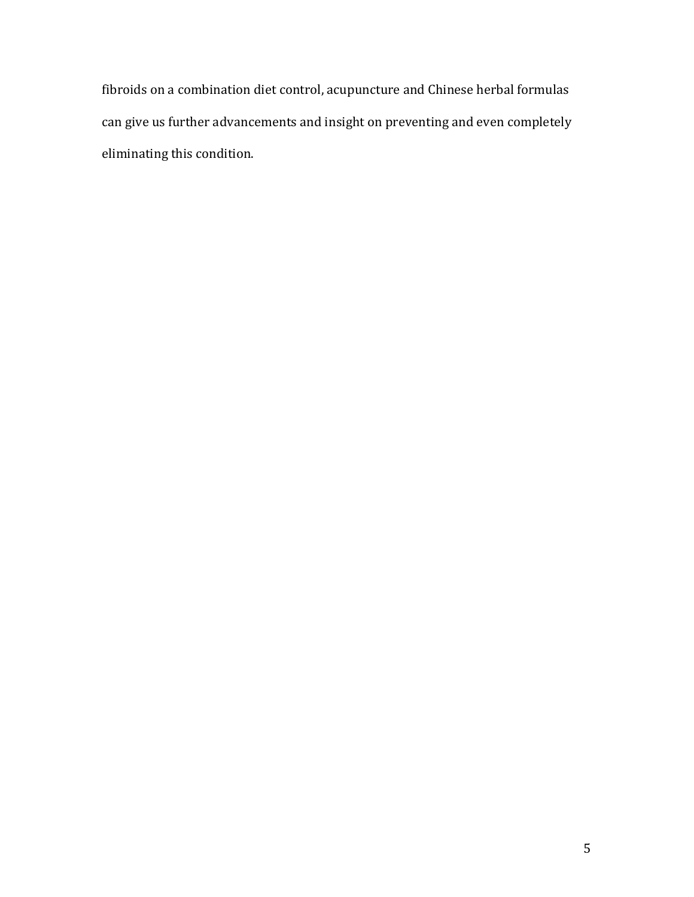fibroids on a combination diet control, acupuncture and Chinese herbal formulas can give us further advancements and insight on preventing and even completely eliminating this condition.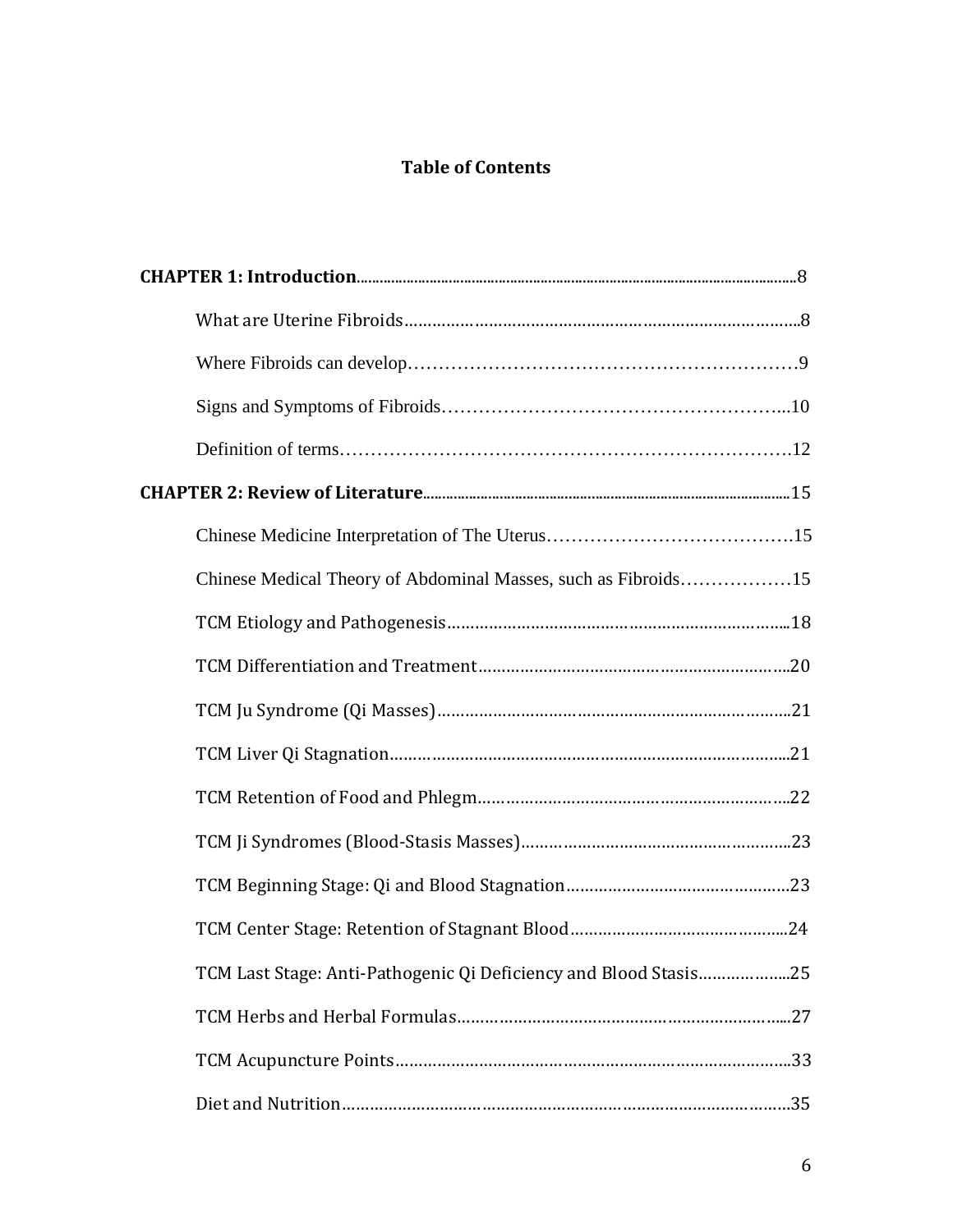## Table of Contents

**CHAPTER 1: Introduction** .......... 8

- What are Uterine Fibroids .......... 8
- Where Fibroids can develop .......... 9
- Signs and Symptoms of Fibroids .......... 10
- Definition of terms .......... 12

**CHAPTER 2: Review of Literature** .......... 15

- Chinese Medicine Interpretation of The Uterus .......... 15
- Chinese Medical Theory of Abdominal Masses, such as Fibroids .......... 15
- TCM Etiology and Pathogenesis .......... 18
- TCM Differentiation and Treatment .......... 20
- TCM Ju Syndrome (Qi Masses) .......... 21
- TCM Liver Qi Stagnation .......... 21
- TCM Retention of Food and Phlegm .......... 22
- TCM Ji Syndromes (Blood-Stasis Masses) .......... 23
- TCM Beginning Stage: Qi and Blood Stagnation .......... 23
- TCM Center Stage: Retention of Stagnant Blood .......... 24
- TCM Last Stage: Anti-Pathogenic Qi Deficiency and Blood Stasis .......... 25
- TCM Herbs and Herbal Formulas .......... 27
- TCM Acupuncture Points .......... 33
- Diet and Nutrition .......... 35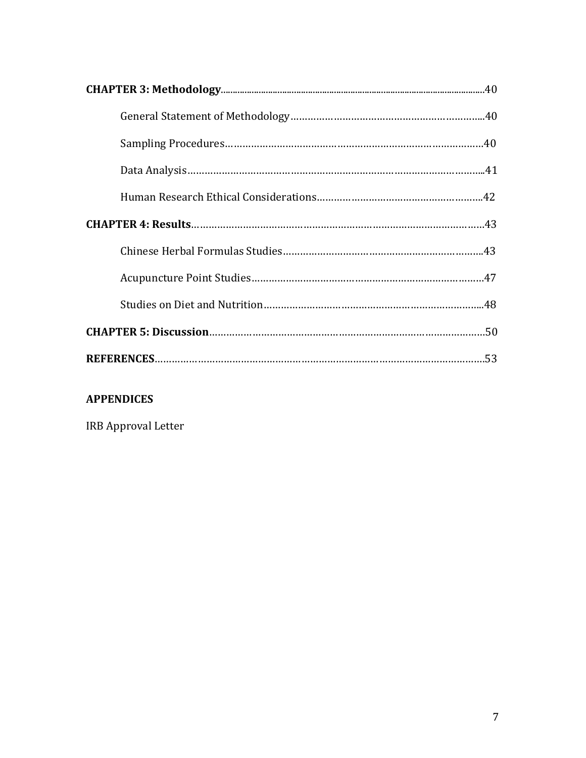**CHAPTER 3: Methodology**......................................................................................................40

General Statement of Methodology.......................................................................40

Sampling Procedures...........................................................................................40

Data Analysis........................................................................................................41

Human Research Ethical Considerations...............................................................42

**CHAPTER 4: Results**..............................................................................................43

Chinese Herbal Formulas Studies..........................................................................43

Acupuncture Point Studies....................................................................................47

Studies on Diet and Nutrition................................................................................48

**CHAPTER 5: Discussion**.........................................................................................50

**REFERENCES**.........................................................................................................53

**APPENDICES**

IRB Approval Letter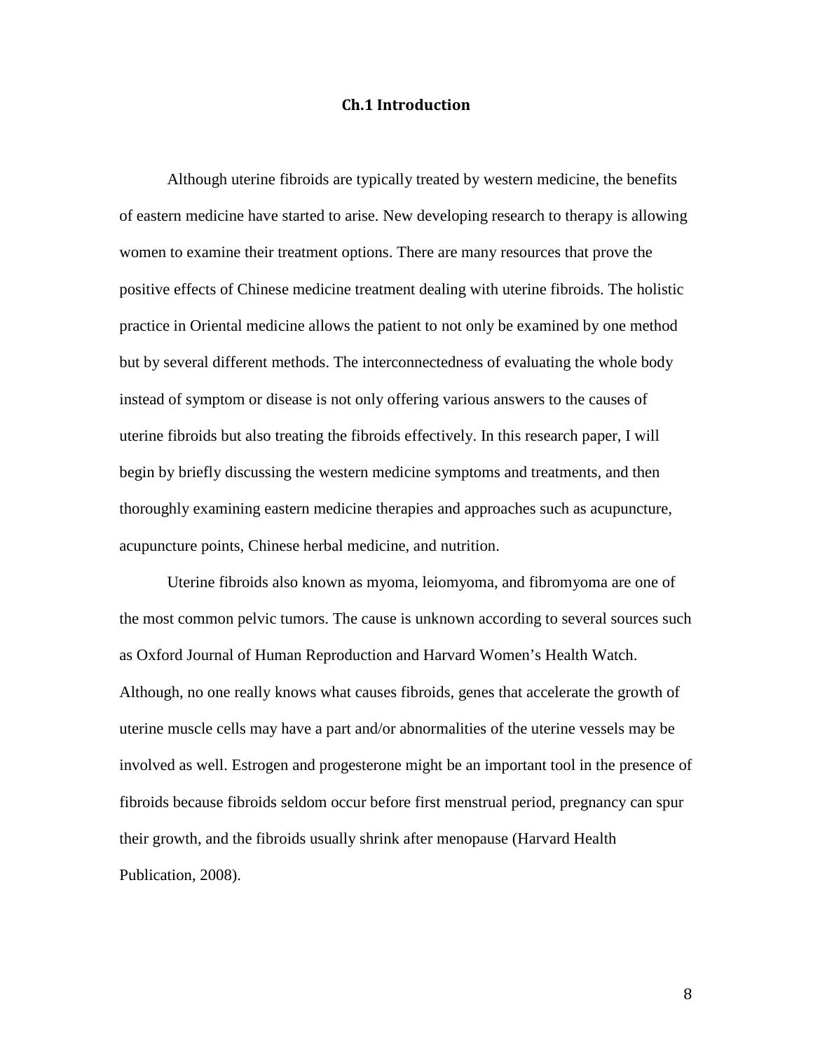# Ch.1 Introduction

Although uterine fibroids are typically treated by western medicine, the benefits of eastern medicine have started to arise. New developing research to therapy is allowing women to examine their treatment options. There are many resources that prove the positive effects of Chinese medicine treatment dealing with uterine fibroids. The holistic practice in Oriental medicine allows the patient to not only be examined by one method but by several different methods. The interconnectedness of evaluating the whole body instead of symptom or disease is not only offering various answers to the causes of uterine fibroids but also treating the fibroids effectively. In this research paper, I will begin by briefly discussing the western medicine symptoms and treatments, and then thoroughly examining eastern medicine therapies and approaches such as acupuncture, acupuncture points, Chinese herbal medicine, and nutrition.

Uterine fibroids also known as myoma, leiomyoma, and fibromyoma are one of the most common pelvic tumors. The cause is unknown according to several sources such as Oxford Journal of Human Reproduction and Harvard Women's Health Watch. Although, no one really knows what causes fibroids, genes that accelerate the growth of uterine muscle cells may have a part and/or abnormalities of the uterine vessels may be involved as well. Estrogen and progesterone might be an important tool in the presence of fibroids because fibroids seldom occur before first menstrual period, pregnancy can spur their growth, and the fibroids usually shrink after menopause (Harvard Health Publication, 2008).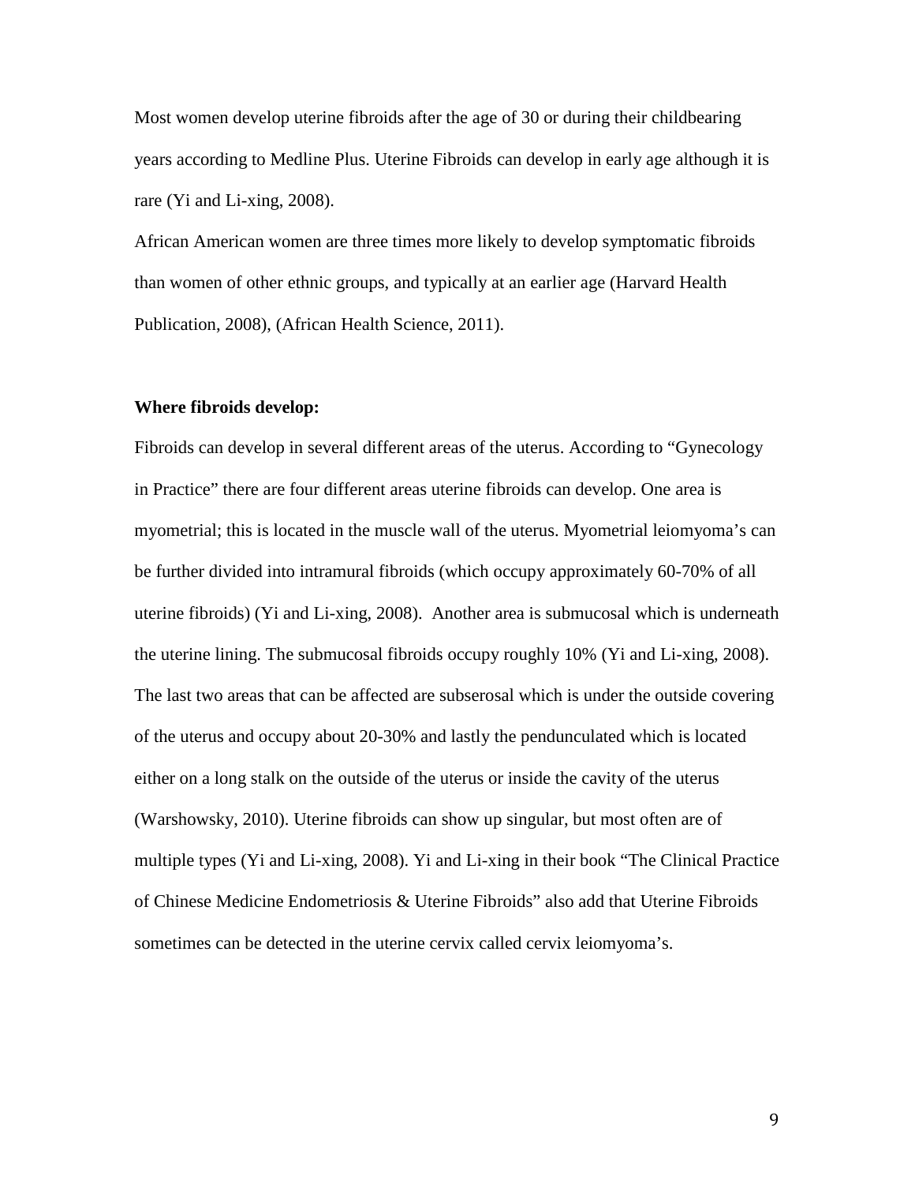Most women develop uterine fibroids after the age of 30 or during their childbearing years according to Medline Plus. Uterine Fibroids can develop in early age although it is rare (Yi and Li-xing, 2008).

African American women are three times more likely to develop symptomatic fibroids than women of other ethnic groups, and typically at an earlier age (Harvard Health Publication, 2008), (African Health Science, 2011).

**Where fibroids develop:**

Fibroids can develop in several different areas of the uterus. According to "Gynecology in Practice" there are four different areas uterine fibroids can develop. One area is myometrial; this is located in the muscle wall of the uterus. Myometrial leiomyoma's can be further divided into intramural fibroids (which occupy approximately 60-70% of all uterine fibroids) (Yi and Li-xing, 2008). Another area is submucosal which is underneath the uterine lining. The submucosal fibroids occupy roughly 10% (Yi and Li-xing, 2008). The last two areas that can be affected are subserosal which is under the outside covering of the uterus and occupy about 20-30% and lastly the penduncluated which is located either on a long stalk on the outside of the uterus or inside the cavity of the uterus (Warshowsky, 2010). Uterine fibroids can show up singular, but most often are of multiple types (Yi and Li-xing, 2008). Yi and Li-xing in their book "The Clinical Practice of Chinese Medicine Endometriosis & Uterine Fibroids" also add that Uterine Fibroids sometimes can be detected in the uterine cervix called cervix leiomyoma's.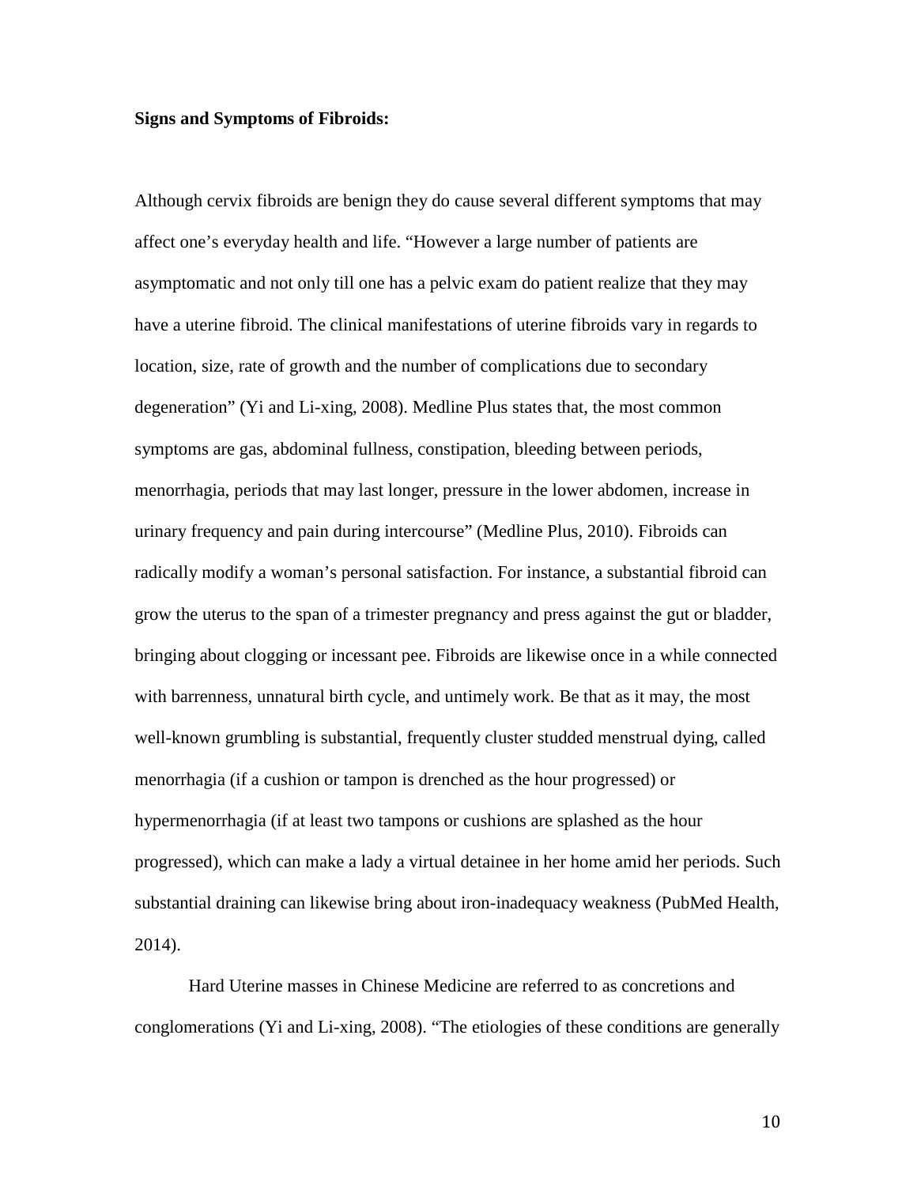**Signs and Symptoms of Fibroids:**

Although cervix fibroids are benign they do cause several different symptoms that may affect one's everyday health and life. "However a large number of patients are asymptomatic and not only till one has a pelvic exam do patient realize that they may have a uterine fibroid. The clinical manifestations of uterine fibroids vary in regards to location, size, rate of growth and the number of complications due to secondary degeneration" (Yi and Li-xing, 2008). Medline Plus states that, the most common symptoms are gas, abdominal fullness, constipation, bleeding between periods, menorrhagia, periods that may last longer, pressure in the lower abdomen, increase in urinary frequency and pain during intercourse" (Medline Plus, 2010). Fibroids can radically modify a woman's personal satisfaction. For instance, a substantial fibroid can grow the uterus to the span of a trimester pregnancy and press against the gut or bladder, bringing about clogging or incessant pee. Fibroids are likewise once in a while connected with barrenness, unnatural birth cycle, and untimely work. Be that as it may, the most well-known grumbling is substantial, frequently cluster studded menstrual dying, called menorrhagia (if a cushion or tampon is drenched as the hour progressed) or hypermenorrhagia (if at least two tampons or cushions are splashed as the hour progressed), which can make a lady a virtual detainee in her home amid her periods. Such substantial draining can likewise bring about iron-inadequacy weakness (PubMed Health, 2014).

Hard Uterine masses in Chinese Medicine are referred to as concretions and conglomerations (Yi and Li-xing, 2008). "The etiologies of these conditions are generally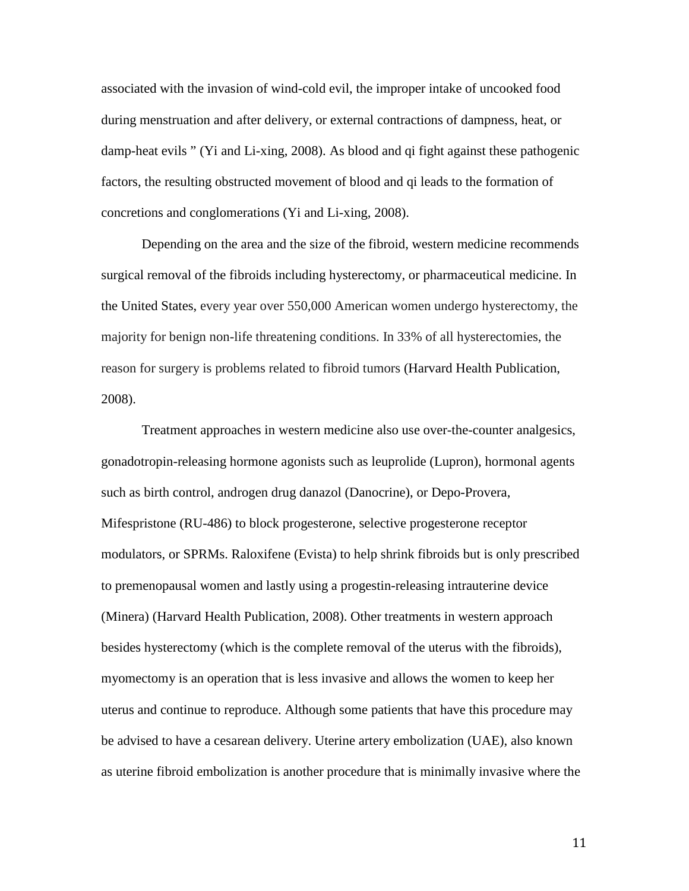associated with the invasion of wind-cold evil, the improper intake of uncooked food during menstruation and after delivery, or external contractions of dampness, heat, or damp-heat evils " (Yi and Li-xing, 2008). As blood and qi fight against these pathogenic factors, the resulting obstructed movement of blood and qi leads to the formation of concretions and conglomerations (Yi and Li-xing, 2008).

Depending on the area and the size of the fibroid, western medicine recommends surgical removal of the fibroids including hysterectomy, or pharmaceutical medicine. In the United States, every year over 550,000 American women undergo hysterectomy, the majority for benign non-life threatening conditions. In 33% of all hysterectomies, the reason for surgery is problems related to fibroid tumors (Harvard Health Publication, 2008).

Treatment approaches in western medicine also use over-the-counter analgesics, gonadotropin-releasing hormone agonists such as leuprolide (Lupron), hormonal agents such as birth control, androgen drug danazol (Danocrine), or Depo-Provera, Mifespristone (RU-486) to block progesterone, selective progesterone receptor modulators, or SPRMs. Raloxifene (Evista) to help shrink fibroids but is only prescribed to premenopausal women and lastly using a progestin-releasing intrauterine device (Minera) (Harvard Health Publication, 2008). Other treatments in western approach besides hysterectomy (which is the complete removal of the uterus with the fibroids), myomectomy is an operation that is less invasive and allows the women to keep her uterus and continue to reproduce. Although some patients that have this procedure may be advised to have a cesarean delivery. Uterine artery embolization (UAE), also known as uterine fibroid embolization is another procedure that is minimally invasive where the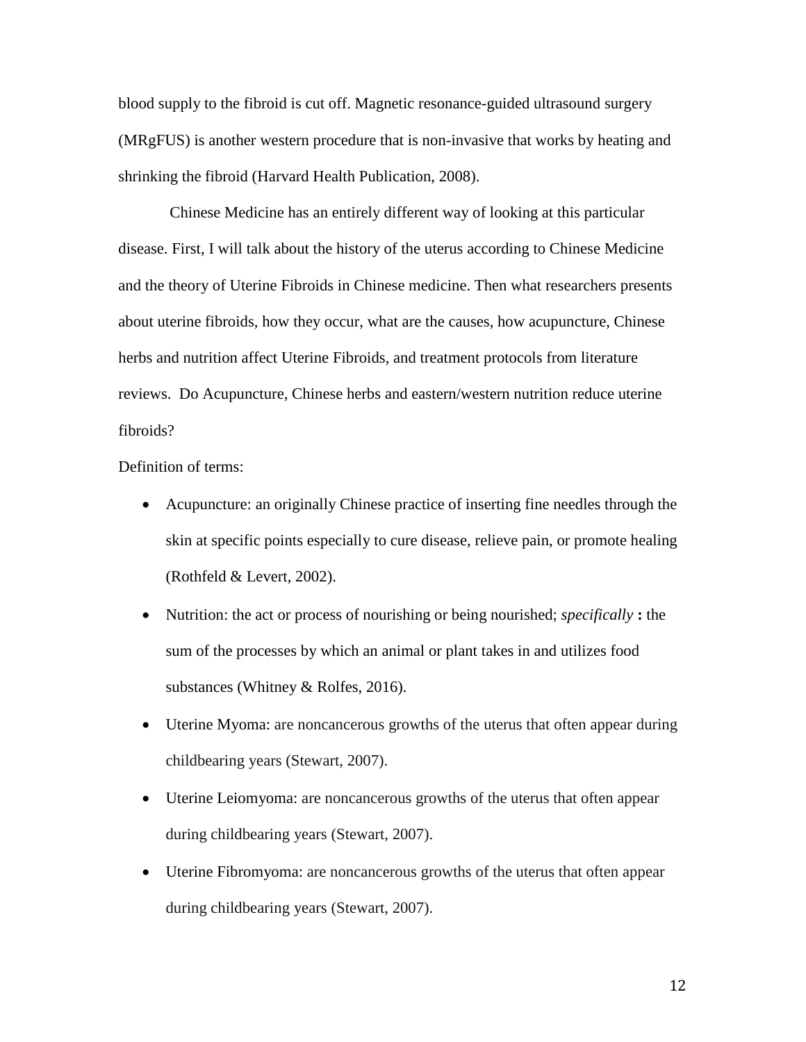blood supply to the fibroid is cut off. Magnetic resonance-guided ultrasound surgery (MRgFUS) is another western procedure that is non-invasive that works by heating and shrinking the fibroid (Harvard Health Publication, 2008).

Chinese Medicine has an entirely different way of looking at this particular disease. First, I will talk about the history of the uterus according to Chinese Medicine and the theory of Uterine Fibroids in Chinese medicine. Then what researchers presents about uterine fibroids, how they occur, what are the causes, how acupuncture, Chinese herbs and nutrition affect Uterine Fibroids, and treatment protocols from literature reviews. Do Acupuncture, Chinese herbs and eastern/western nutrition reduce uterine fibroids?

Definition of terms:

- Acupuncture: an originally Chinese practice of inserting fine needles through the skin at specific points especially to cure disease, relieve pain, or promote healing (Rothfeld & Levert, 2002).
- Nutrition: the act or process of nourishing or being nourished; *specifically* **:** the sum of the processes by which an animal or plant takes in and utilizes food substances (Whitney & Rolfes, 2016).
- Uterine Myoma: are noncancerous growths of the uterus that often appear during childbearing years (Stewart, 2007).
- Uterine Leiomyoma: are noncancerous growths of the uterus that often appear during childbearing years (Stewart, 2007).
- Uterine Fibromyoma: are noncancerous growths of the uterus that often appear during childbearing years (Stewart, 2007).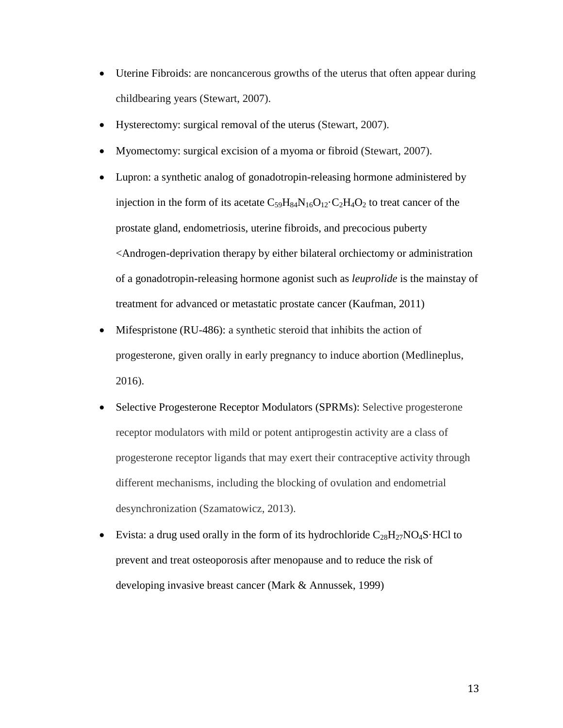- Uterine Fibroids: are noncancerous growths of the uterus that often appear during childbearing years (Stewart, 2007).
- Hysterectomy: surgical removal of the uterus (Stewart, 2007).
- Myomectomy: surgical excision of a myoma or fibroid (Stewart, 2007).
- Lupron: a synthetic analog of gonadotropin-releasing hormone administered by injection in the form of its acetate $C_{59}H_{84}N_{16}O_{12}{\cdot}C_2H_4O_2$ to treat cancer of the prostate gland, endometriosis, uterine fibroids, and precocious puberty <Androgen-deprivation therapy by either bilateral orchiectomy or administration of a gonadotropin-releasing hormone agonist such as *leuprolide* is the mainstay of treatment for advanced or metastatic prostate cancer (Kaufman, 2011)
- Mifespristone (RU-486): a synthetic steroid that inhibits the action of progesterone, given orally in early pregnancy to induce abortion (Medlineplus, 2016).
- Selective Progesterone Receptor Modulators (SPRMs): Selective progesterone receptor modulators with mild or potent antiprogestin activity are a class of progesterone receptor ligands that may exert their contraceptive activity through different mechanisms, including the blocking of ovulation and endometrial desynchronization (Szamatowicz, 2013).
- Evista: a drug used orally in the form of its hydrochloride $C_{28}H_{27}NO_4S{\cdot}HCl$ to prevent and treat osteoporosis after menopause and to reduce the risk of developing invasive breast cancer (Mark & Annussek, 1999)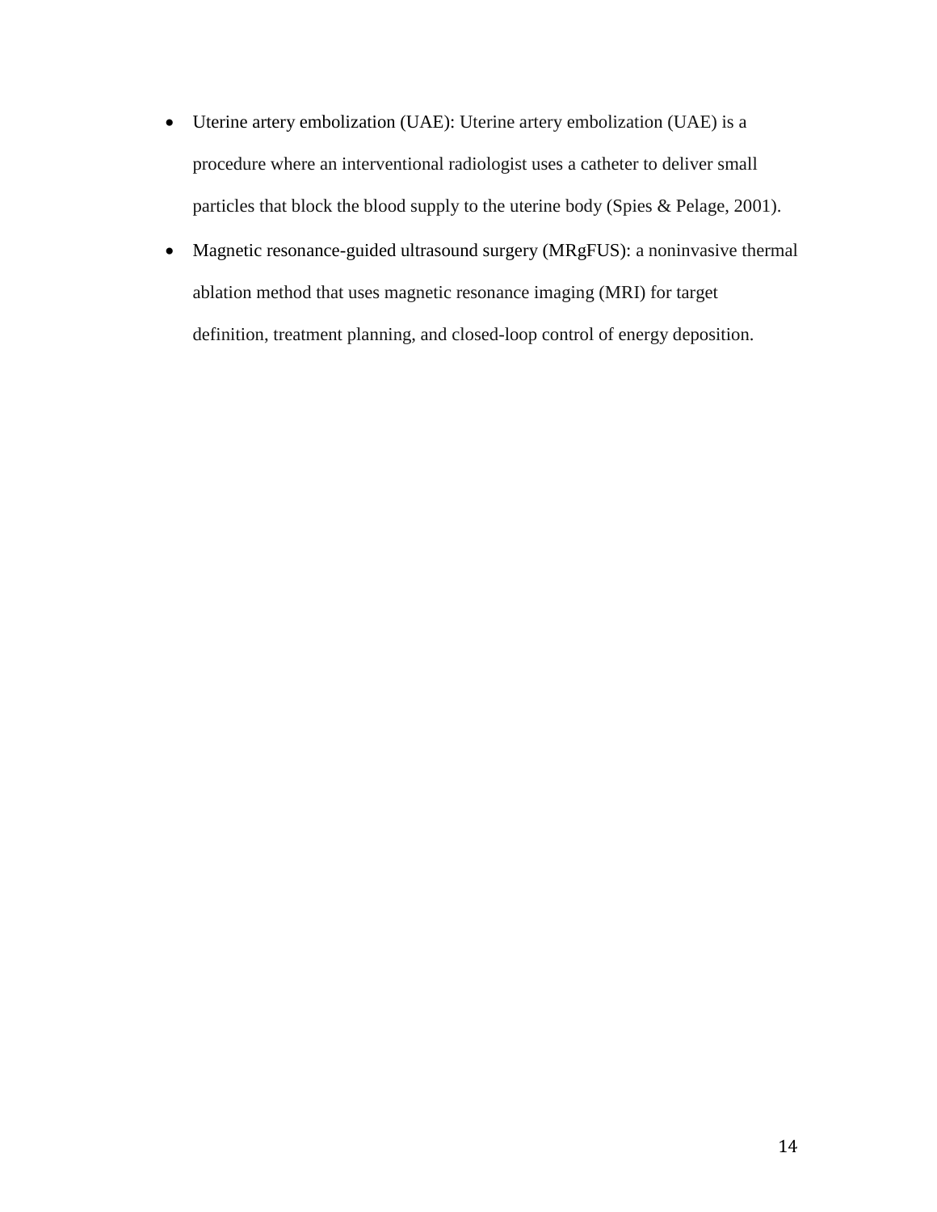- Uterine artery embolization (UAE): Uterine artery embolization (UAE) is a procedure where an interventional radiologist uses a catheter to deliver small particles that block the blood supply to the uterine body (Spies & Pelage, 2001).
- Magnetic resonance-guided ultrasound surgery (MRgFUS): a noninvasive thermal ablation method that uses magnetic resonance imaging (MRI) for target definition, treatment planning, and closed-loop control of energy deposition.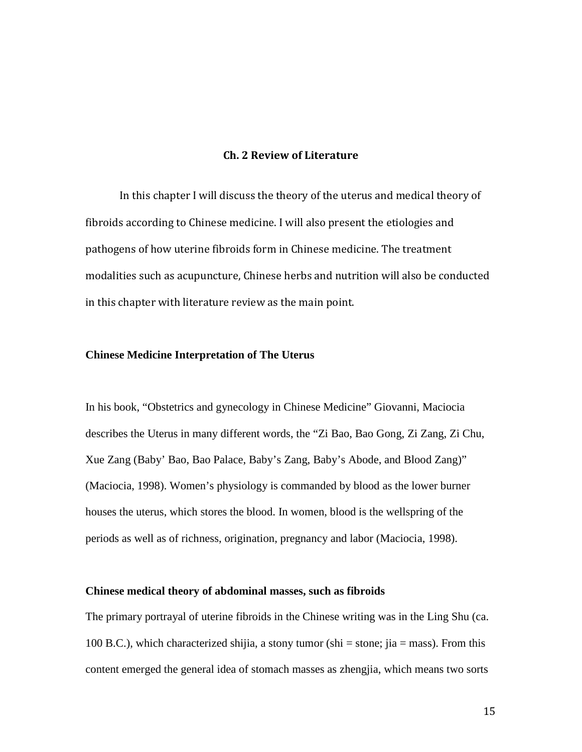## Ch. 2 Review of Literature

In this chapter I will discuss the theory of the uterus and medical theory of fibroids according to Chinese medicine. I will also present the etiologies and pathogens of how uterine fibroids form in Chinese medicine. The treatment modalities such as acupuncture, Chinese herbs and nutrition will also be conducted in this chapter with literature review as the main point.

### Chinese Medicine Interpretation of The Uterus

In his book, "Obstetrics and gynecology in Chinese Medicine" Giovanni, Maciocia describes the Uterus in many different words, the "Zi Bao, Bao Gong, Zi Zang, Zi Chu, Xue Zang (Baby' Bao, Bao Palace, Baby's Zang, Baby's Abode, and Blood Zang)" (Maciocia, 1998). Women's physiology is commanded by blood as the lower burner houses the uterus, which stores the blood. In women, blood is the wellspring of the periods as well as of richness, origination, pregnancy and labor (Maciocia, 1998).

### Chinese medical theory of abdominal masses, such as fibroids

The primary portrayal of uterine fibroids in the Chinese writing was in the Ling Shu (ca. 100 B.C.), which characterized shijia, a stony tumor (shi = stone; jia = mass). From this content emerged the general idea of stomach masses as zhengjia, which means two sorts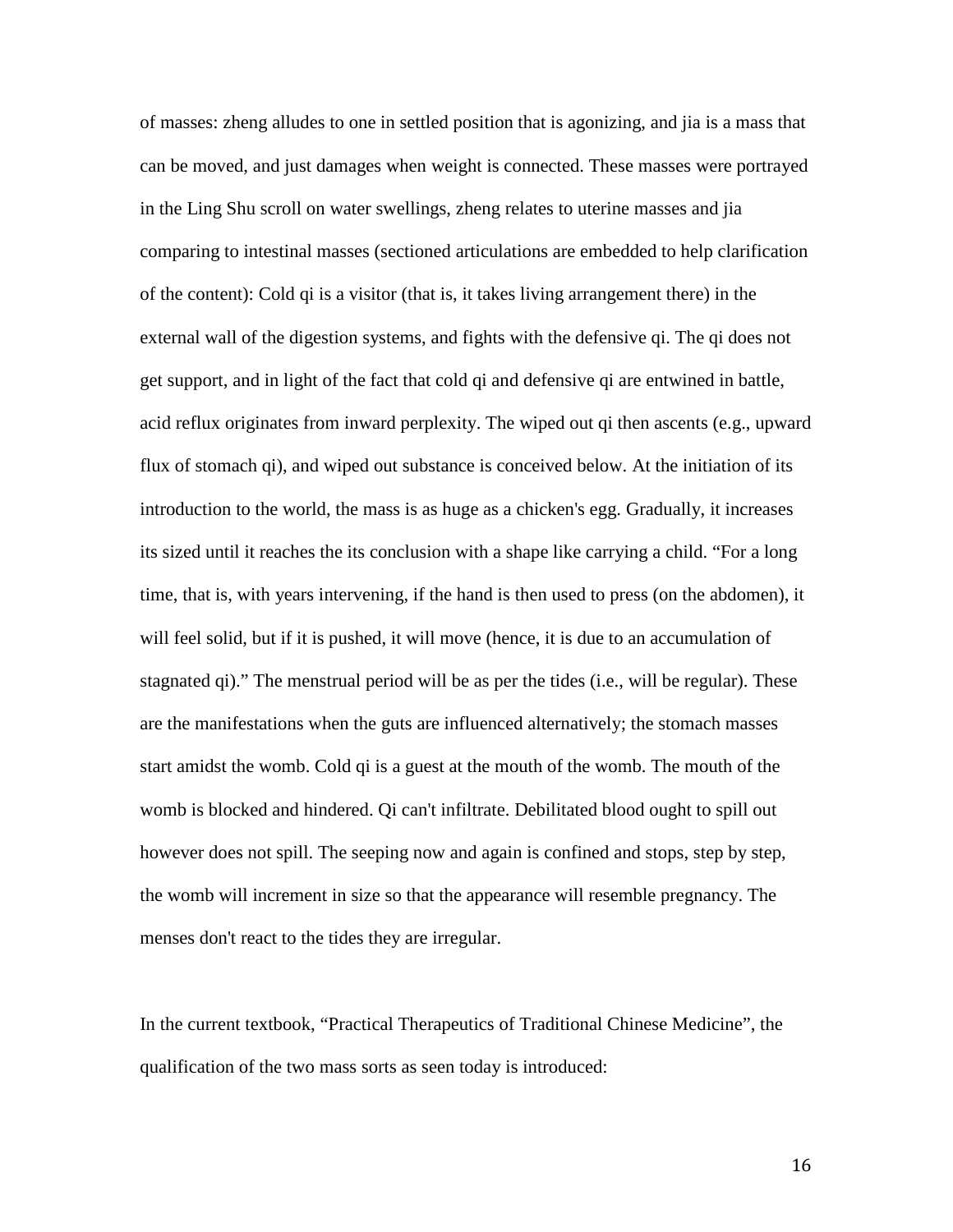of masses: zheng alludes to one in settled position that is agonizing, and jia is a mass that can be moved, and just damages when weight is connected. These masses were portrayed in the Ling Shu scroll on water swellings, zheng relates to uterine masses and jia comparing to intestinal masses (sectioned articulations are embedded to help clarification of the content): Cold qi is a visitor (that is, it takes living arrangement there) in the external wall of the digestion systems, and fights with the defensive qi. The qi does not get support, and in light of the fact that cold qi and defensive qi are entwined in battle, acid reflux originates from inward perplexity. The wiped out qi then ascents (e.g., upward flux of stomach qi), and wiped out substance is conceived below. At the initiation of its introduction to the world, the mass is as huge as a chicken's egg. Gradually, it increases its sized until it reaches the its conclusion with a shape like carrying a child. "For a long time, that is, with years intervening, if the hand is then used to press (on the abdomen), it will feel solid, but if it is pushed, it will move (hence, it is due to an accumulation of stagnated qi)." The menstrual period will be as per the tides (i.e., will be regular). These are the manifestations when the guts are influenced alternatively; the stomach masses start amidst the womb. Cold qi is a guest at the mouth of the womb. The mouth of the womb is blocked and hindered. Qi can't infiltrate. Debilitated blood ought to spill out however does not spill. The seeping now and again is confined and stops, step by step, the womb will increment in size so that the appearance will resemble pregnancy. The menses don't react to the tides they are irregular.

In the current textbook, "Practical Therapeutics of Traditional Chinese Medicine", the qualification of the two mass sorts as seen today is introduced: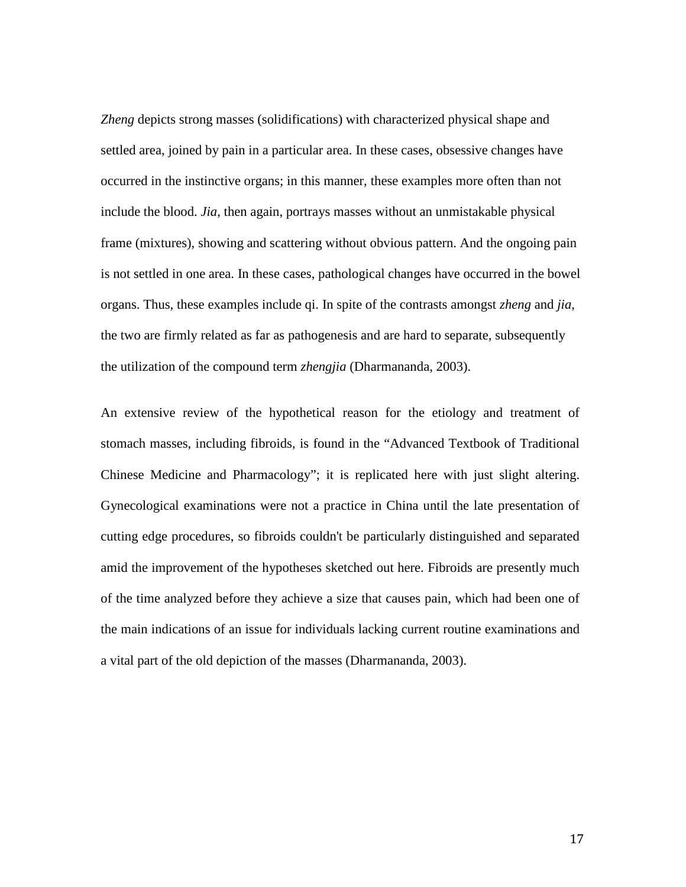*Zheng* depicts strong masses (solidifications) with characterized physical shape and settled area, joined by pain in a particular area. In these cases, obsessive changes have occurred in the instinctive organs; in this manner, these examples more often than not include the blood. *Jia*, then again, portrays masses without an unmistakable physical frame (mixtures), showing and scattering without obvious pattern. And the ongoing pain is not settled in one area. In these cases, pathological changes have occurred in the bowel organs. Thus, these examples include qi. In spite of the contrasts amongst *zheng* and *jia*, the two are firmly related as far as pathogenesis and are hard to separate, subsequently the utilization of the compound term *zhengjia* (Dharmananda, 2003).

An extensive review of the hypothetical reason for the etiology and treatment of stomach masses, including fibroids, is found in the "Advanced Textbook of Traditional Chinese Medicine and Pharmacology"; it is replicated here with just slight altering. Gynecological examinations were not a practice in China until the late presentation of cutting edge procedures, so fibroids couldn't be particularly distinguished and separated amid the improvement of the hypotheses sketched out here. Fibroids are presently much of the time analyzed before they achieve a size that causes pain, which had been one of the main indications of an issue for individuals lacking current routine examinations and a vital part of the old depiction of the masses (Dharmananda, 2003).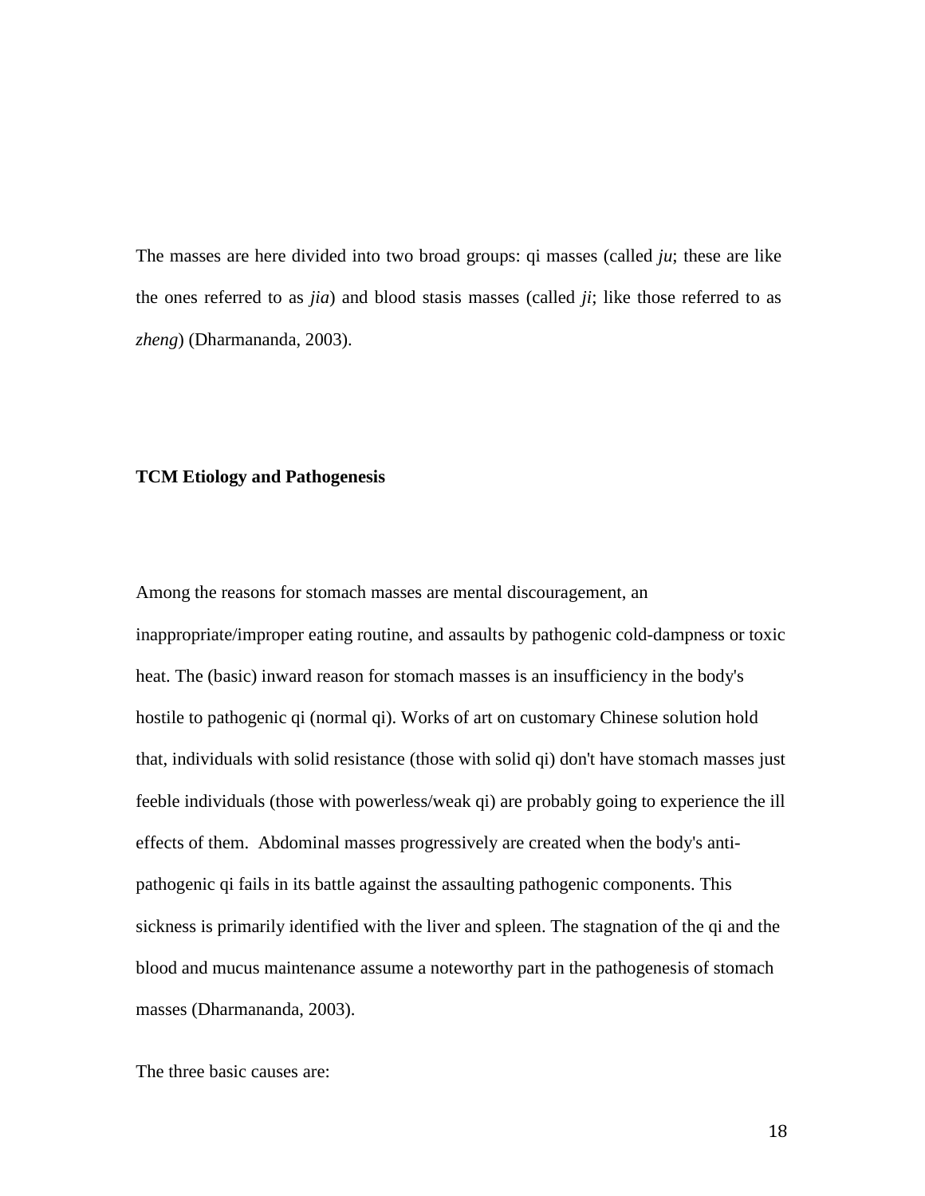The masses are here divided into two broad groups: qi masses (called *ju*; these are like the ones referred to as *jia*) and blood stasis masses (called *ji*; like those referred to as *zheng*) (Dharmananda, 2003).

**TCM Etiology and Pathogenesis**

Among the reasons for stomach masses are mental discouragement, an inappropriate/improper eating routine, and assaults by pathogenic cold-dampness or toxic heat. The (basic) inward reason for stomach masses is an insufficiency in the body's hostile to pathogenic qi (normal qi). Works of art on customary Chinese solution hold that, individuals with solid resistance (those with solid qi) don't have stomach masses just feeble individuals (those with powerless/weak qi) are probably going to experience the ill effects of them. Abdominal masses progressively are created when the body's anti-pathogenic qi fails in its battle against the assaulting pathogenic components. This sickness is primarily identified with the liver and spleen. The stagnation of the qi and the blood and mucus maintenance assume a noteworthy part in the pathogenesis of stomach masses (Dharmananda, 2003).

The three basic causes are: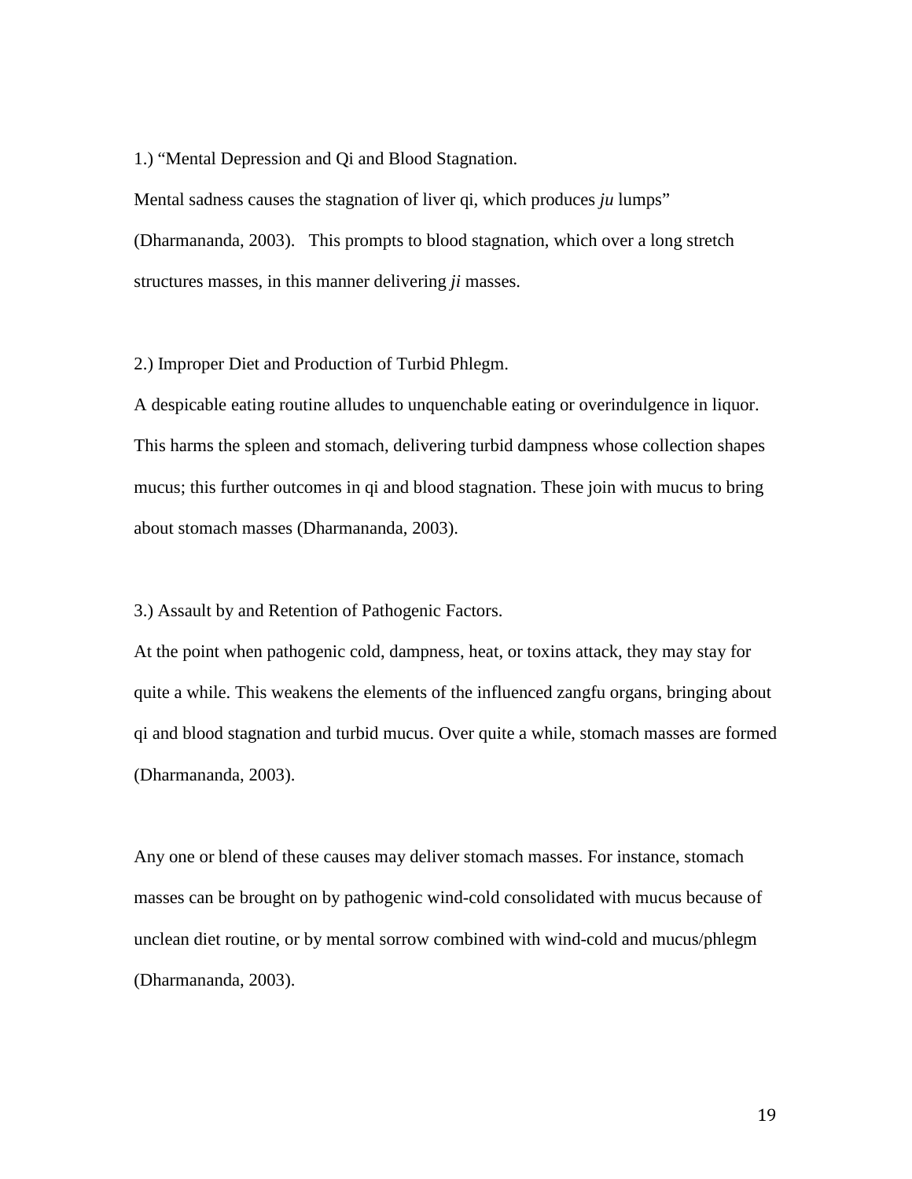1.) “Mental Depression and Qi and Blood Stagnation.

Mental sadness causes the stagnation of liver qi, which produces *ju* lumps” (Dharmananda, 2003). This prompts to blood stagnation, which over a long stretch structures masses, in this manner delivering *ji* masses.

2.) Improper Diet and Production of Turbid Phlegm.

A despicable eating routine alludes to unquenchable eating or overindulgence in liquor. This harms the spleen and stomach, delivering turbid dampness whose collection shapes mucus; this further outcomes in qi and blood stagnation. These join with mucus to bring about stomach masses (Dharmananda, 2003).

3.) Assault by and Retention of Pathogenic Factors.

At the point when pathogenic cold, dampness, heat, or toxins attack, they may stay for quite a while. This weakens the elements of the influenced zangfu organs, bringing about qi and blood stagnation and turbid mucus. Over quite a while, stomach masses are formed (Dharmananda, 2003).

Any one or blend of these causes may deliver stomach masses. For instance, stomach masses can be brought on by pathogenic wind-cold consolidated with mucus because of unclean diet routine, or by mental sorrow combined with wind-cold and mucus/phlegm (Dharmananda, 2003).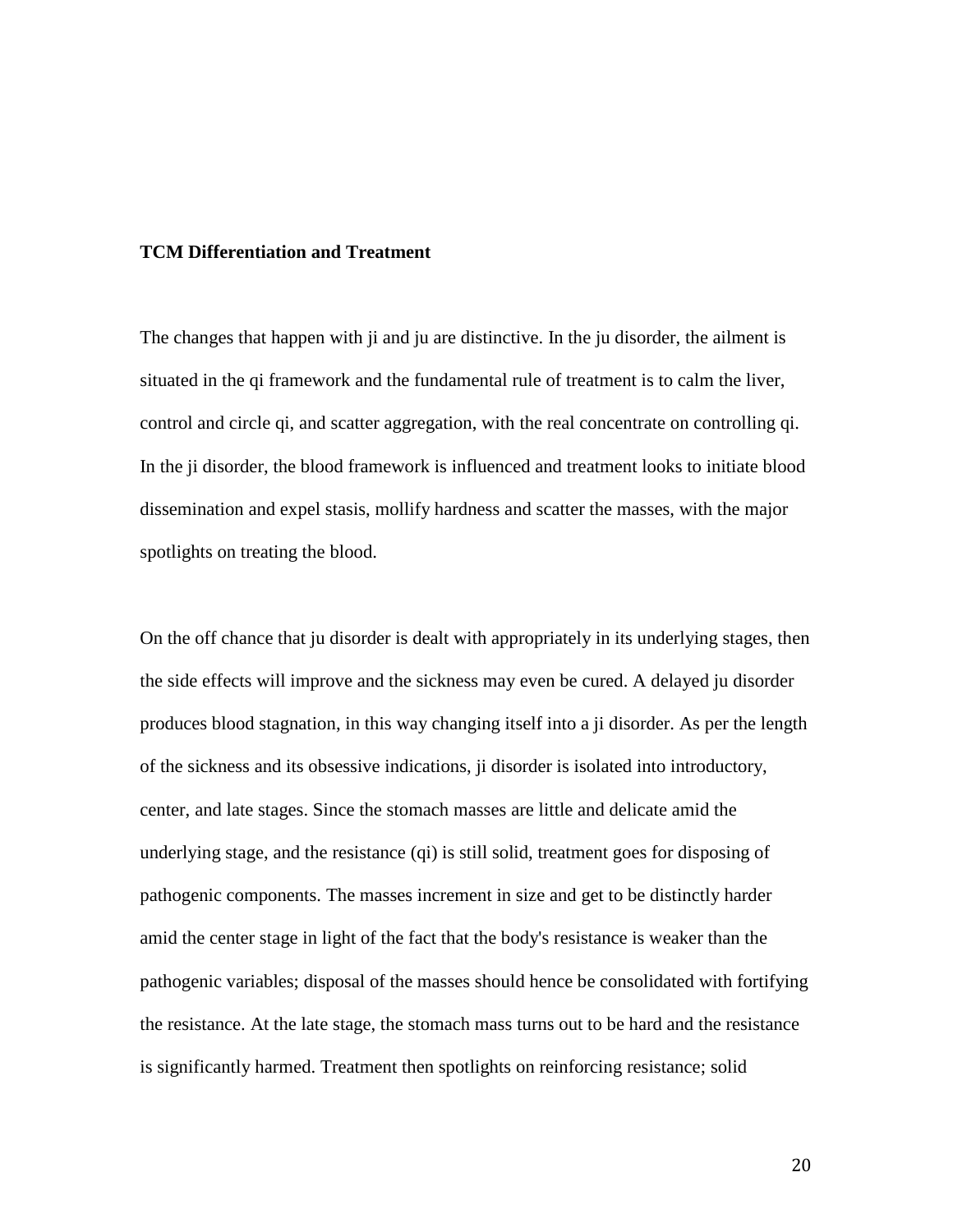**TCM Differentiation and Treatment**

The changes that happen with ji and ju are distinctive. In the ju disorder, the ailment is situated in the qi framework and the fundamental rule of treatment is to calm the liver, control and circle qi, and scatter aggregation, with the real concentrate on controlling qi. In the ji disorder, the blood framework is influenced and treatment looks to initiate blood dissemination and expel stasis, mollify hardness and scatter the masses, with the major spotlights on treating the blood.

On the off chance that ju disorder is dealt with appropriately in its underlying stages, then the side effects will improve and the sickness may even be cured. A delayed ju disorder produces blood stagnation, in this way changing itself into a ji disorder. As per the length of the sickness and its obsessive indications, ji disorder is isolated into introductory, center, and late stages. Since the stomach masses are little and delicate amid the underlying stage, and the resistance (qi) is still solid, treatment goes for disposing of pathogenic components. The masses increment in size and get to be distinctly harder amid the center stage in light of the fact that the body's resistance is weaker than the pathogenic variables; disposal of the masses should hence be consolidated with fortifying the resistance. At the late stage, the stomach mass turns out to be hard and the resistance is significantly harmed. Treatment then spotlights on reinforcing resistance; solid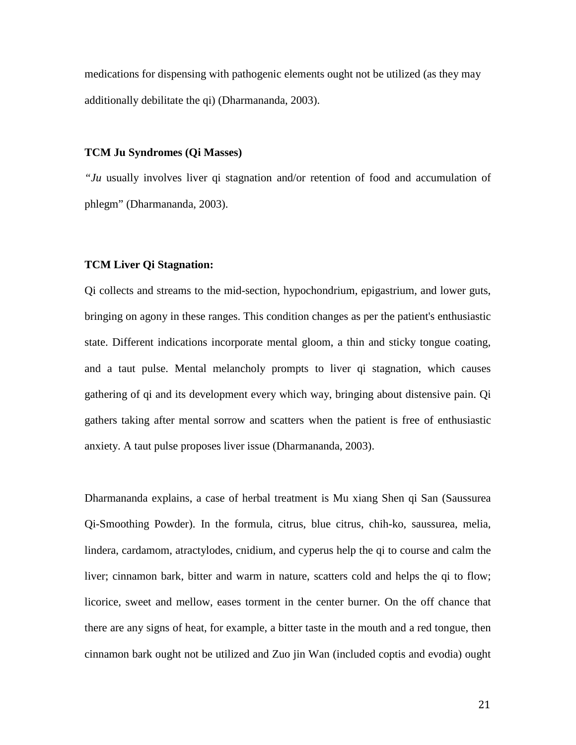medications for dispensing with pathogenic elements ought not be utilized (as they may additionally debilitate the qi) (Dharmananda, 2003).

**TCM Ju Syndromes (Qi Masses)**

"*Ju* usually involves liver qi stagnation and/or retention of food and accumulation of phlegm" (Dharmananda, 2003).

**TCM Liver Qi Stagnation:**

Qi collects and streams to the mid-section, hypochondrium, epigastrium, and lower guts, bringing on agony in these ranges. This condition changes as per the patient's enthusiastic state. Different indications incorporate mental gloom, a thin and sticky tongue coating, and a taut pulse. Mental melancholy prompts to liver qi stagnation, which causes gathering of qi and its development every which way, bringing about distensive pain. Qi gathers taking after mental sorrow and scatters when the patient is free of enthusiastic anxiety. A taut pulse proposes liver issue (Dharmananda, 2003).

Dharmananda explains, a case of herbal treatment is Mu xiang Shen qi San (Saussurea Qi-Smoothing Powder). In the formula, citrus, blue citrus, chih-ko, saussurea, melia, lindera, cardamom, atractylodes, cnidium, and cyperus help the qi to course and calm the liver; cinnamon bark, bitter and warm in nature, scatters cold and helps the qi to flow; licorice, sweet and mellow, eases torment in the center burner. On the off chance that there are any signs of heat, for example, a bitter taste in the mouth and a red tongue, then cinnamon bark ought not be utilized and Zuo jin Wan (included coptis and evodia) ought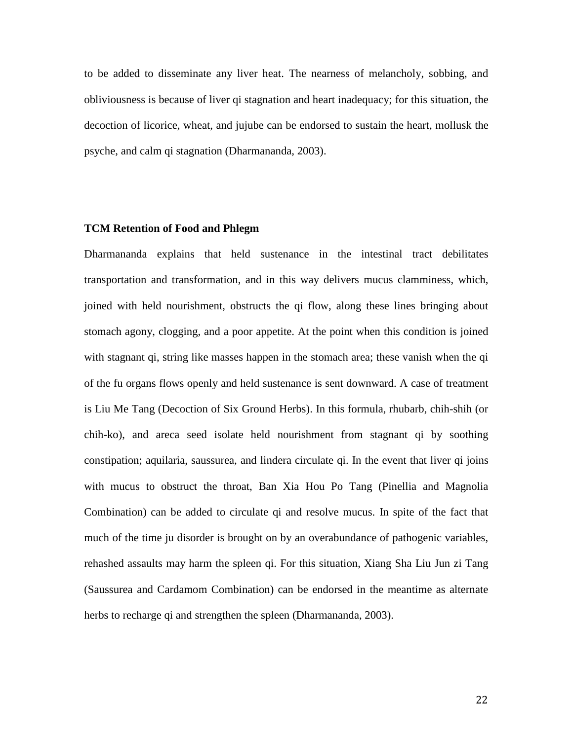to be added to disseminate any liver heat. The nearness of melancholy, sobbing, and obliviousness is because of liver qi stagnation and heart inadequacy; for this situation, the decoction of licorice, wheat, and jujube can be endorsed to sustain the heart, mollusk the psyche, and calm qi stagnation (Dharmananda, 2003).

**TCM Retention of Food and Phlegm**

Dharmananda explains that held sustenance in the intestinal tract debilitates transportation and transformation, and in this way delivers mucus clamminess, which, joined with held nourishment, obstructs the qi flow, along these lines bringing about stomach agony, clogging, and a poor appetite. At the point when this condition is joined with stagnant qi, string like masses happen in the stomach area; these vanish when the qi of the fu organs flows openly and held sustenance is sent downward. A case of treatment is Liu Me Tang (Decoction of Six Ground Herbs). In this formula, rhubarb, chih-shih (or chih-ko), and areca seed isolate held nourishment from stagnant qi by soothing constipation; aquilaria, saussurea, and lindera circulate qi. In the event that liver qi joins with mucus to obstruct the throat, Ban Xia Hou Po Tang (Pinellia and Magnolia Combination) can be added to circulate qi and resolve mucus. In spite of the fact that much of the time ju disorder is brought on by an overabundance of pathogenic variables, rehashed assaults may harm the spleen qi. For this situation, Xiang Sha Liu Jun zi Tang (Saussurea and Cardamom Combination) can be endorsed in the meantime as alternate herbs to recharge qi and strengthen the spleen (Dharmananda, 2003).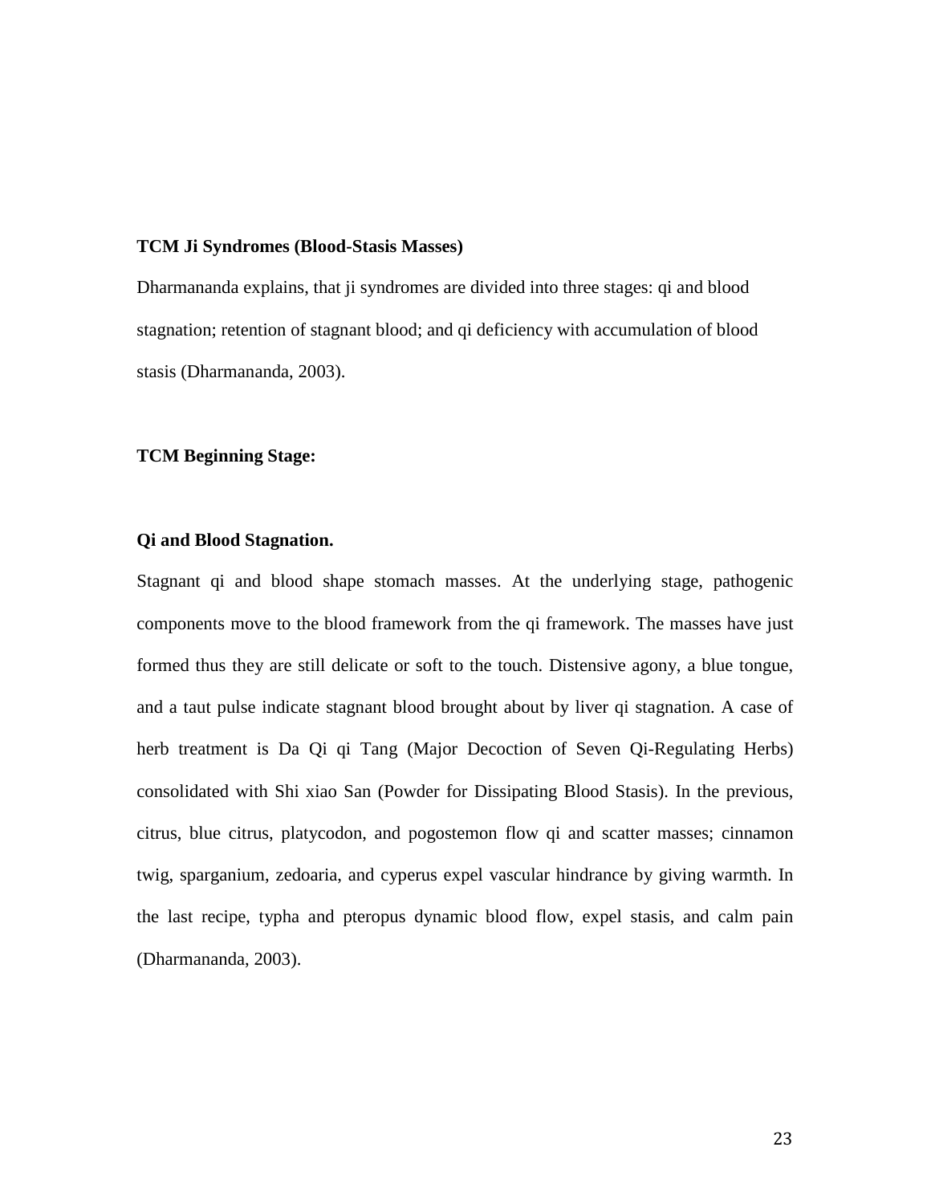**TCM Ji Syndromes (Blood-Stasis Masses)**

Dharmananda explains, that ji syndromes are divided into three stages: qi and blood stagnation; retention of stagnant blood; and qi deficiency with accumulation of blood stasis (Dharmananda, 2003).

**TCM Beginning Stage:**

**Qi and Blood Stagnation.**

Stagnant qi and blood shape stomach masses. At the underlying stage, pathogenic components move to the blood framework from the qi framework. The masses have just formed thus they are still delicate or soft to the touch. Distensive agony, a blue tongue, and a taut pulse indicate stagnant blood brought about by liver qi stagnation. A case of herb treatment is Da Qi qi Tang (Major Decoction of Seven Qi-Regulating Herbs) consolidated with Shi xiao San (Powder for Dissipating Blood Stasis). In the previous, citrus, blue citrus, platycodon, and pogostemon flow qi and scatter masses; cinnamon twig, sparganium, zedoaria, and cyperus expel vascular hindrance by giving warmth. In the last recipe, typha and pteropus dynamic blood flow, expel stasis, and calm pain (Dharmananda, 2003).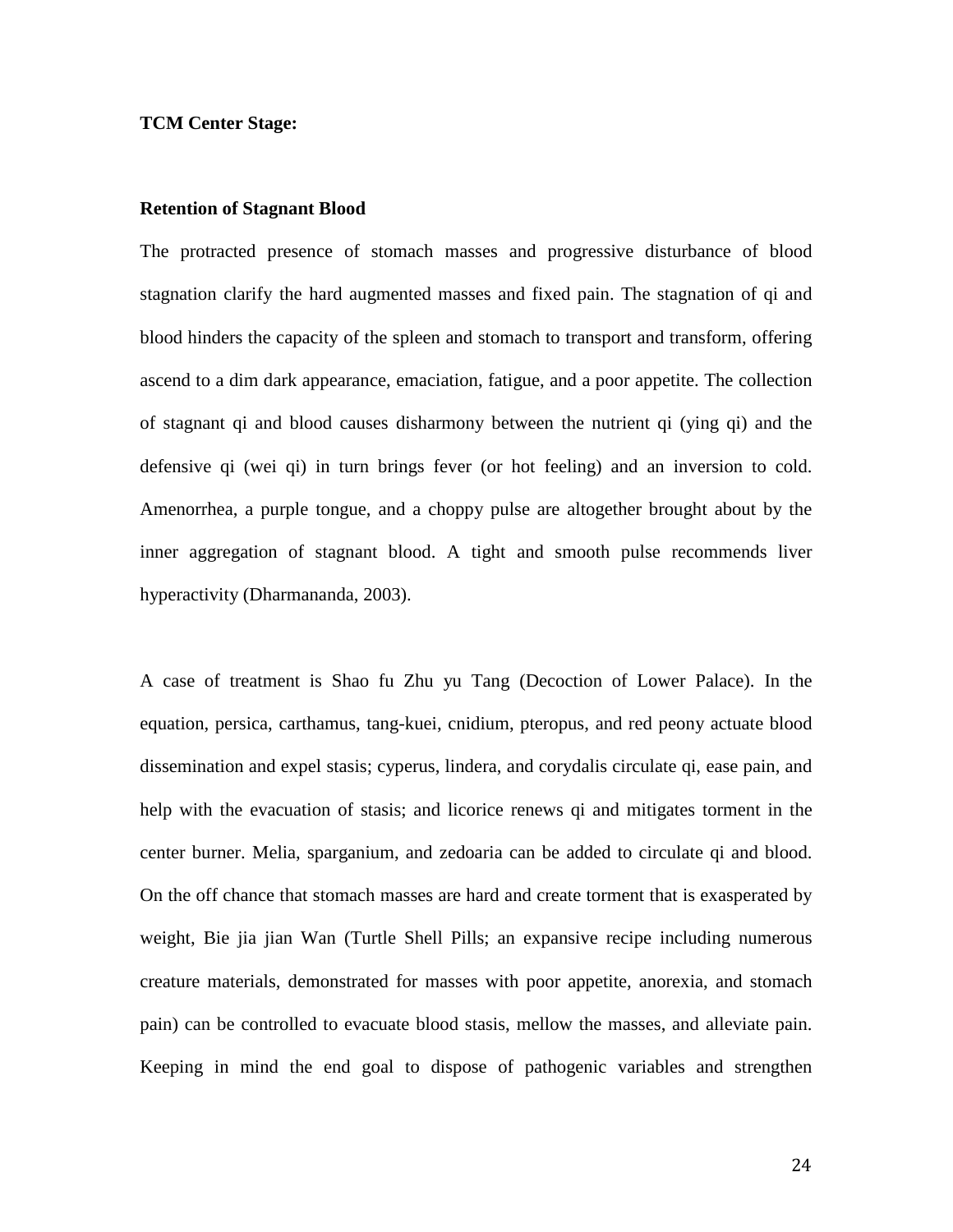**TCM Center Stage:**

**Retention of Stagnant Blood**

The protracted presence of stomach masses and progressive disturbance of blood stagnation clarify the hard augmented masses and fixed pain. The stagnation of qi and blood hinders the capacity of the spleen and stomach to transport and transform, offering ascend to a dim dark appearance, emaciation, fatigue, and a poor appetite. The collection of stagnant qi and blood causes disharmony between the nutrient qi (ying qi) and the defensive qi (wei qi) in turn brings fever (or hot feeling) and an inversion to cold. Amenorrhea, a purple tongue, and a choppy pulse are altogether brought about by the inner aggregation of stagnant blood. A tight and smooth pulse recommends liver hyperactivity (Dharmananda, 2003).

A case of treatment is Shao fu Zhu yu Tang (Decoction of Lower Palace). In the equation, persica, carthamus, tang-kuei, cnidium, pteropus, and red peony actuate blood dissemination and expel stasis; cyperus, lindera, and corydalis circulate qi, ease pain, and help with the evacuation of stasis; and licorice renews qi and mitigates torment in the center burner. Melia, sparganium, and zedoaria can be added to circulate qi and blood. On the off chance that stomach masses are hard and create torment that is exasperated by weight, Bie jia jian Wan (Turtle Shell Pills; an expansive recipe including numerous creature materials, demonstrated for masses with poor appetite, anorexia, and stomach pain) can be controlled to evacuate blood stasis, mellow the masses, and alleviate pain. Keeping in mind the end goal to dispose of pathogenic variables and strengthen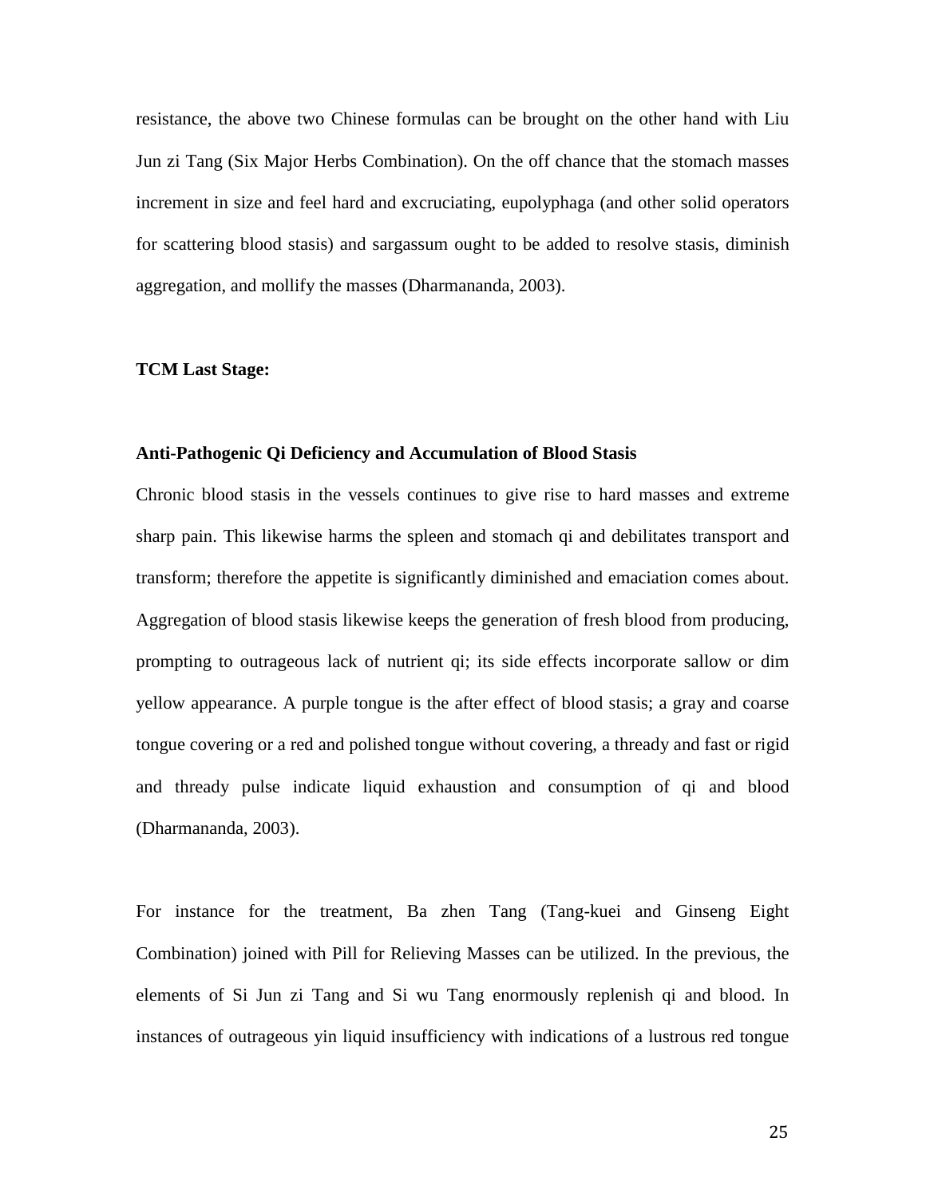resistance, the above two Chinese formulas can be brought on the other hand with Liu Jun zi Tang (Six Major Herbs Combination). On the off chance that the stomach masses increment in size and feel hard and excruciating, eupolyphaga (and other solid operators for scattering blood stasis) and sargassum ought to be added to resolve stasis, diminish aggregation, and mollify the masses (Dharmananda, 2003).

**TCM Last Stage:**

**Anti-Pathogenic Qi Deficiency and Accumulation of Blood Stasis**

Chronic blood stasis in the vessels continues to give rise to hard masses and extreme sharp pain. This likewise harms the spleen and stomach qi and debilitates transport and transform; therefore the appetite is significantly diminished and emaciation comes about. Aggregation of blood stasis likewise keeps the generation of fresh blood from producing, prompting to outrageous lack of nutrient qi; its side effects incorporate sallow or dim yellow appearance. A purple tongue is the after effect of blood stasis; a gray and coarse tongue covering or a red and polished tongue without covering, a thready and fast or rigid and thready pulse indicate liquid exhaustion and consumption of qi and blood (Dharmananda, 2003).

For instance for the treatment, Ba zhen Tang (Tang-kuei and Ginseng Eight Combination) joined with Pill for Relieving Masses can be utilized. In the previous, the elements of Si Jun zi Tang and Si wu Tang enormously replenish qi and blood. In instances of outrageous yin liquid insufficiency with indications of a lustrous red tongue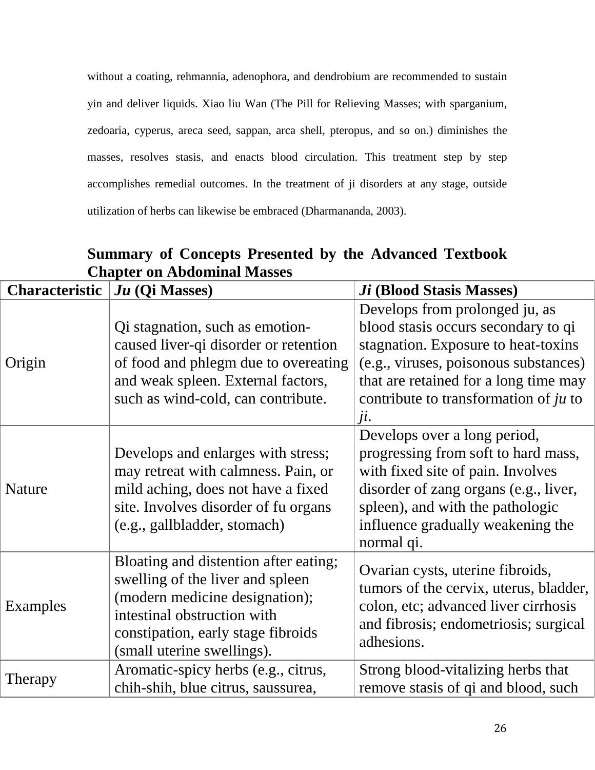without a coating, rehmannia, adenophora, and dendrobium are recommended to sustain yin and deliver liquids. Xiao liu Wan (The Pill for Relieving Masses; with sparganium, zedoaria, cyperus, areca seed, sappan, arca shell, pteropus, and so on.) diminishes the masses, resolves stasis, and enacts blood circulation. This treatment step by step accomplishes remedial outcomes. In the treatment of ji disorders at any stage, outside utilization of herbs can likewise be embraced (Dharmananda, 2003).

**Summary of Concepts Presented by the Advanced Textbook Chapter on Abdominal Masses**

| Characteristic | *Ju* (Qi Masses) | *Ji* (Blood Stasis Masses) |
|---|---|---|
| Origin | Qi stagnation, such as emotion-caused liver-qi disorder or retention of food and phlegm due to overeating and weak spleen. External factors, such as wind-cold, can contribute. | Develops from prolonged ju, as blood stasis occurs secondary to qi stagnation. Exposure to heat-toxins (e.g., viruses, poisonous substances) that are retained for a long time may contribute to transformation of *ju* to *ji*. |
| Nature | Develops and enlarges with stress; may retreat with calmness. Pain, or mild aching, does not have a fixed site. Involves disorder of fu organs (e.g., gallbladder, stomach) | Develops over a long period, progressing from soft to hard mass, with fixed site of pain. Involves disorder of zang organs (e.g., liver, spleen), and with the pathologic influence gradually weakening the normal qi. |
| Examples | Bloating and distention after eating; swelling of the liver and spleen (modern medicine designation); intestinal obstruction with constipation, early stage fibroids (small uterine swellings). | Ovarian cysts, uterine fibroids, tumors of the cervix, uterus, bladder, colon, etc; advanced liver cirrhosis and fibrosis; endometriosis; surgical adhesions. |
| Therapy | Aromatic-spicy herbs (e.g., citrus, chih-shih, blue citrus, saussurea, | Strong blood-vitalizing herbs that remove stasis of qi and blood, such |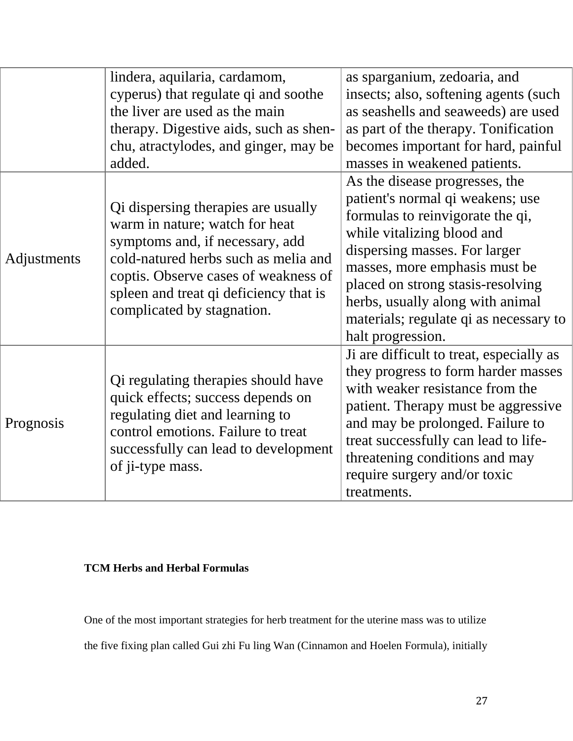| | | |
|---|---|---|
| | lindera, aquilaria, cardamom, cyperus) that regulate qi and soothe the liver are used as the main therapy. Digestive aids, such as shen-chu, atractylodes, and ginger, may be added. | as sparganium, zedoaria, and insects; also, softening agents (such as seashells and seaweeds) are used as part of the therapy. Tonification becomes important for hard, painful masses in weakened patients. |
| Adjustments | Qi dispersing therapies are usually warm in nature; watch for heat symptoms and, if necessary, add cold-natured herbs such as melia and coptis. Observe cases of weakness of spleen and treat qi deficiency that is complicated by stagnation. | As the disease progresses, the patient's normal qi weakens; use formulas to reinvigorate the qi, while vitalizing blood and dispersing masses. For larger masses, more emphasis must be placed on strong stasis-resolving herbs, usually along with animal materials; regulate qi as necessary to halt progression. |
| Prognosis | Qi regulating therapies should have quick effects; success depends on regulating diet and learning to control emotions. Failure to treat successfully can lead to development of ji-type mass. | Ji are difficult to treat, especially as they progress to form harder masses with weaker resistance from the patient. Therapy must be aggressive and may be prolonged. Failure to treat successfully can lead to life-threatening conditions and may require surgery and/or toxic treatments. |

**TCM Herbs and Herbal Formulas**

One of the most important strategies for herb treatment for the uterine mass was to utilize the five fixing plan called Gui zhi Fu ling Wan (Cinnamon and Hoelen Formula), initially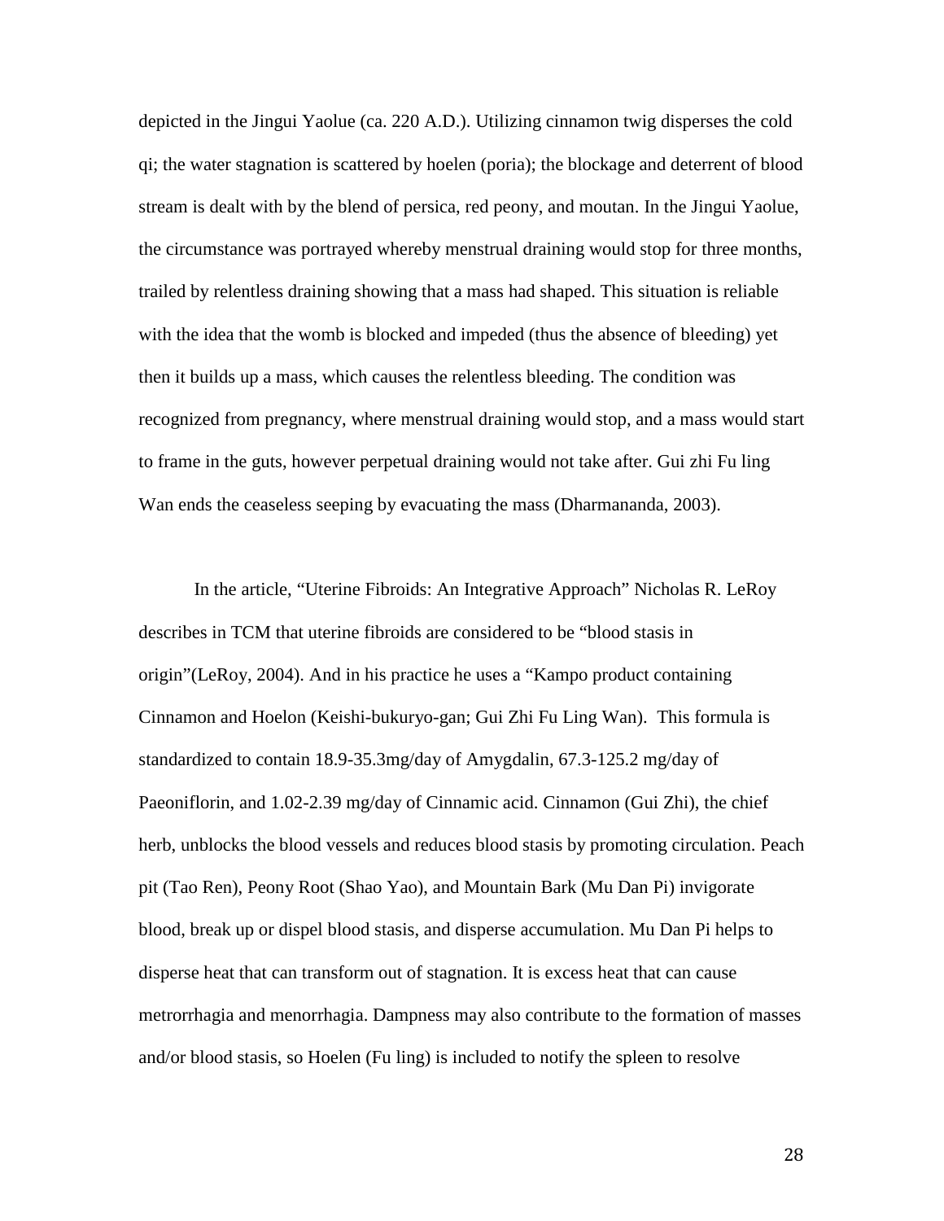depicted in the Jingui Yaolue (ca. 220 A.D.). Utilizing cinnamon twig disperses the cold qi; the water stagnation is scattered by hoelen (poria); the blockage and deterrent of blood stream is dealt with by the blend of persica, red peony, and moutan. In the Jingui Yaolue, the circumstance was portrayed whereby menstrual draining would stop for three months, trailed by relentless draining showing that a mass had shaped. This situation is reliable with the idea that the womb is blocked and impeded (thus the absence of bleeding) yet then it builds up a mass, which causes the relentless bleeding. The condition was recognized from pregnancy, where menstrual draining would stop, and a mass would start to frame in the guts, however perpetual draining would not take after. Gui zhi Fu ling Wan ends the ceaseless seeping by evacuating the mass (Dharmananda, 2003).

In the article, "Uterine Fibroids: An Integrative Approach" Nicholas R. LeRoy describes in TCM that uterine fibroids are considered to be "blood stasis in origin"(LeRoy, 2004). And in his practice he uses a "Kampo product containing Cinnamon and Hoelon (Keishi-bukuryo-gan; Gui Zhi Fu Ling Wan). This formula is standardized to contain 18.9-35.3mg/day of Amygdalin, 67.3-125.2 mg/day of Paeoniflorin, and 1.02-2.39 mg/day of Cinnamic acid. Cinnamon (Gui Zhi), the chief herb, unblocks the blood vessels and reduces blood stasis by promoting circulation. Peach pit (Tao Ren), Peony Root (Shao Yao), and Mountain Bark (Mu Dan Pi) invigorate blood, break up or dispel blood stasis, and disperse accumulation. Mu Dan Pi helps to disperse heat that can transform out of stagnation. It is excess heat that can cause metrorrhagia and menorrhagia. Dampness may also contribute to the formation of masses and/or blood stasis, so Hoelen (Fu ling) is included to notify the spleen to resolve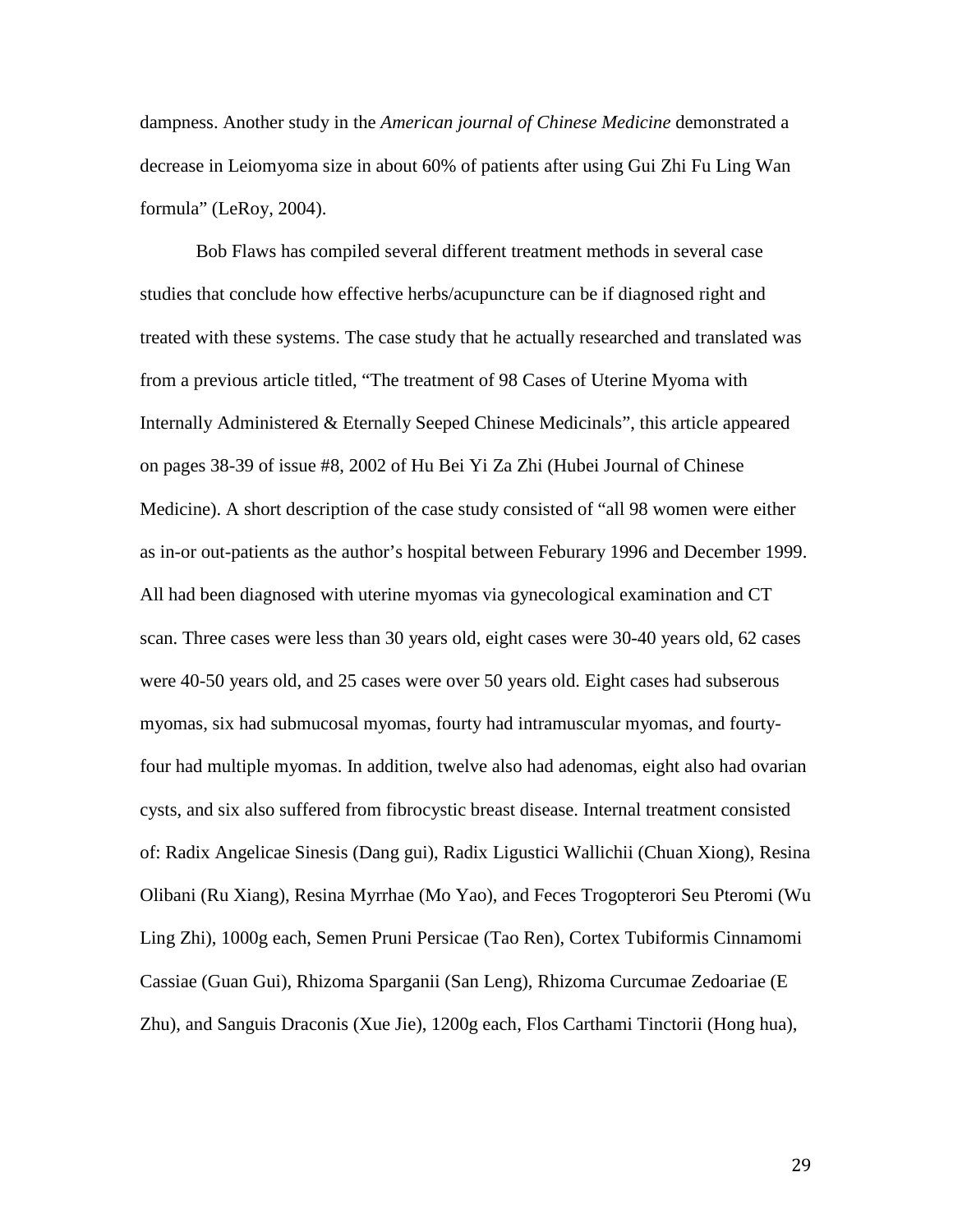dampness. Another study in the *American journal of Chinese Medicine* demonstrated a decrease in Leiomyoma size in about 60% of patients after using Gui Zhi Fu Ling Wan formula" (LeRoy, 2004).

Bob Flaws has compiled several different treatment methods in several case studies that conclude how effective herbs/acupuncture can be if diagnosed right and treated with these systems. The case study that he actually researched and translated was from a previous article titled, "The treatment of 98 Cases of Uterine Myoma with Internally Administered & Eternally Seeped Chinese Medicinals", this article appeared on pages 38-39 of issue #8, 2002 of Hu Bei Yi Za Zhi (Hubei Journal of Chinese Medicine). A short description of the case study consisted of "all 98 women were either as in-or out-patients as the author's hospital between Feburary 1996 and December 1999. All had been diagnosed with uterine myomas via gynecological examination and CT scan. Three cases were less than 30 years old, eight cases were 30-40 years old, 62 cases were 40-50 years old, and 25 cases were over 50 years old. Eight cases had subserous myomas, six had submucosal myomas, fourty had intramuscular myomas, and fourty-four had multiple myomas. In addition, twelve also had adenomas, eight also had ovarian cysts, and six also suffered from fibrocystic breast disease. Internal treatment consisted of: Radix Angelicae Sinesis (Dang gui), Radix Ligustici Wallichii (Chuan Xiong), Resina Olibani (Ru Xiang), Resina Myrrhae (Mo Yao), and Feces Trogopterori Seu Pteromi (Wu Ling Zhi), 1000g each, Semen Pruni Persicae (Tao Ren), Cortex Tubiformis Cinnamomi Cassiae (Guan Gui), Rhizoma Sparganii (San Leng), Rhizoma Curcumae Zedoariae (E Zhu), and Sanguis Draconis (Xue Jie), 1200g each, Flos Carthami Tinctorii (Hong hua),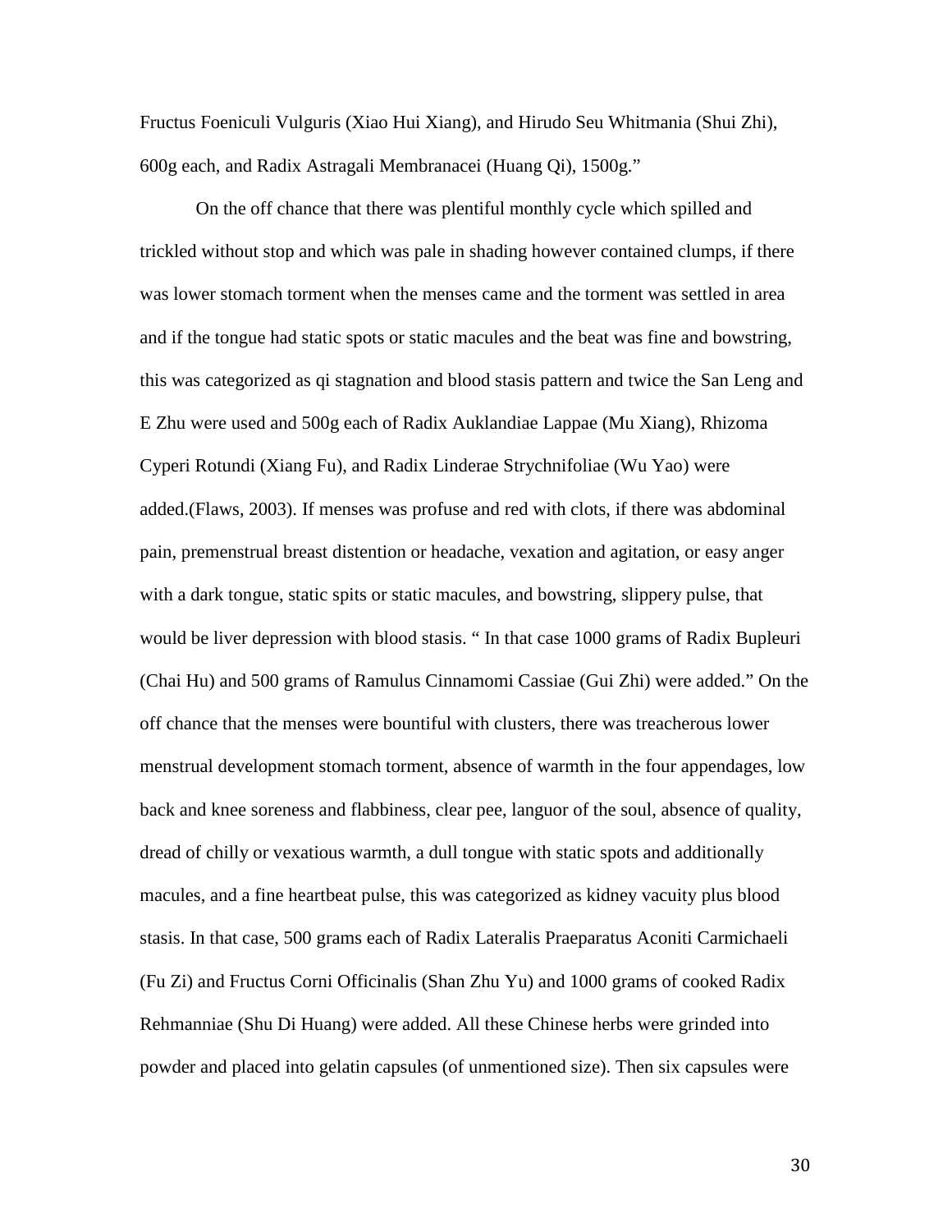Fructus Foeniculi Vulguris (Xiao Hui Xiang), and Hirudo Seu Whitmania (Shui Zhi), 600g each, and Radix Astragali Membranacei (Huang Qi), 1500g."

On the off chance that there was plentiful monthly cycle which spilled and trickled without stop and which was pale in shading however contained clumps, if there was lower stomach torment when the menses came and the torment was settled in area and if the tongue had static spots or static macules and the beat was fine and bowstring, this was categorized as qi stagnation and blood stasis pattern and twice the San Leng and E Zhu were used and 500g each of Radix Auklandiae Lappae (Mu Xiang), Rhizoma Cyperi Rotundi (Xiang Fu), and Radix Linderae Strychnifoliae (Wu Yao) were added.(Flaws, 2003). If menses was profuse and red with clots, if there was abdominal pain, premenstrual breast distention or headache, vexation and agitation, or easy anger with a dark tongue, static spits or static macules, and bowstring, slippery pulse, that would be liver depression with blood stasis. " In that case 1000 grams of Radix Bupleuri (Chai Hu) and 500 grams of Ramulus Cinnamomi Cassiae (Gui Zhi) were added." On the off chance that the menses were bountiful with clusters, there was treacherous lower menstrual development stomach torment, absence of warmth in the four appendages, low back and knee soreness and flabbiness, clear pee, languor of the soul, absence of quality, dread of chilly or vexatious warmth, a dull tongue with static spots and additionally macules, and a fine heartbeat pulse, this was categorized as kidney vacuity plus blood stasis. In that case, 500 grams each of Radix Lateralis Praeparatus Aconiti Carmichaeli (Fu Zi) and Fructus Corni Officinalis (Shan Zhu Yu) and 1000 grams of cooked Radix Rehmanniae (Shu Di Huang) were added. All these Chinese herbs were grinded into powder and placed into gelatin capsules (of unmentioned size). Then six capsules were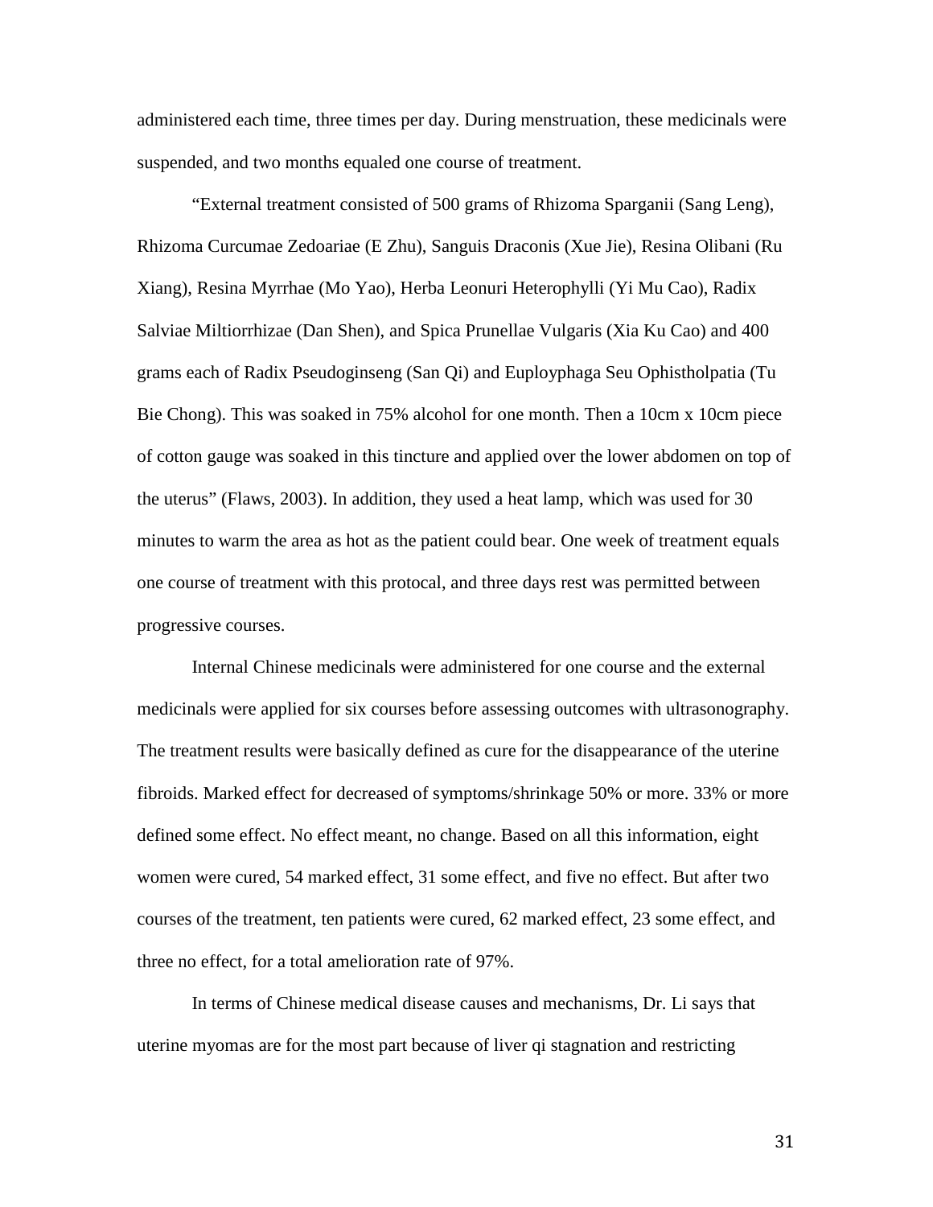administered each time, three times per day. During menstruation, these medicinals were suspended, and two months equaled one course of treatment.

"External treatment consisted of 500 grams of Rhizoma Sparganii (Sang Leng), Rhizoma Curcumae Zedoariae (E Zhu), Sanguis Draconis (Xue Jie), Resina Olibani (Ru Xiang), Resina Myrrhae (Mo Yao), Herba Leonuri Heterophylli (Yi Mu Cao), Radix Salviae Miltiorrhizae (Dan Shen), and Spica Prunellae Vulgaris (Xia Ku Cao) and 400 grams each of Radix Pseudoginseng (San Qi) and Euploypaga Seu Ophistholpatia (Tu Bie Chong). This was soaked in 75% alcohol for one month. Then a 10cm x 10cm piece of cotton gauge was soaked in this tincture and applied over the lower abdomen on top of the uterus" (Flaws, 2003). In addition, they used a heat lamp, which was used for 30 minutes to warm the area as hot as the patient could bear. One week of treatment equals one course of treatment with this protocal, and three days rest was permitted between progressive courses.

Internal Chinese medicinals were administered for one course and the external medicinals were applied for six courses before assessing outcomes with ultrasonography. The treatment results were basically defined as cure for the disappearance of the uterine fibroids. Marked effect for decreased of symptoms/shrinkage 50% or more. 33% or more defined some effect. No effect meant, no change. Based on all this information, eight women were cured, 54 marked effect, 31 some effect, and five no effect. But after two courses of the treatment, ten patients were cured, 62 marked effect, 23 some effect, and three no effect, for a total amelioration rate of 97%.

In terms of Chinese medical disease causes and mechanisms, Dr. Li says that uterine myomas are for the most part because of liver qi stagnation and restricting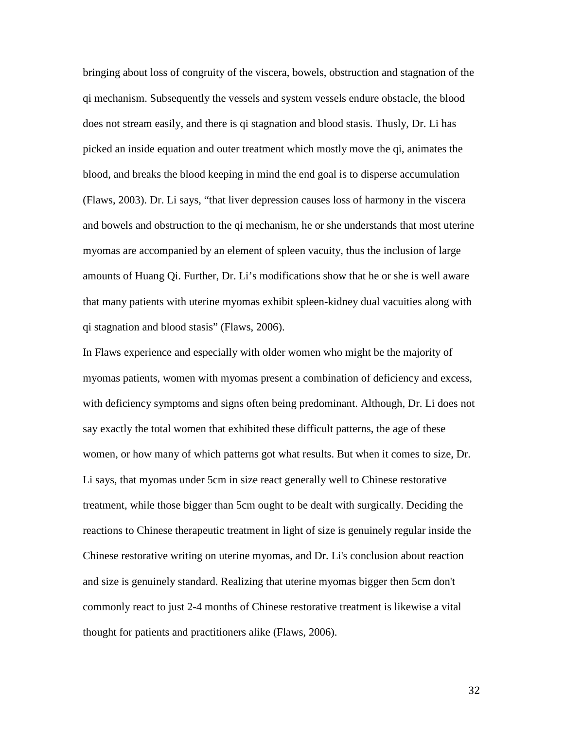bringing about loss of congruity of the viscera, bowels, obstruction and stagnation of the qi mechanism. Subsequently the vessels and system vessels endure obstacle, the blood does not stream easily, and there is qi stagnation and blood stasis. Thusly, Dr. Li has picked an inside equation and outer treatment which mostly move the qi, animates the blood, and breaks the blood keeping in mind the end goal is to disperse accumulation (Flaws, 2003). Dr. Li says, "that liver depression causes loss of harmony in the viscera and bowels and obstruction to the qi mechanism, he or she understands that most uterine myomas are accompanied by an element of spleen vacuity, thus the inclusion of large amounts of Huang Qi. Further, Dr. Li's modifications show that he or she is well aware that many patients with uterine myomas exhibit spleen-kidney dual vacuities along with qi stagnation and blood stasis" (Flaws, 2006).

In Flaws experience and especially with older women who might be the majority of myomas patients, women with myomas present a combination of deficiency and excess, with deficiency symptoms and signs often being predominant. Although, Dr. Li does not say exactly the total women that exhibited these difficult patterns, the age of these women, or how many of which patterns got what results. But when it comes to size, Dr. Li says, that myomas under 5cm in size react generally well to Chinese restorative treatment, while those bigger than 5cm ought to be dealt with surgically. Deciding the reactions to Chinese therapeutic treatment in light of size is genuinely regular inside the Chinese restorative writing on uterine myomas, and Dr. Li's conclusion about reaction and size is genuinely standard. Realizing that uterine myomas bigger then 5cm don't commonly react to just 2-4 months of Chinese restorative treatment is likewise a vital thought for patients and practitioners alike (Flaws, 2006).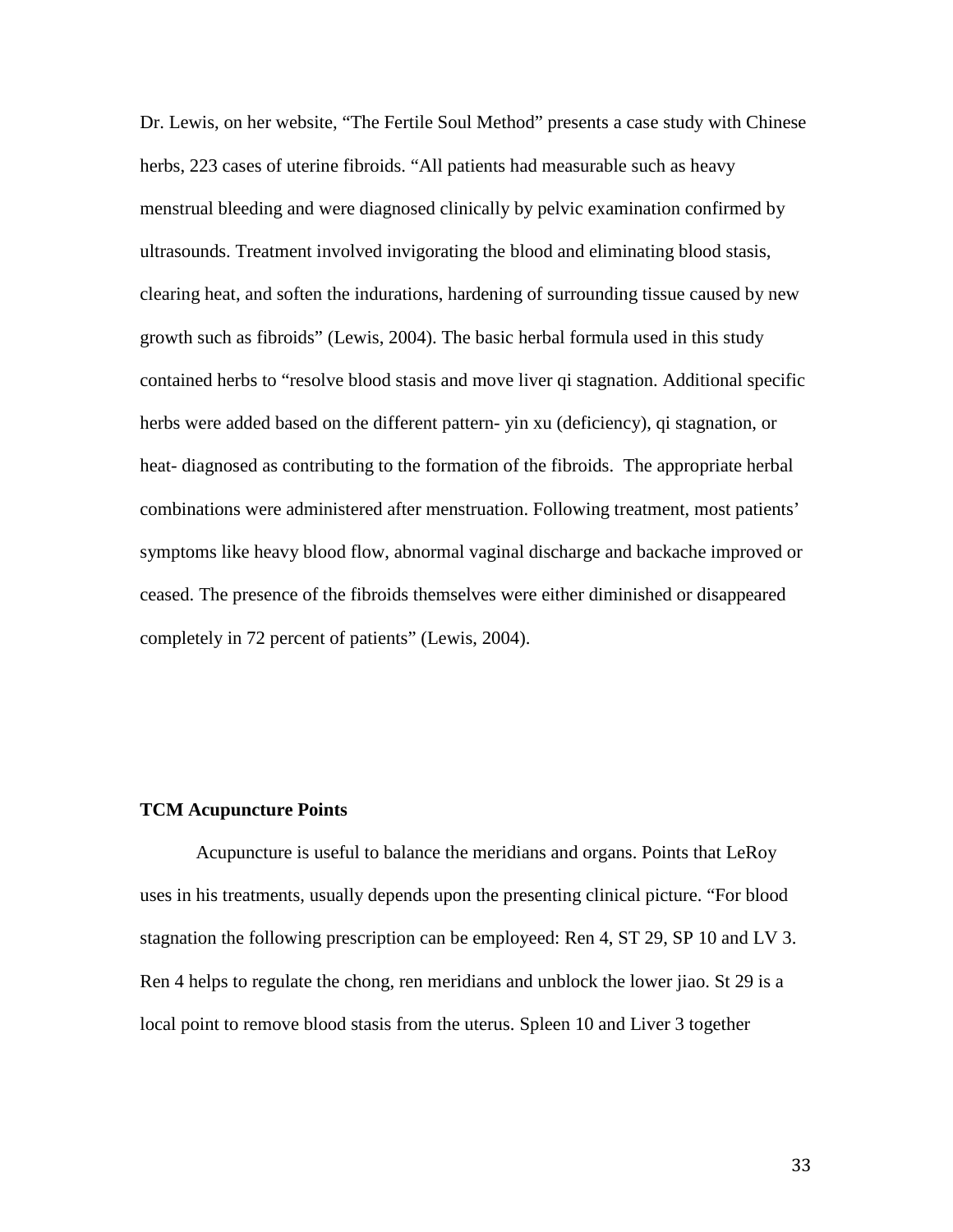Dr. Lewis, on her website, "The Fertile Soul Method" presents a case study with Chinese herbs, 223 cases of uterine fibroids. "All patients had measurable such as heavy menstrual bleeding and were diagnosed clinically by pelvic examination confirmed by ultrasounds. Treatment involved invigorating the blood and eliminating blood stasis, clearing heat, and soften the indurations, hardening of surrounding tissue caused by new growth such as fibroids" (Lewis, 2004). The basic herbal formula used in this study contained herbs to "resolve blood stasis and move liver qi stagnation. Additional specific herbs were added based on the different pattern- yin xu (deficiency), qi stagnation, or heat- diagnosed as contributing to the formation of the fibroids. The appropriate herbal combinations were administered after menstruation. Following treatment, most patients' symptoms like heavy blood flow, abnormal vaginal discharge and backache improved or ceased. The presence of the fibroids themselves were either diminished or disappeared completely in 72 percent of patients" (Lewis, 2004).

**TCM Acupuncture Points**

Acupuncture is useful to balance the meridians and organs. Points that LeRoy uses in his treatments, usually depends upon the presenting clinical picture. "For blood stagnation the following prescription can be employeed: Ren 4, ST 29, SP 10 and LV 3. Ren 4 helps to regulate the chong, ren meridians and unblock the lower jiao. St 29 is a local point to remove blood stasis from the uterus. Spleen 10 and Liver 3 together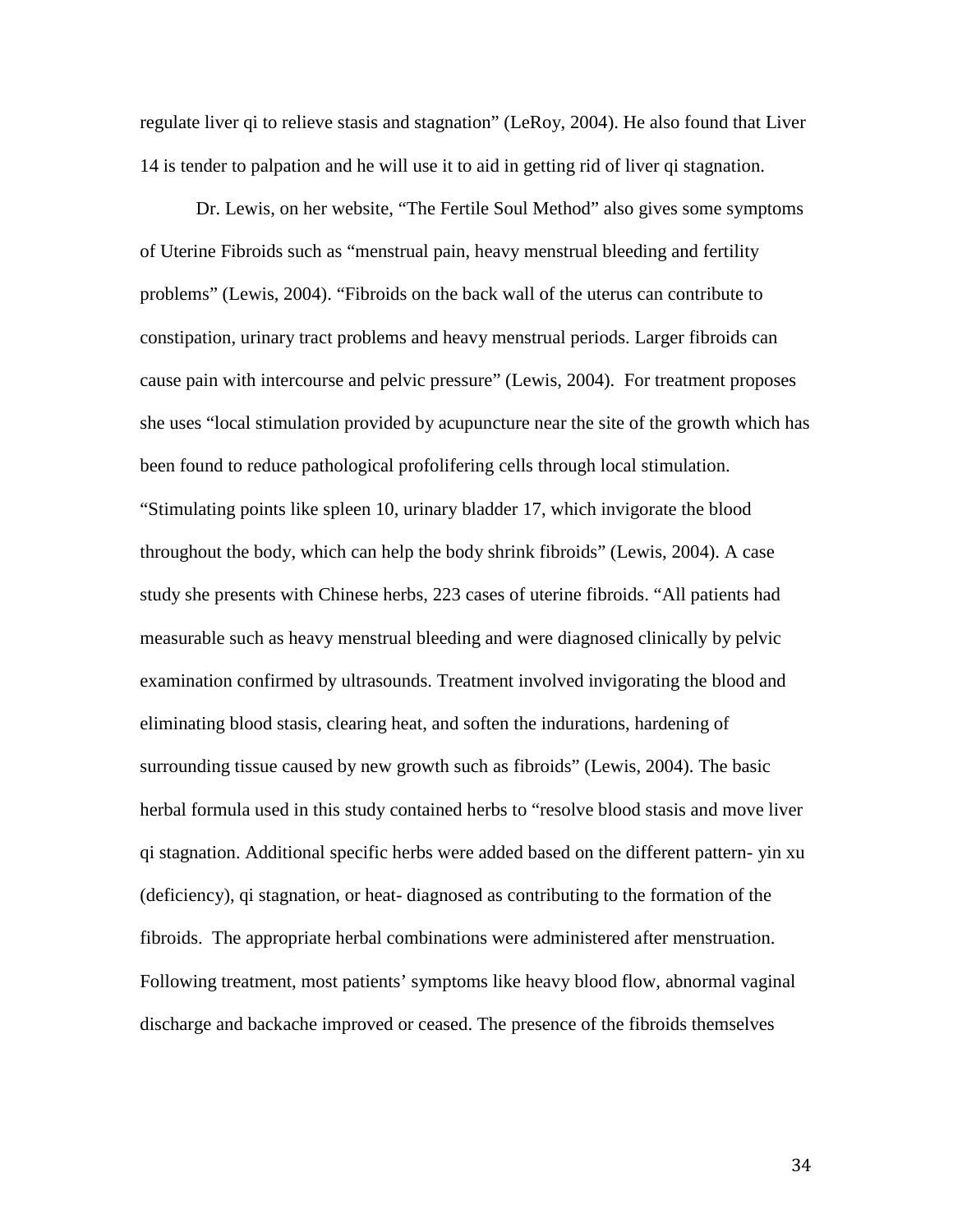regulate liver qi to relieve stasis and stagnation" (LeRoy, 2004). He also found that Liver 14 is tender to palpation and he will use it to aid in getting rid of liver qi stagnation.

Dr. Lewis, on her website, "The Fertile Soul Method" also gives some symptoms of Uterine Fibroids such as "menstrual pain, heavy menstrual bleeding and fertility problems" (Lewis, 2004). "Fibroids on the back wall of the uterus can contribute to constipation, urinary tract problems and heavy menstrual periods. Larger fibroids can cause pain with intercourse and pelvic pressure" (Lewis, 2004). For treatment proposes she uses "local stimulation provided by acupuncture near the site of the growth which has been found to reduce pathological profolifering cells through local stimulation. "Stimulating points like spleen 10, urinary bladder 17, which invigorate the blood throughout the body, which can help the body shrink fibroids" (Lewis, 2004). A case study she presents with Chinese herbs, 223 cases of uterine fibroids. "All patients had measurable such as heavy menstrual bleeding and were diagnosed clinically by pelvic examination confirmed by ultrasounds. Treatment involved invigorating the blood and eliminating blood stasis, clearing heat, and soften the indurations, hardening of surrounding tissue caused by new growth such as fibroids" (Lewis, 2004). The basic herbal formula used in this study contained herbs to "resolve blood stasis and move liver qi stagnation. Additional specific herbs were added based on the different pattern- yin xu (deficiency), qi stagnation, or heat- diagnosed as contributing to the formation of the fibroids. The appropriate herbal combinations were administered after menstruation. Following treatment, most patients' symptoms like heavy blood flow, abnormal vaginal discharge and backache improved or ceased. The presence of the fibroids themselves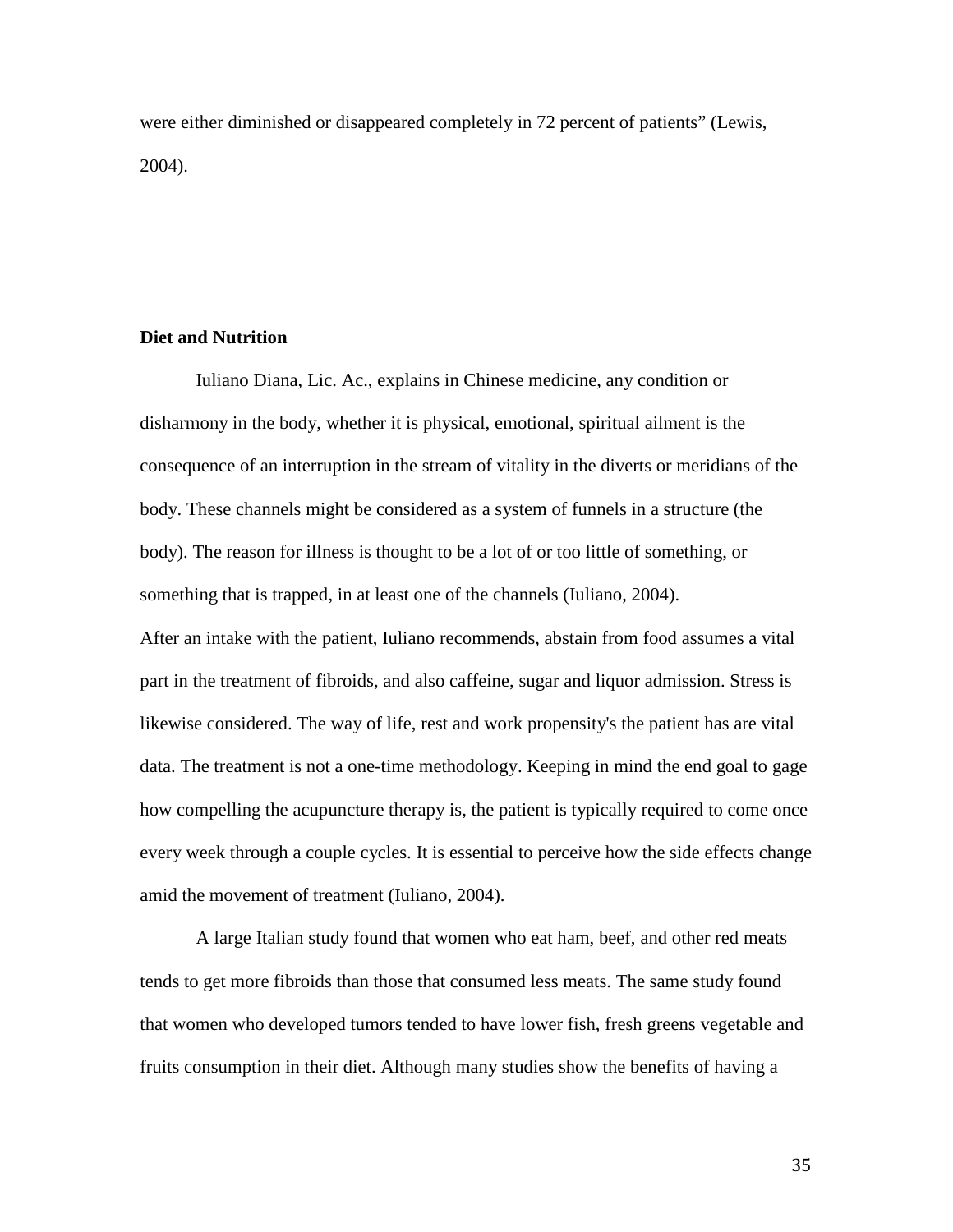were either diminished or disappeared completely in 72 percent of patients" (Lewis, 2004).

**Diet and Nutrition**

Iuliano Diana, Lic. Ac., explains in Chinese medicine, any condition or disharmony in the body, whether it is physical, emotional, spiritual ailment is the consequence of an interruption in the stream of vitality in the diverts or meridians of the body. These channels might be considered as a system of funnels in a structure (the body). The reason for illness is thought to be a lot of or too little of something, or something that is trapped, in at least one of the channels (Iuliano, 2004).

After an intake with the patient, Iuliano recommends, abstain from food assumes a vital part in the treatment of fibroids, and also caffeine, sugar and liquor admission. Stress is likewise considered. The way of life, rest and work propensity's the patient has are vital data. The treatment is not a one-time methodology. Keeping in mind the end goal to gage how compelling the acupuncture therapy is, the patient is typically required to come once every week through a couple cycles. It is essential to perceive how the side effects change amid the movement of treatment (Iuliano, 2004).

A large Italian study found that women who eat ham, beef, and other red meats tends to get more fibroids than those that consumed less meats. The same study found that women who developed tumors tended to have lower fish, fresh greens vegetable and fruits consumption in their diet. Although many studies show the benefits of having a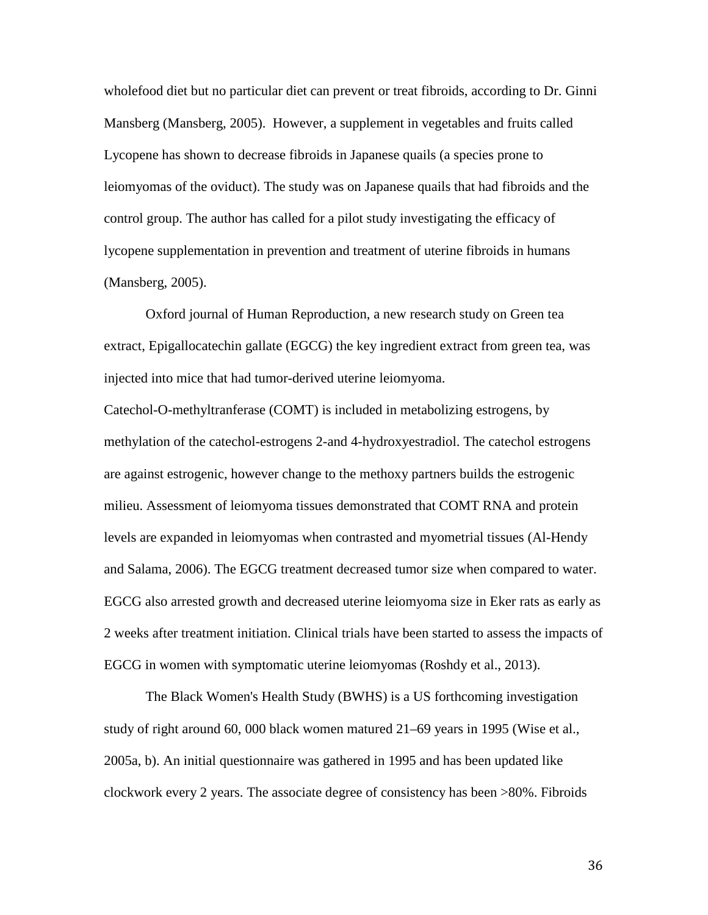wholefood diet but no particular diet can prevent or treat fibroids, according to Dr. Ginni Mansberg (Mansberg, 2005). However, a supplement in vegetables and fruits called Lycopene has shown to decrease fibroids in Japanese quails (a species prone to leiomyomas of the oviduct). The study was on Japanese quails that had fibroids and the control group. The author has called for a pilot study investigating the efficacy of lycopene supplementation in prevention and treatment of uterine fibroids in humans (Mansberg, 2005).

Oxford journal of Human Reproduction, a new research study on Green tea extract, Epigallocatechin gallate (EGCG) the key ingredient extract from green tea, was injected into mice that had tumor-derived uterine leiomyoma.
Catechol-O-methyltranferase (COMT) is included in metabolizing estrogens, by methylation of the catechol-estrogens 2-and 4-hydroxyestradiol. The catechol estrogens are against estrogenic, however change to the methoxy partners builds the estrogenic milieu. Assessment of leiomyoma tissues demonstrated that COMT RNA and protein levels are expanded in leiomyomas when contrasted and myometrial tissues (Al-Hendy and Salama, 2006). The EGCG treatment decreased tumor size when compared to water. EGCG also arrested growth and decreased uterine leiomyoma size in Eker rats as early as 2 weeks after treatment initiation. Clinical trials have been started to assess the impacts of EGCG in women with symptomatic uterine leiomyomas (Roshdy et al., 2013).

The Black Women's Health Study (BWHS) is a US forthcoming investigation study of right around 60, 000 black women matured 21–69 years in 1995 (Wise et al., 2005a, b). An initial questionnaire was gathered in 1995 and has been updated like clockwork every 2 years. The associate degree of consistency has been >80%. Fibroids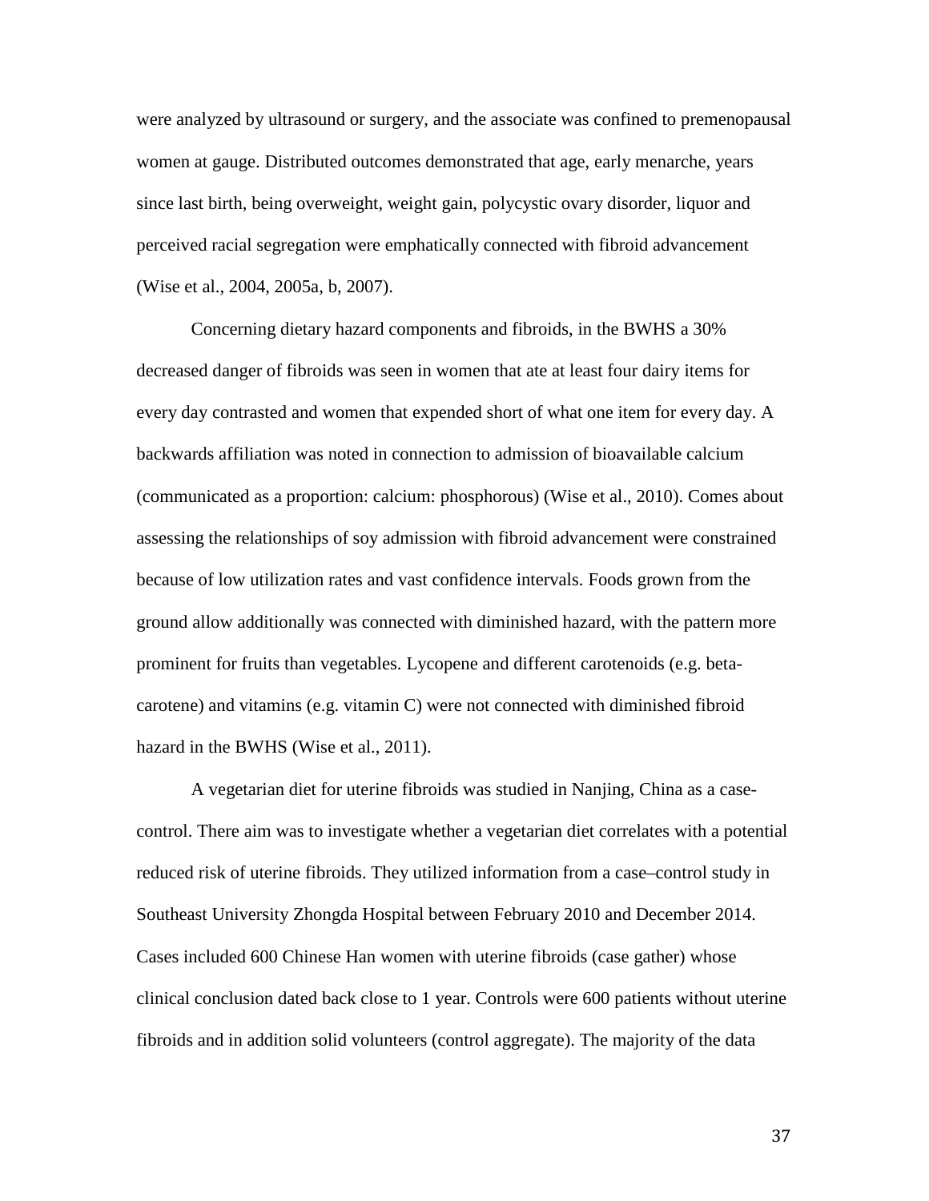were analyzed by ultrasound or surgery, and the associate was confined to premenopausal women at gauge. Distributed outcomes demonstrated that age, early menarche, years since last birth, being overweight, weight gain, polycystic ovary disorder, liquor and perceived racial segregation were emphatically connected with fibroid advancement (Wise et al., 2004, 2005a, b, 2007).

Concerning dietary hazard components and fibroids, in the BWHS a 30% decreased danger of fibroids was seen in women that ate at least four dairy items for every day contrasted and women that expended short of what one item for every day. A backwards affiliation was noted in connection to admission of bioavailable calcium (communicated as a proportion: calcium: phosphorous) (Wise et al., 2010). Comes about assessing the relationships of soy admission with fibroid advancement were constrained because of low utilization rates and vast confidence intervals. Foods grown from the ground allow additionally was connected with diminished hazard, with the pattern more prominent for fruits than vegetables. Lycopene and different carotenoids (e.g. beta-carotene) and vitamins (e.g. vitamin C) were not connected with diminished fibroid hazard in the BWHS (Wise et al., 2011).

A vegetarian diet for uterine fibroids was studied in Nanjing, China as a case-control. There aim was to investigate whether a vegetarian diet correlates with a potential reduced risk of uterine fibroids. They utilized information from a case–control study in Southeast University Zhongda Hospital between February 2010 and December 2014. Cases included 600 Chinese Han women with uterine fibroids (case gather) whose clinical conclusion dated back close to 1 year. Controls were 600 patients without uterine fibroids and in addition solid volunteers (control aggregate). The majority of the data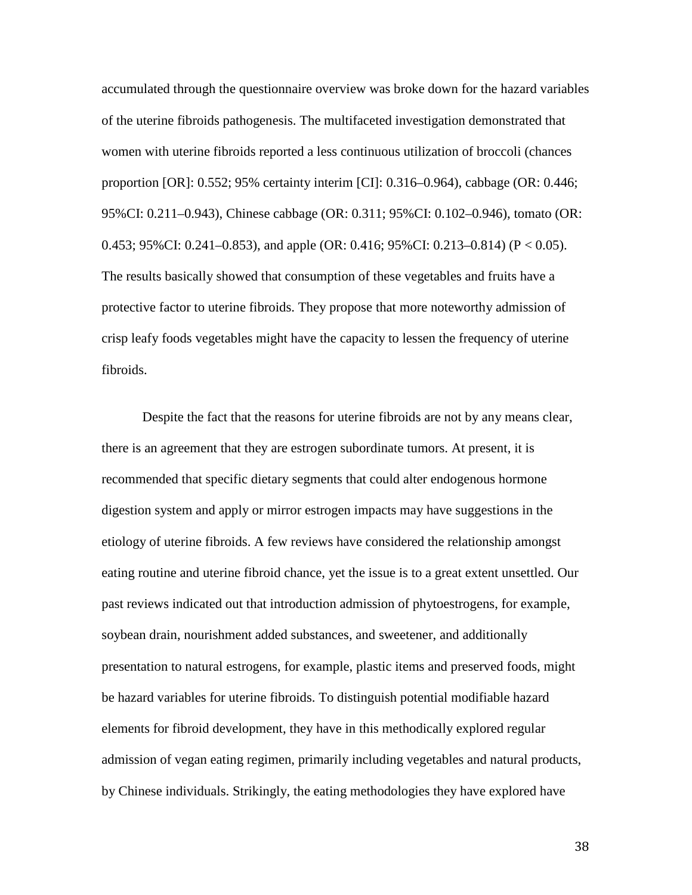accumulated through the questionnaire overview was broke down for the hazard variables of the uterine fibroids pathogenesis. The multifaceted investigation demonstrated that women with uterine fibroids reported a less continuous utilization of broccoli (chances proportion [OR]: 0.552; 95% certainty interim [CI]: 0.316–0.964), cabbage (OR: 0.446; 95%CI: 0.211–0.943), Chinese cabbage (OR: 0.311; 95%CI: 0.102–0.946), tomato (OR: 0.453; 95%CI: 0.241–0.853), and apple (OR: 0.416; 95%CI: 0.213–0.814) ($P < 0.05$). The results basically showed that consumption of these vegetables and fruits have a protective factor to uterine fibroids. They propose that more noteworthy admission of crisp leafy foods vegetables might have the capacity to lessen the frequency of uterine fibroids.

Despite the fact that the reasons for uterine fibroids are not by any means clear, there is an agreement that they are estrogen subordinate tumors. At present, it is recommended that specific dietary segments that could alter endogenous hormone digestion system and apply or mirror estrogen impacts may have suggestions in the etiology of uterine fibroids. A few reviews have considered the relationship amongst eating routine and uterine fibroid chance, yet the issue is to a great extent unsettled. Our past reviews indicated out that introduction admission of phytoestrogens, for example, soybean drain, nourishment added substances, and sweetener, and additionally presentation to natural estrogens, for example, plastic items and preserved foods, might be hazard variables for uterine fibroids. To distinguish potential modifiable hazard elements for fibroid development, they have in this methodically explored regular admission of vegan eating regimen, primarily including vegetables and natural products, by Chinese individuals. Strikingly, the eating methodologies they have explored have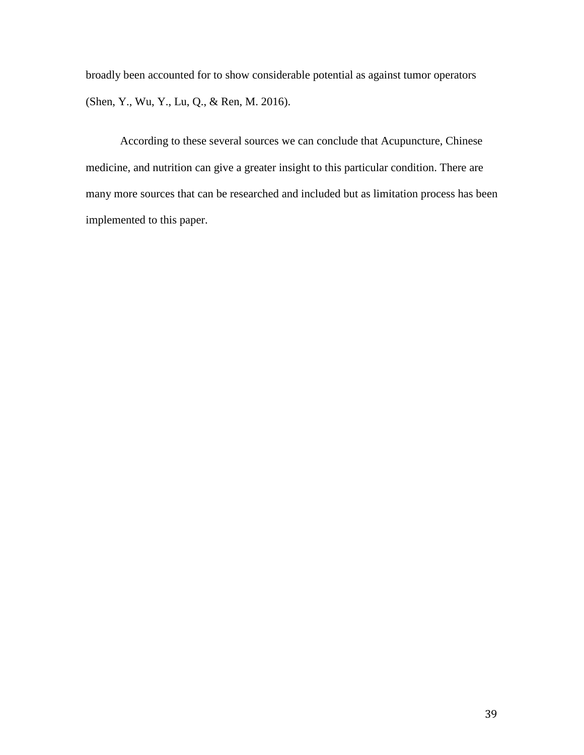broadly been accounted for to show considerable potential as against tumor operators (Shen, Y., Wu, Y., Lu, Q., & Ren, M. 2016).

According to these several sources we can conclude that Acupuncture, Chinese medicine, and nutrition can give a greater insight to this particular condition. There are many more sources that can be researched and included but as limitation process has been implemented to this paper.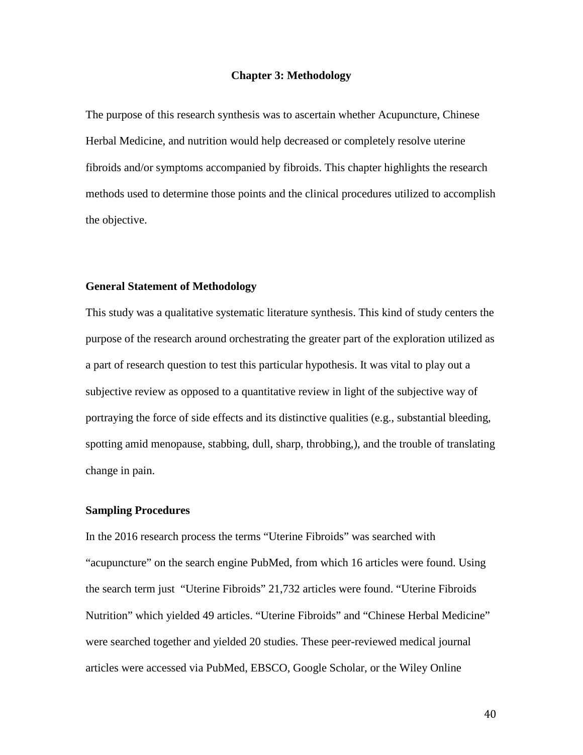# Chapter 3: Methodology

The purpose of this research synthesis was to ascertain whether Acupuncture, Chinese Herbal Medicine, and nutrition would help decreased or completely resolve uterine fibroids and/or symptoms accompanied by fibroids. This chapter highlights the research methods used to determine those points and the clinical procedures utilized to accomplish the objective.

## General Statement of Methodology

This study was a qualitative systematic literature synthesis. This kind of study centers the purpose of the research around orchestrating the greater part of the exploration utilized as a part of research question to test this particular hypothesis. It was vital to play out a subjective review as opposed to a quantitative review in light of the subjective way of portraying the force of side effects and its distinctive qualities (e.g., substantial bleeding, spotting amid menopause, stabbing, dull, sharp, throbbing,), and the trouble of translating change in pain.

## Sampling Procedures

In the 2016 research process the terms "Uterine Fibroids" was searched with "acupuncture" on the search engine PubMed, from which 16 articles were found. Using the search term just "Uterine Fibroids" 21,732 articles were found. "Uterine Fibroids Nutrition" which yielded 49 articles. "Uterine Fibroids" and "Chinese Herbal Medicine" were searched together and yielded 20 studies. These peer-reviewed medical journal articles were accessed via PubMed, EBSCO, Google Scholar, or the Wiley Online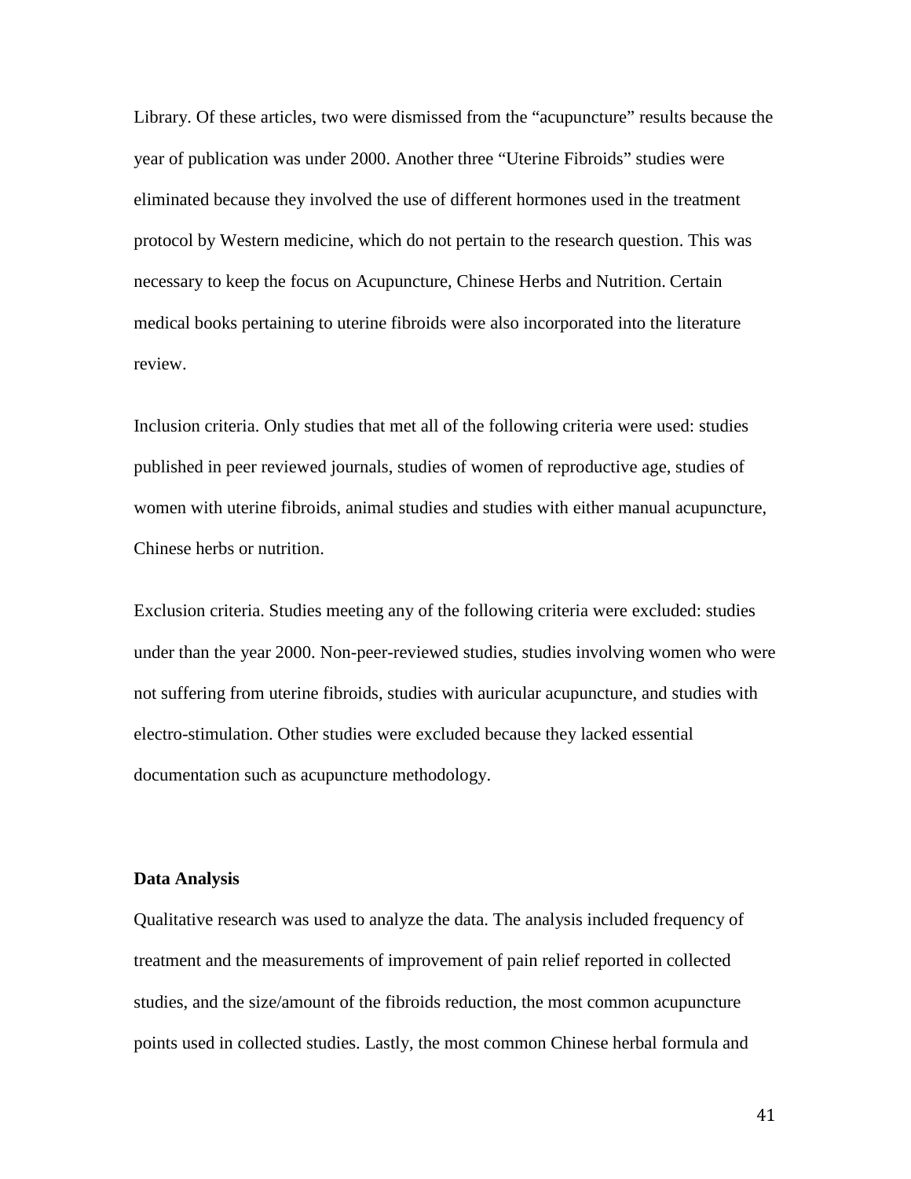Library. Of these articles, two were dismissed from the "acupuncture" results because the year of publication was under 2000. Another three "Uterine Fibroids" studies were eliminated because they involved the use of different hormones used in the treatment protocol by Western medicine, which do not pertain to the research question. This was necessary to keep the focus on Acupuncture, Chinese Herbs and Nutrition. Certain medical books pertaining to uterine fibroids were also incorporated into the literature review.

Inclusion criteria. Only studies that met all of the following criteria were used: studies published in peer reviewed journals, studies of women of reproductive age, studies of women with uterine fibroids, animal studies and studies with either manual acupuncture, Chinese herbs or nutrition.

Exclusion criteria. Studies meeting any of the following criteria were excluded: studies under than the year 2000. Non-peer-reviewed studies, studies involving women who were not suffering from uterine fibroids, studies with auricular acupuncture, and studies with electro-stimulation. Other studies were excluded because they lacked essential documentation such as acupuncture methodology.

**Data Analysis**

Qualitative research was used to analyze the data. The analysis included frequency of treatment and the measurements of improvement of pain relief reported in collected studies, and the size/amount of the fibroids reduction, the most common acupuncture points used in collected studies. Lastly, the most common Chinese herbal formula and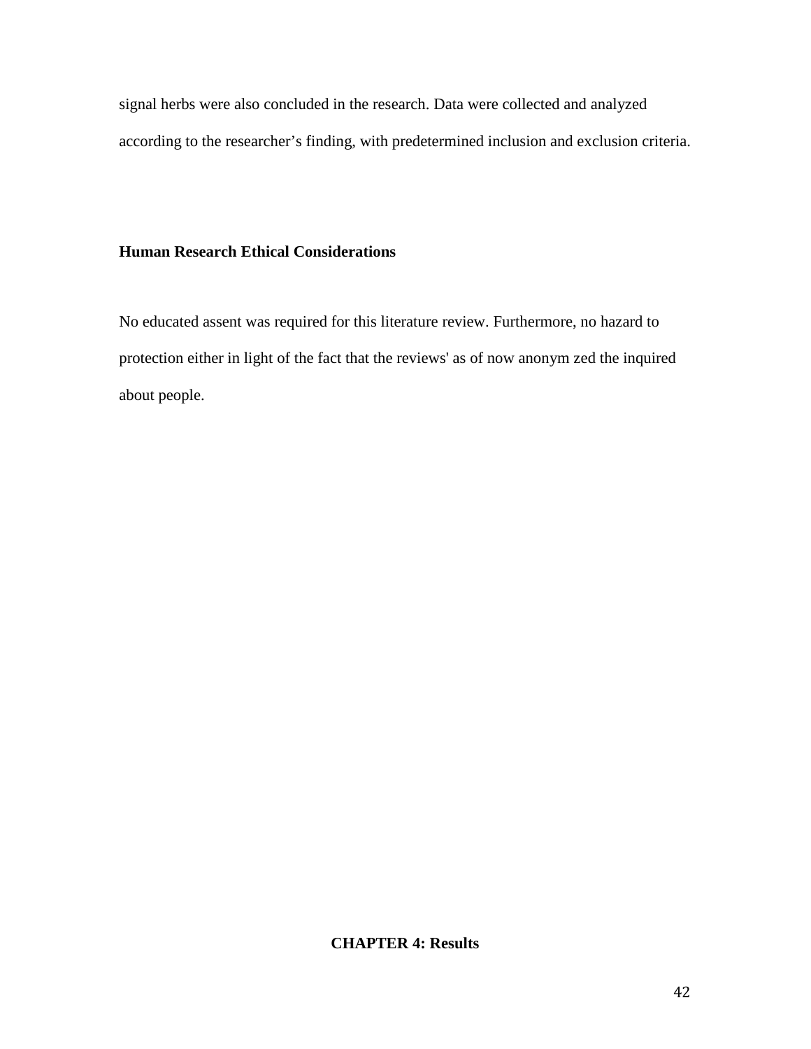signal herbs were also concluded in the research. Data were collected and analyzed according to the researcher's finding, with predetermined inclusion and exclusion criteria.

### Human Research Ethical Considerations

No educated assent was required for this literature review. Furthermore, no hazard to protection either in light of the fact that the reviews' as of now anonym zed the inquired about people.

## CHAPTER 4: Results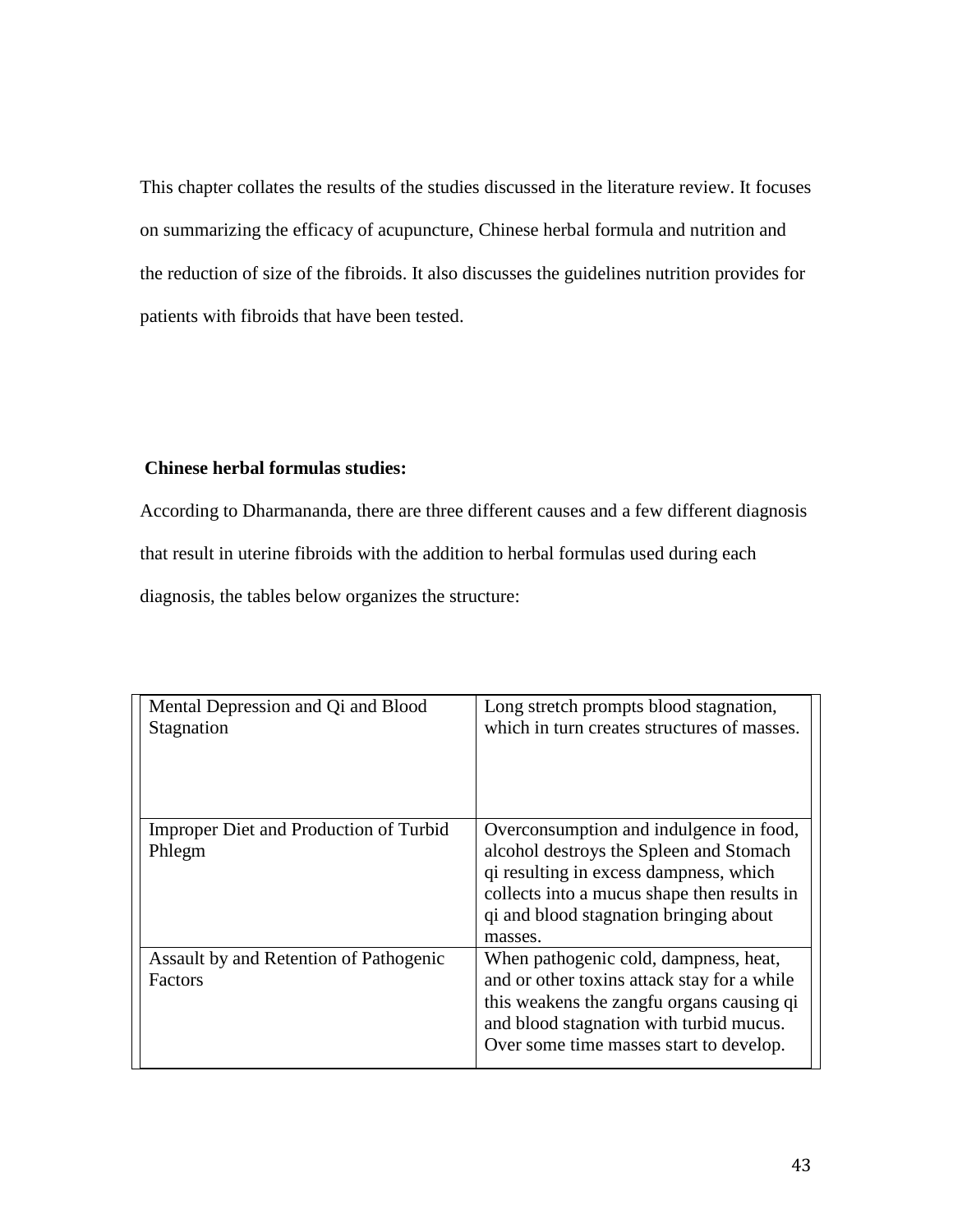This chapter collates the results of the studies discussed in the literature review. It focuses on summarizing the efficacy of acupuncture, Chinese herbal formula and nutrition and the reduction of size of the fibroids. It also discusses the guidelines nutrition provides for patients with fibroids that have been tested.

**Chinese herbal formulas studies:**

According to Dharmananda, there are three different causes and a few different diagnosis that result in uterine fibroids with the addition to herbal formulas used during each diagnosis, the tables below organizes the structure:

| | |
|---|---|
| Mental Depression and Qi and Blood Stagnation | Long stretch prompts blood stagnation, which in turn creates structures of masses. |
| Improper Diet and Production of Turbid Phlegm | Overconsumption and indulgence in food, alcohol destroys the Spleen and Stomach qi resulting in excess dampness, which collects into a mucus shape then results in qi and blood stagnation bringing about masses. |
| Assault by and Retention of Pathogenic Factors | When pathogenic cold, dampness, heat, and or other toxins attack stay for a while this weakens the zangfu organs causing qi and blood stagnation with turbid mucus. Over some time masses start to develop. |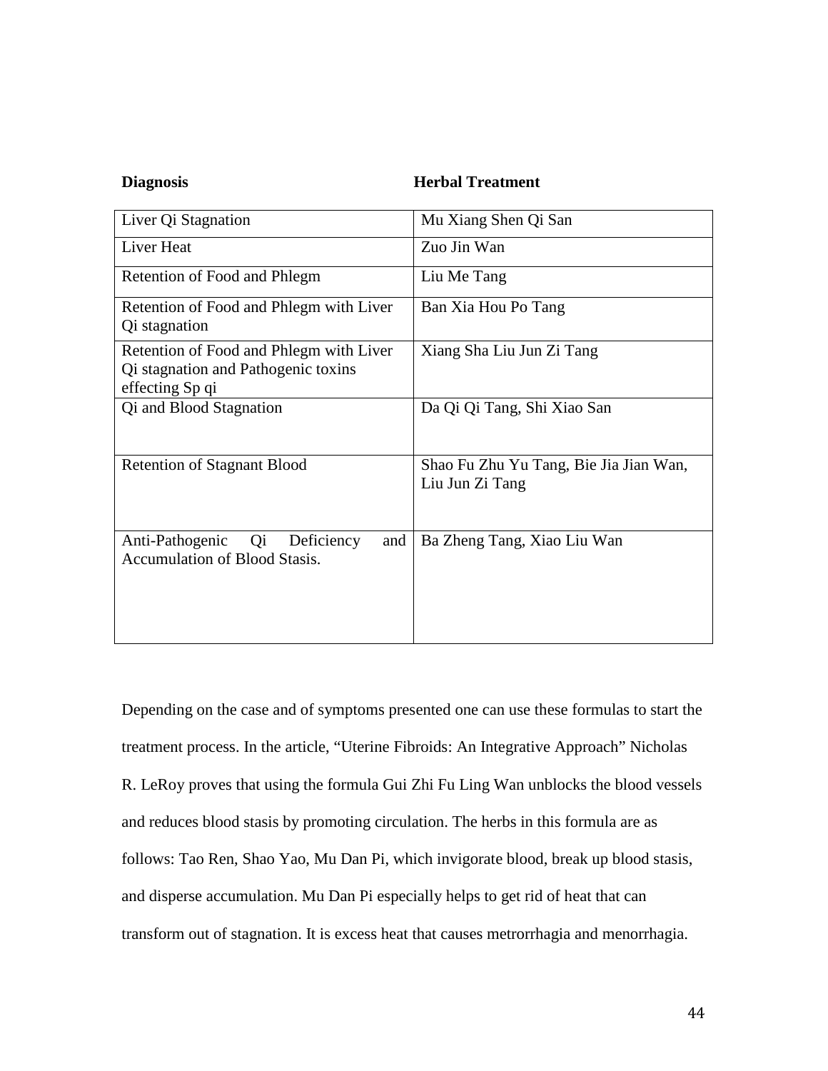| Diagnosis | Herbal Treatment |
| --- | --- |
| Liver Qi Stagnation | Mu Xiang Shen Qi San |
| Liver Heat | Zuo Jin Wan |
| Retention of Food and Phlegm | Liu Me Tang |
| Retention of Food and Phlegm with Liver Qi stagnation | Ban Xia Hou Po Tang |
| Retention of Food and Phlegm with Liver Qi stagnation and Pathogenic toxins effecting Sp qi | Xiang Sha Liu Jun Zi Tang |
| Qi and Blood Stagnation | Da Qi Qi Tang, Shi Xiao San |
| Retention of Stagnant Blood | Shao Fu Zhu Yu Tang, Bie Jia Jian Wan, Liu Jun Zi Tang |
| Anti-Pathogenic Qi Deficiency and Accumulation of Blood Stasis. | Ba Zheng Tang, Xiao Liu Wan |

Depending on the case and of symptoms presented one can use these formulas to start the treatment process. In the article, "Uterine Fibroids: An Integrative Approach" Nicholas R. LeRoy proves that using the formula Gui Zhi Fu Ling Wan unblocks the blood vessels and reduces blood stasis by promoting circulation. The herbs in this formula are as follows: Tao Ren, Shao Yao, Mu Dan Pi, which invigorate blood, break up blood stasis, and disperse accumulation. Mu Dan Pi especially helps to get rid of heat that can transform out of stagnation. It is excess heat that causes metrorrhagia and menorrhagia.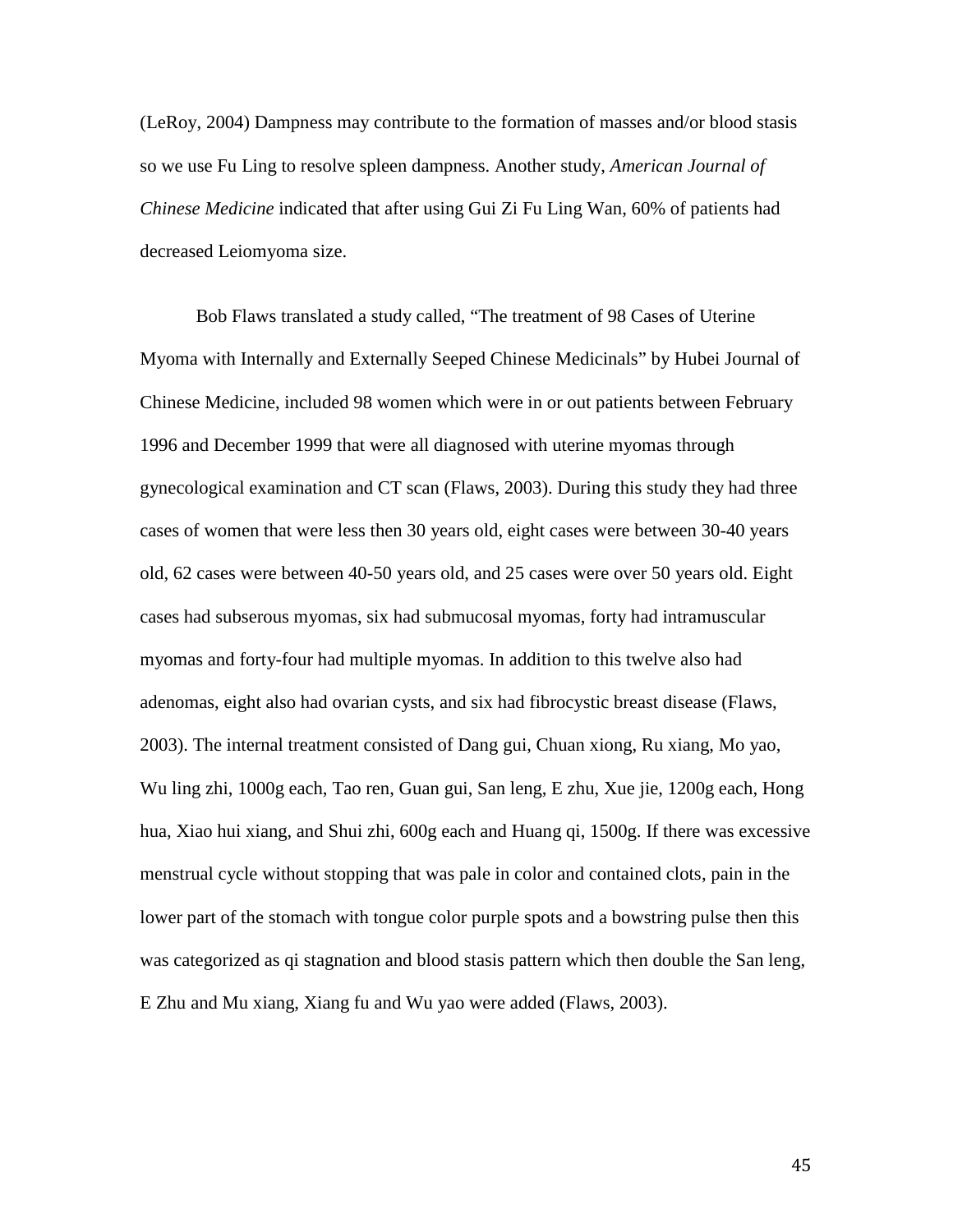(LeRoy, 2004) Dampness may contribute to the formation of masses and/or blood stasis so we use Fu Ling to resolve spleen dampness. Another study, *American Journal of Chinese Medicine* indicated that after using Gui Zi Fu Ling Wan, 60% of patients had decreased Leiomyoma size.

Bob Flaws translated a study called, "The treatment of 98 Cases of Uterine Myoma with Internally and Externally Seeped Chinese Medicinals" by Hubei Journal of Chinese Medicine, included 98 women which were in or out patients between February 1996 and December 1999 that were all diagnosed with uterine myomas through gynecological examination and CT scan (Flaws, 2003). During this study they had three cases of women that were less then 30 years old, eight cases were between 30-40 years old, 62 cases were between 40-50 years old, and 25 cases were over 50 years old. Eight cases had subserous myomas, six had submucosal myomas, forty had intramuscular myomas and forty-four had multiple myomas. In addition to this twelve also had adenomas, eight also had ovarian cysts, and six had fibrocystic breast disease (Flaws, 2003). The internal treatment consisted of Dang gui, Chuan xiong, Ru xiang, Mo yao, Wu ling zhi, 1000g each, Tao ren, Guan gui, San leng, E zhu, Xue jie, 1200g each, Hong hua, Xiao hui xiang, and Shui zhi, 600g each and Huang qi, 1500g. If there was excessive menstrual cycle without stopping that was pale in color and contained clots, pain in the lower part of the stomach with tongue color purple spots and a bowstring pulse then this was categorized as qi stagnation and blood stasis pattern which then double the San leng, E Zhu and Mu xiang, Xiang fu and Wu yao were added (Flaws, 2003).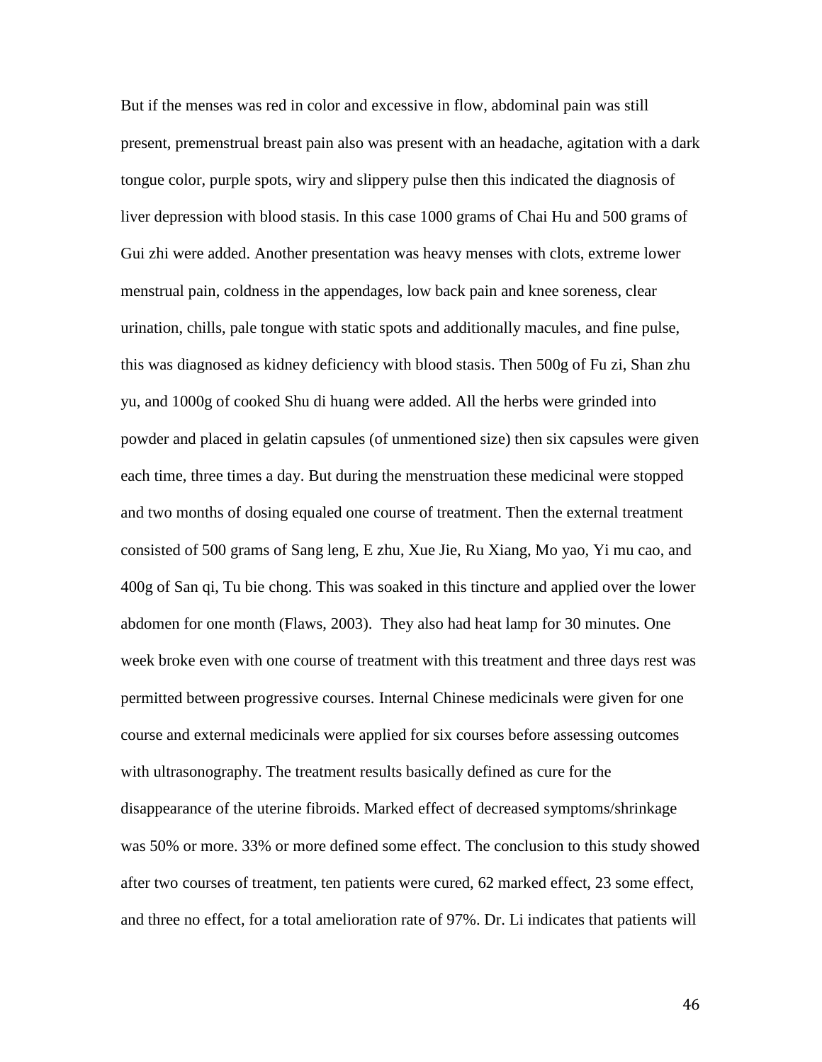But if the menses was red in color and excessive in flow, abdominal pain was still present, premenstrual breast pain also was present with an headache, agitation with a dark tongue color, purple spots, wiry and slippery pulse then this indicated the diagnosis of liver depression with blood stasis. In this case 1000 grams of Chai Hu and 500 grams of Gui zhi were added. Another presentation was heavy menses with clots, extreme lower menstrual pain, coldness in the appendages, low back pain and knee soreness, clear urination, chills, pale tongue with static spots and additionally macules, and fine pulse, this was diagnosed as kidney deficiency with blood stasis. Then 500g of Fu zi, Shan zhu yu, and 1000g of cooked Shu di huang were added. All the herbs were grinded into powder and placed in gelatin capsules (of unmentioned size) then six capsules were given each time, three times a day. But during the menstruation these medicinal were stopped and two months of dosing equaled one course of treatment. Then the external treatment consisted of 500 grams of Sang leng, E zhu, Xue Jie, Ru Xiang, Mo yao, Yi mu cao, and 400g of San qi, Tu bie chong. This was soaked in this tincture and applied over the lower abdomen for one month (Flaws, 2003). They also had heat lamp for 30 minutes. One week broke even with one course of treatment with this treatment and three days rest was permitted between progressive courses. Internal Chinese medicinals were given for one course and external medicinals were applied for six courses before assessing outcomes with ultrasonography. The treatment results basically defined as cure for the disappearance of the uterine fibroids. Marked effect of decreased symptoms/shrinkage was 50% or more. 33% or more defined some effect. The conclusion to this study showed after two courses of treatment, ten patients were cured, 62 marked effect, 23 some effect, and three no effect, for a total amelioration rate of 97%. Dr. Li indicates that patients will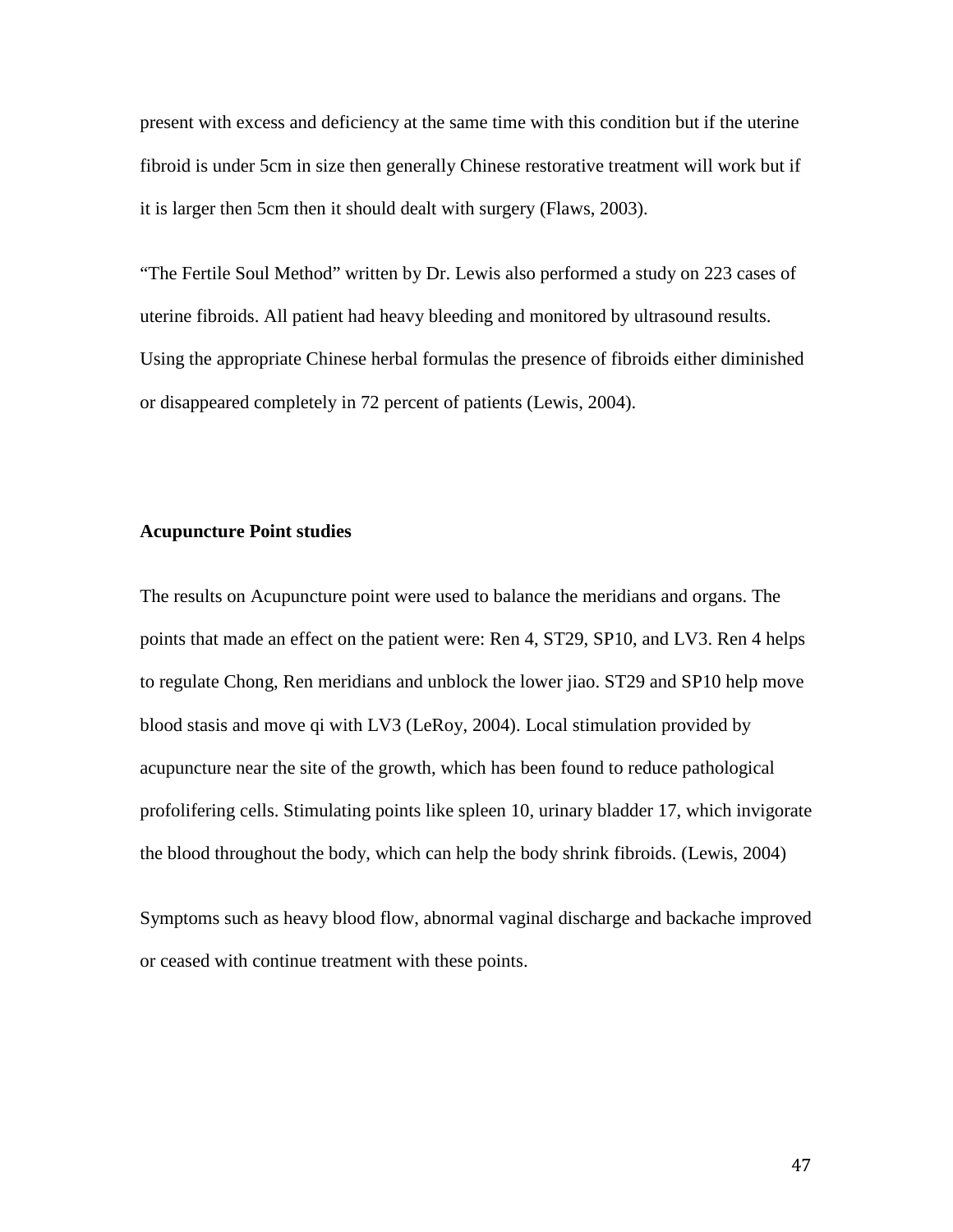present with excess and deficiency at the same time with this condition but if the uterine fibroid is under 5cm in size then generally Chinese restorative treatment will work but if it is larger then 5cm then it should dealt with surgery (Flaws, 2003).

"The Fertile Soul Method" written by Dr. Lewis also performed a study on 223 cases of uterine fibroids. All patient had heavy bleeding and monitored by ultrasound results. Using the appropriate Chinese herbal formulas the presence of fibroids either diminished or disappeared completely in 72 percent of patients (Lewis, 2004).

**Acupuncture Point studies**

The results on Acupuncture point were used to balance the meridians and organs. The points that made an effect on the patient were: Ren 4, ST29, SP10, and LV3. Ren 4 helps to regulate Chong, Ren meridians and unblock the lower jiao. ST29 and SP10 help move blood stasis and move qi with LV3 (LeRoy, 2004). Local stimulation provided by acupuncture near the site of the growth, which has been found to reduce pathological profolifering cells. Stimulating points like spleen 10, urinary bladder 17, which invigorate the blood throughout the body, which can help the body shrink fibroids. (Lewis, 2004)

Symptoms such as heavy blood flow, abnormal vaginal discharge and backache improved or ceased with continue treatment with these points.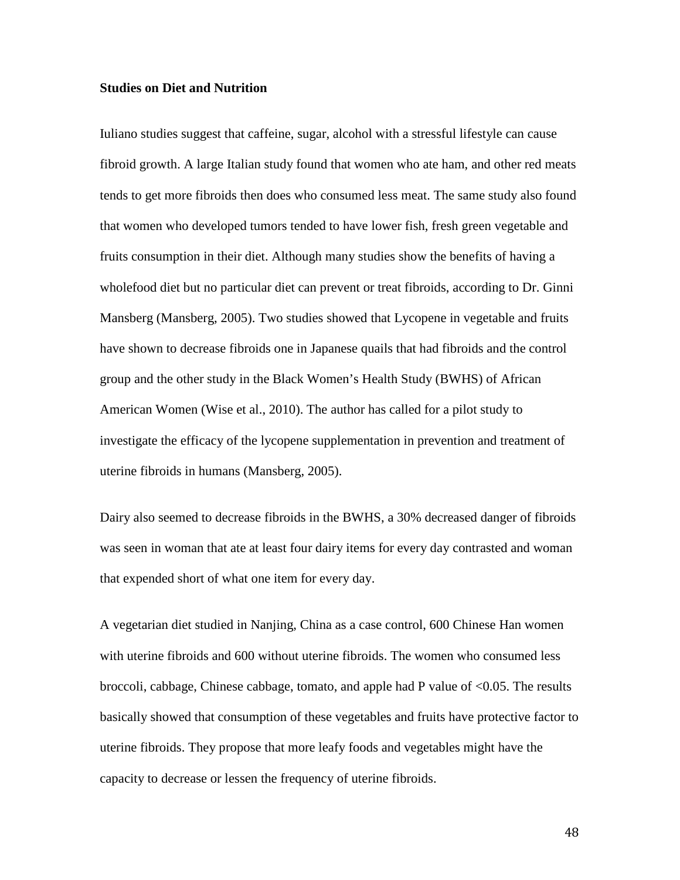**Studies on Diet and Nutrition**

Iuliano studies suggest that caffeine, sugar, alcohol with a stressful lifestyle can cause fibroid growth. A large Italian study found that women who ate ham, and other red meats tends to get more fibroids then does who consumed less meat. The same study also found that women who developed tumors tended to have lower fish, fresh green vegetable and fruits consumption in their diet. Although many studies show the benefits of having a wholefood diet but no particular diet can prevent or treat fibroids, according to Dr. Ginni Mansberg (Mansberg, 2005). Two studies showed that Lycopene in vegetable and fruits have shown to decrease fibroids one in Japanese quails that had fibroids and the control group and the other study in the Black Women's Health Study (BWHS) of African American Women (Wise et al., 2010). The author has called for a pilot study to investigate the efficacy of the lycopene supplementation in prevention and treatment of uterine fibroids in humans (Mansberg, 2005).

Dairy also seemed to decrease fibroids in the BWHS, a 30% decreased danger of fibroids was seen in woman that ate at least four dairy items for every day contrasted and woman that expended short of what one item for every day.

A vegetarian diet studied in Nanjing, China as a case control, 600 Chinese Han women with uterine fibroids and 600 without uterine fibroids. The women who consumed less broccoli, cabbage, Chinese cabbage, tomato, and apple had P value of $<0.05$. The results basically showed that consumption of these vegetables and fruits have protective factor to uterine fibroids. They propose that more leafy foods and vegetables might have the capacity to decrease or lessen the frequency of uterine fibroids.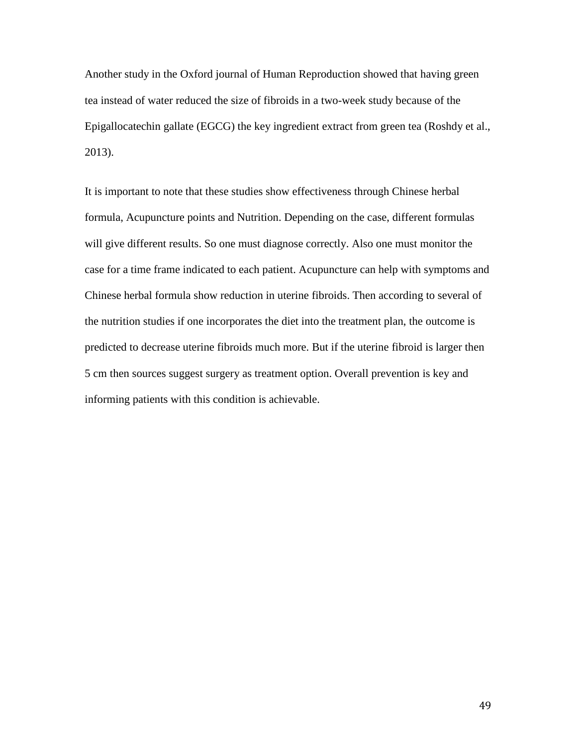Another study in the Oxford journal of Human Reproduction showed that having green tea instead of water reduced the size of fibroids in a two-week study because of the Epigallocatechin gallate (EGCG) the key ingredient extract from green tea (Roshdy et al., 2013).

It is important to note that these studies show effectiveness through Chinese herbal formula, Acupuncture points and Nutrition. Depending on the case, different formulas will give different results. So one must diagnose correctly. Also one must monitor the case for a time frame indicated to each patient. Acupuncture can help with symptoms and Chinese herbal formula show reduction in uterine fibroids. Then according to several of the nutrition studies if one incorporates the diet into the treatment plan, the outcome is predicted to decrease uterine fibroids much more. But if the uterine fibroid is larger then 5 cm then sources suggest surgery as treatment option. Overall prevention is key and informing patients with this condition is achievable.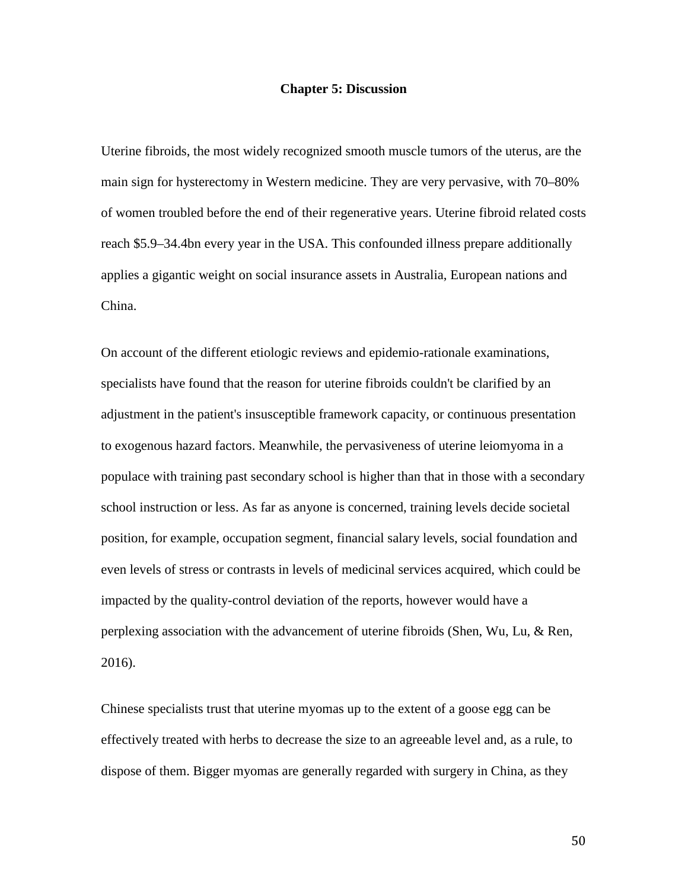# Chapter 5: Discussion

Uterine fibroids, the most widely recognized smooth muscle tumors of the uterus, are the main sign for hysterectomy in Western medicine. They are very pervasive, with 70–80% of women troubled before the end of their regenerative years. Uterine fibroid related costs reach $5.9–34.4bn every year in the USA. This confounded illness prepare additionally applies a gigantic weight on social insurance assets in Australia, European nations and China.

On account of the different etiologic reviews and epidemio-rationale examinations, specialists have found that the reason for uterine fibroids couldn't be clarified by an adjustment in the patient's insusceptible framework capacity, or continuous presentation to exogenous hazard factors. Meanwhile, the pervasiveness of uterine leiomyoma in a populace with training past secondary school is higher than that in those with a secondary school instruction or less. As far as anyone is concerned, training levels decide societal position, for example, occupation segment, financial salary levels, social foundation and even levels of stress or contrasts in levels of medicinal services acquired, which could be impacted by the quality-control deviation of the reports, however would have a perplexing association with the advancement of uterine fibroids (Shen, Wu, Lu, & Ren, 2016).

Chinese specialists trust that uterine myomas up to the extent of a goose egg can be effectively treated with herbs to decrease the size to an agreeable level and, as a rule, to dispose of them. Bigger myomas are generally regarded with surgery in China, as they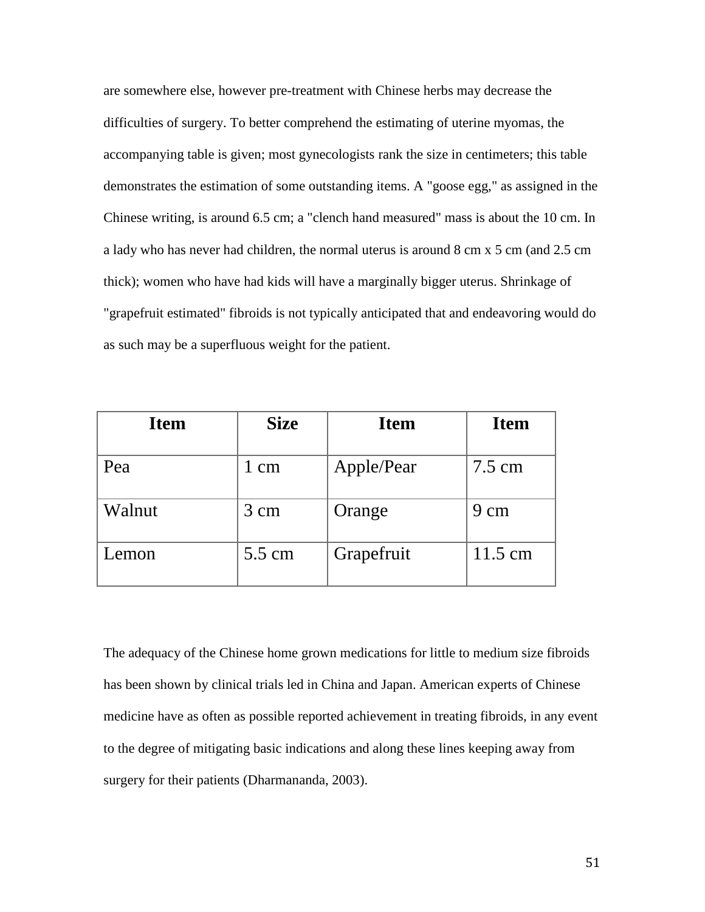are somewhere else, however pre-treatment with Chinese herbs may decrease the difficulties of surgery. To better comprehend the estimating of uterine myomas, the accompanying table is given; most gynecologists rank the size in centimeters; this table demonstrates the estimation of some outstanding items. A "goose egg," as assigned in the Chinese writing, is around 6.5 cm; a "clench hand measured" mass is about the 10 cm. In a lady who has never had children, the normal uterus is around 8 cm x 5 cm (and 2.5 cm thick); women who have had kids will have a marginally bigger uterus. Shrinkage of "grapefruit estimated" fibroids is not typically anticipated that and endeavoring would do as such may be a superfluous weight for the patient.

| Item | Size | Item | Item |
|---|---|---|---|
| Pea | 1 cm | Apple/Pear | 7.5 cm |
| Walnut | 3 cm | Orange | 9 cm |
| Lemon | 5.5 cm | Grapefruit | 11.5 cm |

The adequacy of the Chinese home grown medications for little to medium size fibroids has been shown by clinical trials led in China and Japan. American experts of Chinese medicine have as often as possible reported achievement in treating fibroids, in any event to the degree of mitigating basic indications and along these lines keeping away from surgery for their patients (Dharmananda, 2003).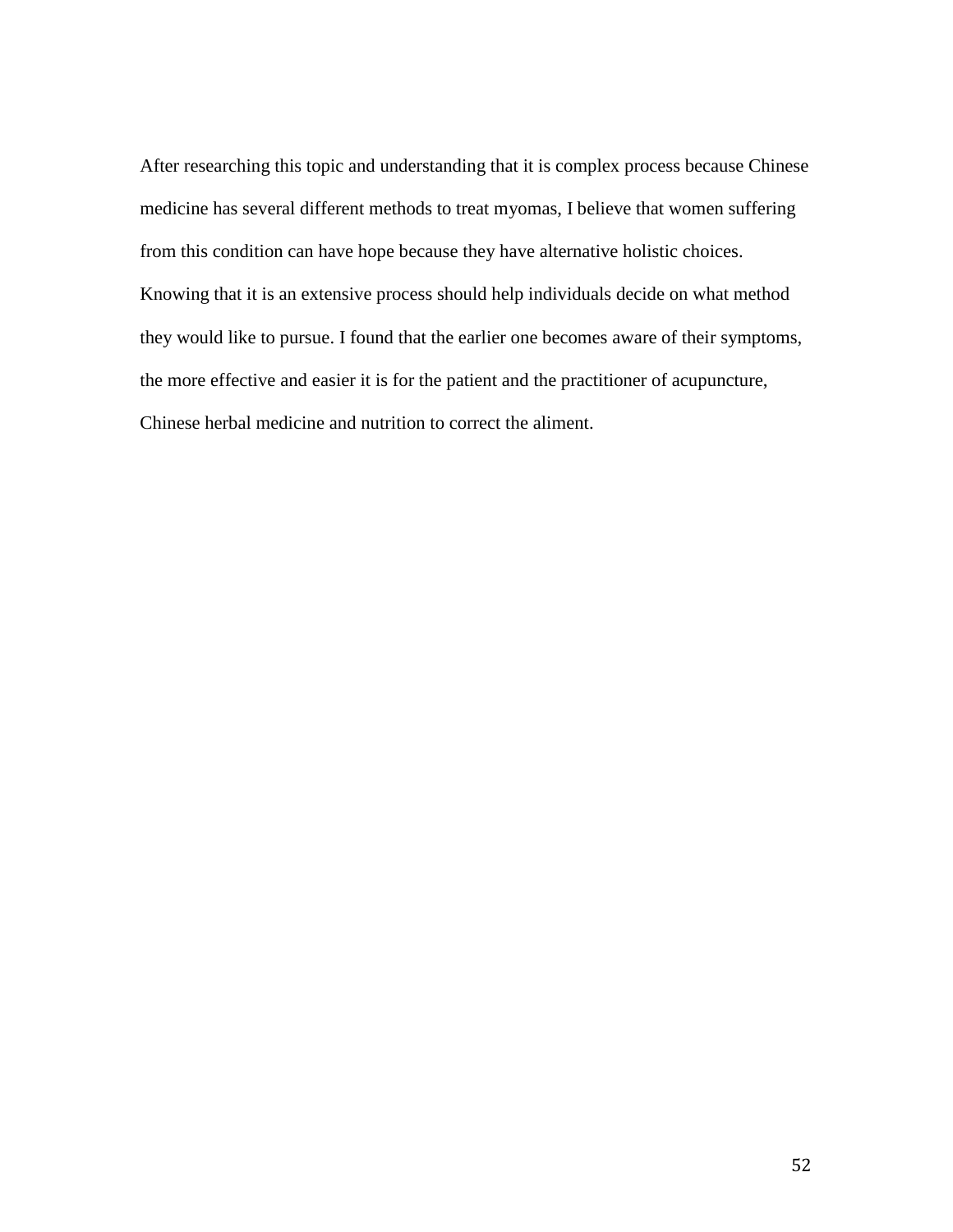After researching this topic and understanding that it is complex process because Chinese medicine has several different methods to treat myomas, I believe that women suffering from this condition can have hope because they have alternative holistic choices. Knowing that it is an extensive process should help individuals decide on what method they would like to pursue. I found that the earlier one becomes aware of their symptoms, the more effective and easier it is for the patient and the practitioner of acupuncture, Chinese herbal medicine and nutrition to correct the aliment.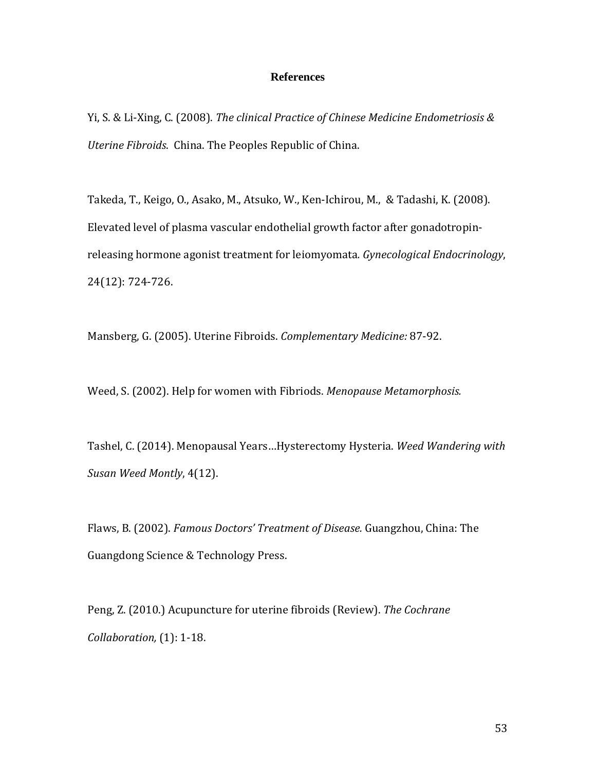# References

Yi, S. & Li-Xing, C. (2008). *The clinical Practice of Chinese Medicine Endometriosis & Uterine Fibroids*. China. The Peoples Republic of China.

Takeda, T., Keigo, O., Asako, M., Atsuko, W., Ken-Ichirou, M., & Tadashi, K. (2008). Elevated level of plasma vascular endothelial growth factor after gonadotropin-releasing hormone agonist treatment for leiomyomata. *Gynecological Endocrinology*, 24(12): 724-726.

Mansberg, G. (2005). Uterine Fibroids. *Complementary Medicine:* 87-92.

Weed, S. (2002). Help for women with Fibriods. *Menopause Metamorphosis.*

Tashel, C. (2014). Menopausal Years…Hysterectomy Hysteria. *Weed Wandering with Susan Weed Montly*, 4(12).

Flaws, B. (2002). *Famous Doctors' Treatment of Disease.* Guangzhou, China: The Guangdong Science & Technology Press.

Peng, Z. (2010.) Acupuncture for uterine fibroids (Review). *The Cochrane Collaboration,* (1): 1-18.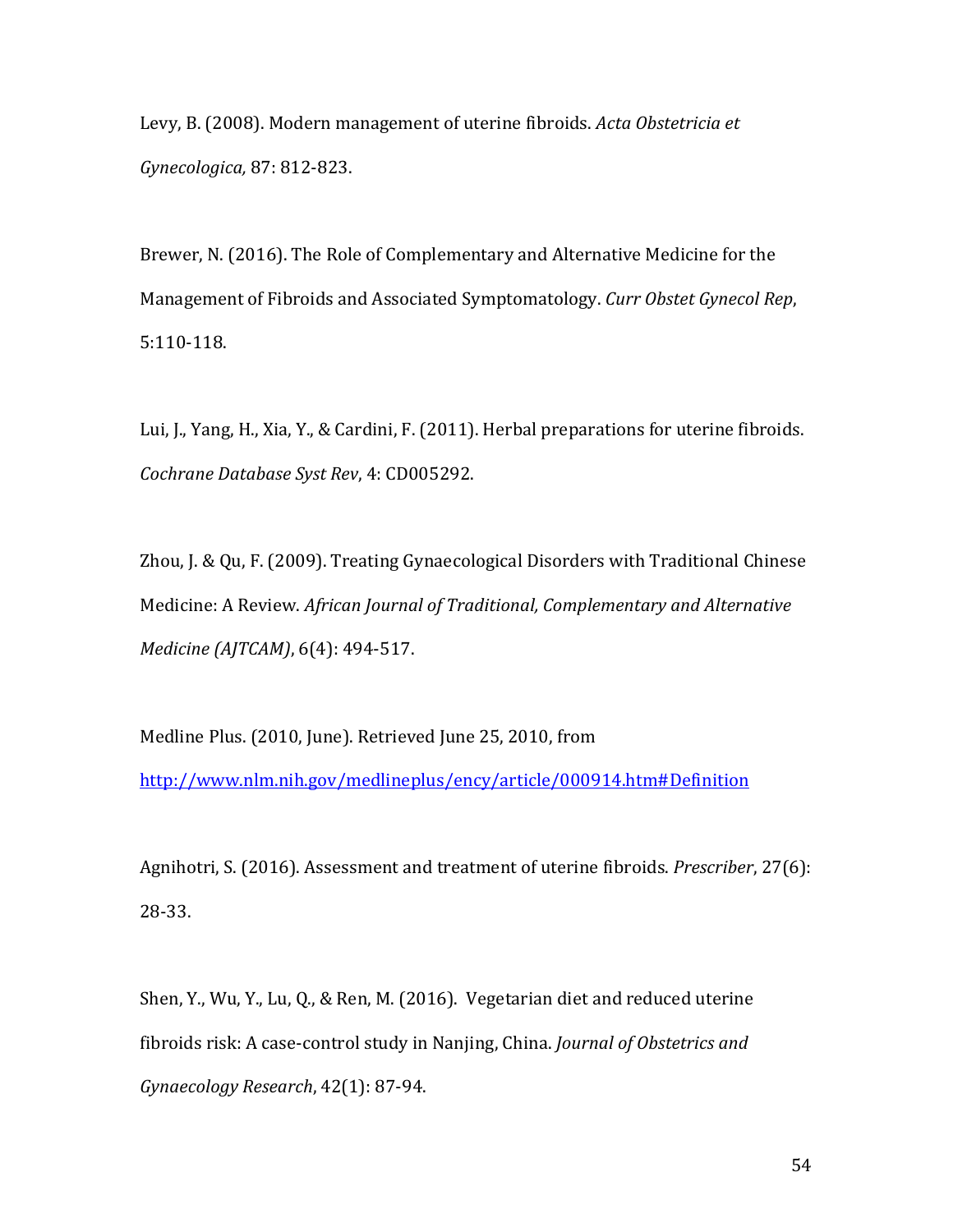Levy, B. (2008). Modern management of uterine fibroids. *Acta Obstetricia et Gynecologica,* 87: 812-823.

Brewer, N. (2016). The Role of Complementary and Alternative Medicine for the Management of Fibroids and Associated Symptomatology. *Curr Obstet Gynecol Rep*, 5:110-118.

Lui, J., Yang, H., Xia, Y., & Cardini, F. (2011). Herbal preparations for uterine fibroids. *Cochrane Database Syst Rev*, 4: CD005292.

Zhou, J. & Qu, F. (2009). Treating Gynaecological Disorders with Traditional Chinese Medicine: A Review. *African Journal of Traditional, Complementary and Alternative Medicine (AJTCAM)*, 6(4): 494-517.

Medline Plus. (2010, June). Retrieved June 25, 2010, from [http://www.nlm.nih.gov/medlineplus/ency/article/000914.htm#Definition](http://www.nlm.nih.gov/medlineplus/ency/article/000914.htm#Definition)

Agnihotri, S. (2016). Assessment and treatment of uterine fibroids. *Prescriber*, 27(6): 28-33.

Shen, Y., Wu, Y., Lu, Q., & Ren, M. (2016). Vegetarian diet and reduced uterine fibroids risk: A case-control study in Nanjing, China. *Journal of Obstetrics and Gynaecology Research*, 42(1): 87-94.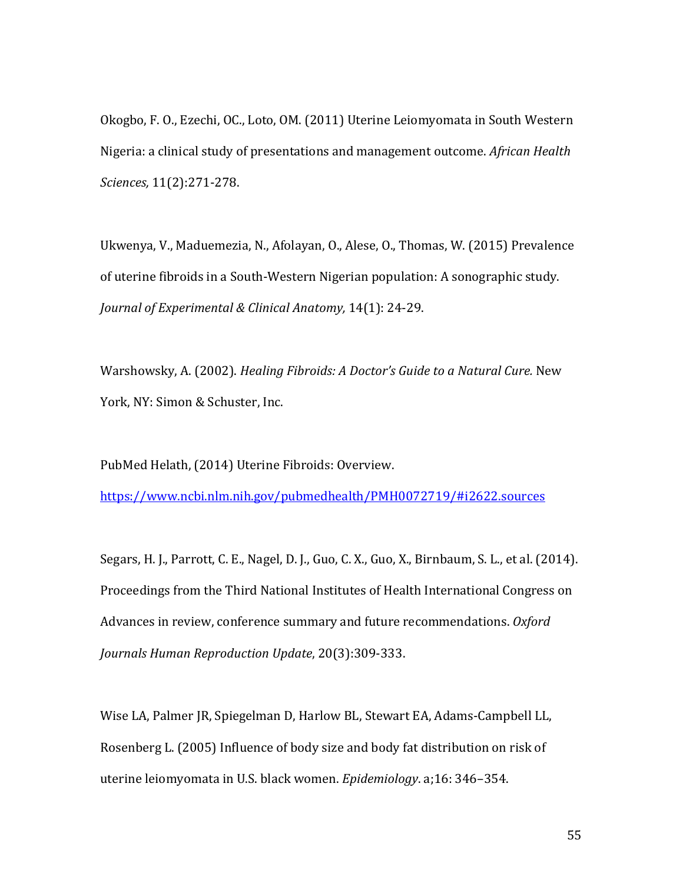Okogbo, F. O., Ezechi, OC., Loto, OM. (2011) Uterine Leiomyomata in South Western Nigeria: a clinical study of presentations and management outcome. *African Health Sciences,* 11(2):271-278.

Ukwenya, V., Maduemezia, N., Afolayan, O., Alese, O., Thomas, W. (2015) Prevalence of uterine fibroids in a South-Western Nigerian population: A sonographic study. *Journal of Experimental & Clinical Anatomy,* 14(1): 24-29.

Warshowsky, A. (2002). *Healing Fibroids: A Doctor's Guide to a Natural Cure.* New York, NY: Simon & Schuster, Inc.

PubMed Helath, (2014) Uterine Fibroids: Overview. https://www.ncbi.nlm.nih.gov/pubmedhealth/PMH0072719/#i2622.sources

Segars, H. J., Parrott, C. E., Nagel, D. J., Guo, C. X., Guo, X., Birnbaum, S. L., et al. (2014). Proceedings from the Third National Institutes of Health International Congress on Advances in review, conference summary and future recommendations. *Oxford Journals Human Reproduction Update*, 20(3):309-333.

Wise LA, Palmer JR, Spiegelman D, Harlow BL, Stewart EA, Adams-Campbell LL, Rosenberg L. (2005) Influence of body size and body fat distribution on risk of uterine leiomyomata in U.S. black women. *Epidemiology*. a;16: 346–354.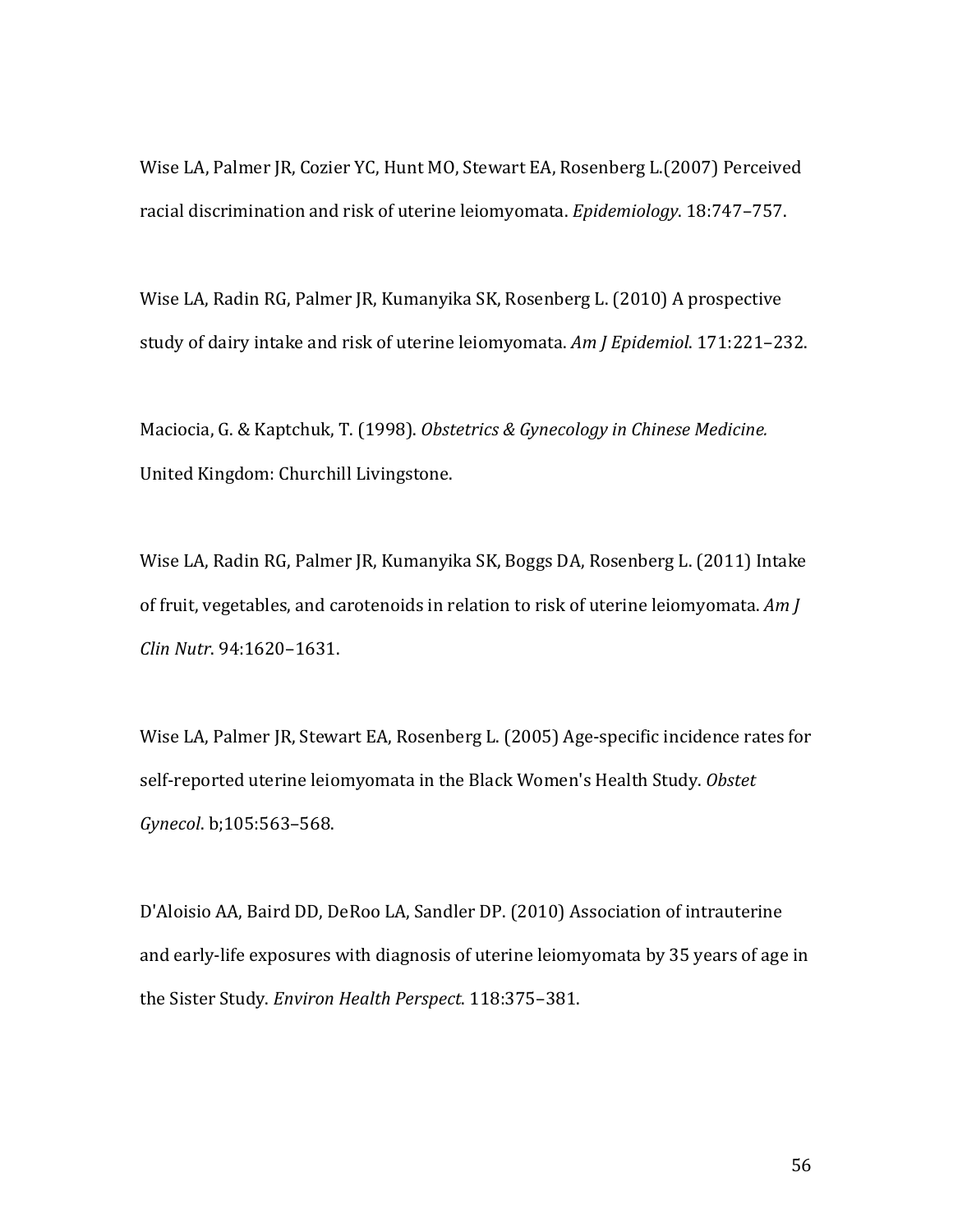Wise LA, Palmer JR, Cozier YC, Hunt MO, Stewart EA, Rosenberg L.(2007) Perceived racial discrimination and risk of uterine leiomyomata. *Epidemiology*. 18:747–757.

Wise LA, Radin RG, Palmer JR, Kumanyika SK, Rosenberg L. (2010) A prospective study of dairy intake and risk of uterine leiomyomata. *Am J Epidemiol*. 171:221–232.

Maciocia, G. & Kaptchuk, T. (1998). *Obstetrics & Gynecology in Chinese Medicine.* United Kingdom: Churchill Livingstone.

Wise LA, Radin RG, Palmer JR, Kumanyika SK, Boggs DA, Rosenberg L. (2011) Intake of fruit, vegetables, and carotenoids in relation to risk of uterine leiomyomata. *Am J Clin Nutr*. 94:1620–1631.

Wise LA, Palmer JR, Stewart EA, Rosenberg L. (2005) Age-specific incidence rates for self-reported uterine leiomyomata in the Black Women's Health Study. *Obstet Gynecol*. b;105:563–568.

D'Aloisio AA, Baird DD, DeRoo LA, Sandler DP. (2010) Association of intrauterine and early-life exposures with diagnosis of uterine leiomyomata by 35 years of age in the Sister Study. *Environ Health Perspect*. 118:375–381.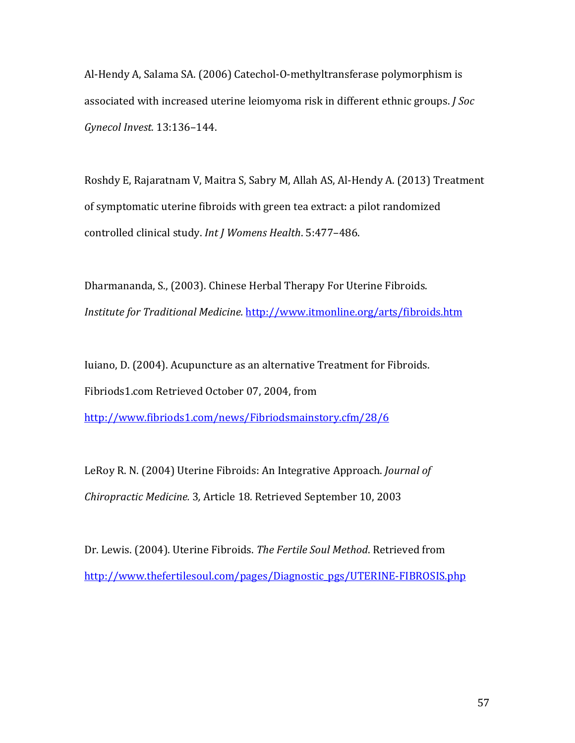Al-Hendy A, Salama SA. (2006) Catechol-O-methyltransferase polymorphism is associated with increased uterine leiomyoma risk in different ethnic groups. *J Soc Gynecol Invest.* 13:136–144.

Roshdy E, Rajaratnam V, Maitra S, Sabry M, Allah AS, Al-Hendy A. (2013) Treatment of symptomatic uterine fibroids with green tea extract: a pilot randomized controlled clinical study. *Int J Womens Health*. 5:477–486.

Dharmananda, S., (2003). Chinese Herbal Therapy For Uterine Fibroids. *Institute for Traditional Medicine.* http://www.itmonline.org/arts/fibroids.htm

Iuiano, D. (2004). Acupuncture as an alternative Treatment for Fibroids. Fibriods1.com Retrieved October 07, 2004, from http://www.fibriods1.com/news/Fibriodsmainstory.cfm/28/6

LeRoy R. N. (2004) Uterine Fibroids: An Integrative Approach. *Journal of Chiropractic Medicine.* 3, Article 18. Retrieved September 10, 2003

Dr. Lewis. (2004). Uterine Fibroids. *The Fertile Soul Method*. Retrieved from http://www.thefertilesoul.com/pages/Diagnostic_pgs/UTERINE-FIBROSIS.php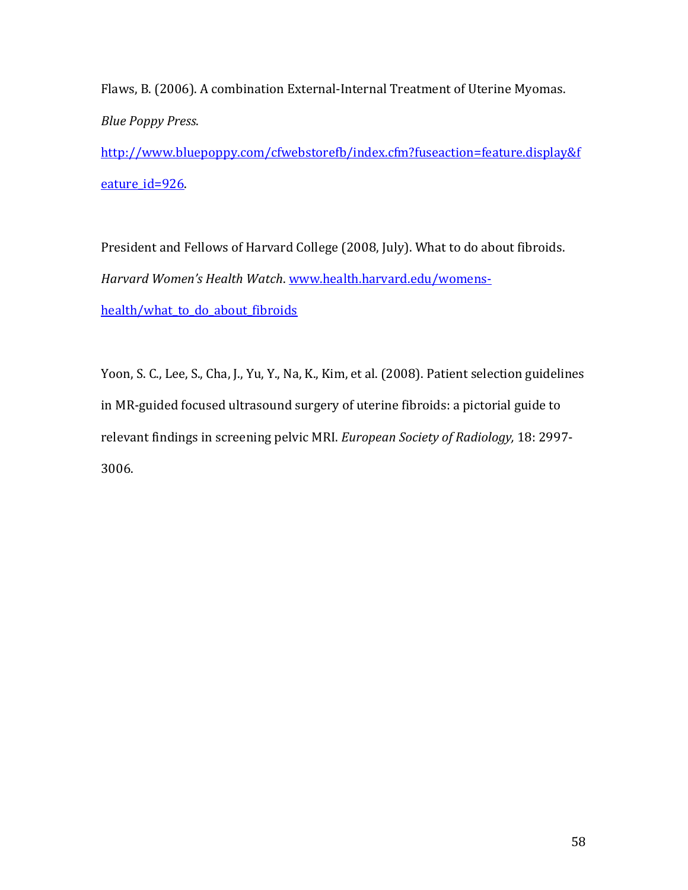Flaws, B. (2006). A combination External-Internal Treatment of Uterine Myomas. *Blue Poppy Press*. http://www.bluepoppy.com/cfwebstorefb/index.cfm?fuseaction=feature.display&feature_id=926.

President and Fellows of Harvard College (2008, July). What to do about fibroids. *Harvard Women's Health Watch*. www.health.harvard.edu/womens-health/what_to_do_about_fibroids

Yoon, S. C., Lee, S., Cha, J., Yu, Y., Na, K., Kim, et al. (2008). Patient selection guidelines in MR-guided focused ultrasound surgery of uterine fibroids: a pictorial guide to relevant findings in screening pelvic MRI. *European Society of Radiology,* 18: 2997-3006.